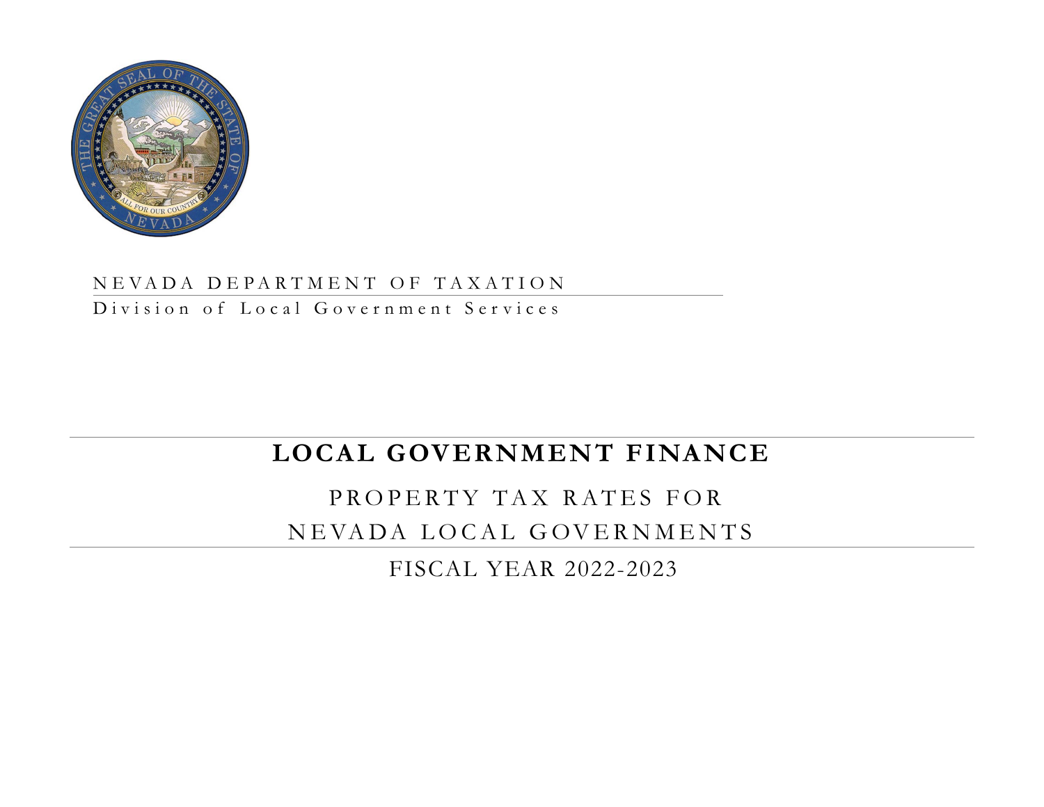NEVADA DEPARTMENT OF TAXATION

Division of Local Government Services

# LOCAL GOVERNMENT FINANCE

## PROPERTY TAX RATES FOR NEVADA LOCAL GOVERNMENTS

## FISCAL YEAR 2022-2023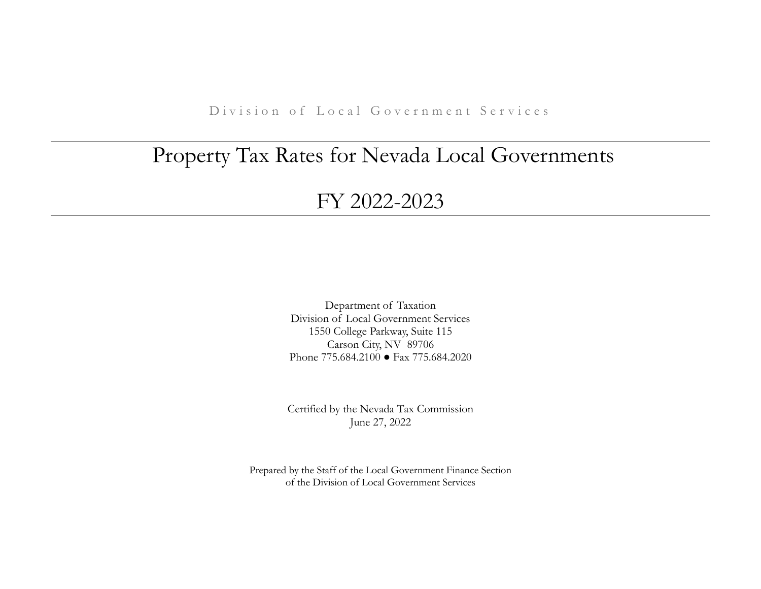Division of Local Government Services

# Property Tax Rates for Nevada Local Governments

# FY 2022-2023

Department of Taxation
Division of Local Government Services
1550 College Parkway, Suite 115
Carson City, NV 89706
Phone 775.684.2100 ● Fax 775.684.2020

Certified by the Nevada Tax Commission
June 27, 2022

Prepared by the Staff of the Local Government Finance Section
of the Division of Local Government Services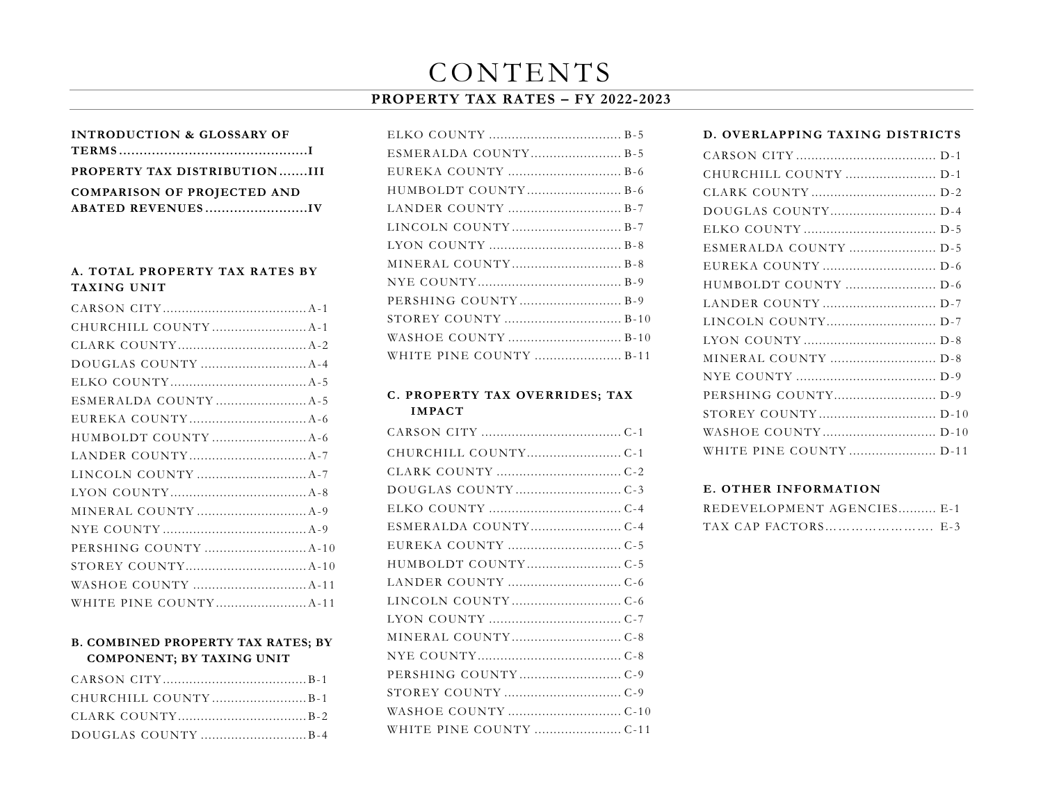# CONTENTS

## PROPERTY TAX RATES – FY 2022-2023

**INTRODUCTION & GLOSSARY OF TERMS .............................................I**

**PROPERTY TAX DISTRIBUTION .......III**

**COMPARISON OF PROJECTED AND ABATED REVENUES .........................IV**

### A. TOTAL PROPERTY TAX RATES BY TAXING UNIT

CARSON CITY ...................................... A-1
CHURCHILL COUNTY ......................... A-1
CLARK COUNTY .................................. A-2
DOUGLAS COUNTY ............................ A-4
ELKO COUNTY .................................... A-5
ESMERALDA COUNTY ........................ A-5
EUREKA COUNTY ............................... A-6
HUMBOLDT COUNTY ......................... A-6
LANDER COUNTY ............................... A-7
LINCOLN COUNTY ............................. A-7
LYON COUNTY .................................... A-8
MINERAL COUNTY ............................. A-9
NYE COUNTY ...................................... A-9
PERSHING COUNTY ........................... A-10
STOREY COUNTY ................................ A-10
WASHOE COUNTY .............................. A-11
WHITE PINE COUNTY ........................ A-11

### B. COMBINED PROPERTY TAX RATES; BY COMPONENT; BY TAXING UNIT

CARSON CITY ...................................... B-1
CHURCHILL COUNTY ......................... B-1
CLARK COUNTY .................................. B-2
DOUGLAS COUNTY ............................ B-4
ELKO COUNTY .................................... B-5
ESMERALDA COUNTY ........................ B-5
EUREKA COUNTY ............................... B-6
HUMBOLDT COUNTY ......................... B-6
LANDER COUNTY ............................... B-7
LINCOLN COUNTY ............................. B-7
LYON COUNTY .................................... B-8
MINERAL COUNTY ............................. B-8
NYE COUNTY ...................................... B-9
PERSHING COUNTY ........................... B-9
STOREY COUNTY ................................ B-10
WASHOE COUNTY .............................. B-10
WHITE PINE COUNTY ........................ B-11

### C. PROPERTY TAX OVERRIDES; TAX IMPACT

CARSON CITY ...................................... C-1
CHURCHILL COUNTY ......................... C-1
CLARK COUNTY .................................. C-2
DOUGLAS COUNTY ............................ C-3
ELKO COUNTY .................................... C-4
ESMERALDA COUNTY ........................ C-4
EUREKA COUNTY ............................... C-5
HUMBOLDT COUNTY ......................... C-5
LANDER COUNTY ............................... C-6
LINCOLN COUNTY ............................. C-6
LYON COUNTY .................................... C-7
MINERAL COUNTY ............................. C-8
NYE COUNTY ...................................... C-8
PERSHING COUNTY ........................... C-9
STOREY COUNTY ................................ C-9
WASHOE COUNTY .............................. C-10
WHITE PINE COUNTY ........................ C-11

### D. OVERLAPPING TAXING DISTRICTS

CARSON CITY ...................................... D-1
CHURCHILL COUNTY ......................... D-1
CLARK COUNTY .................................. D-2
DOUGLAS COUNTY ............................ D-4
ELKO COUNTY .................................... D-5
ESMERALDA COUNTY ........................ D-5
EUREKA COUNTY ............................... D-6
HUMBOLDT COUNTY ......................... D-6
LANDER COUNTY ............................... D-7
LINCOLN COUNTY ............................. D-7
LYON COUNTY .................................... D-8
MINERAL COUNTY ............................. D-8
NYE COUNTY ...................................... D-9
PERSHING COUNTY ........................... D-9
STOREY COUNTY ................................ D-10
WASHOE COUNTY .............................. D-10
WHITE PINE COUNTY ........................ D-11

### E. OTHER INFORMATION

REDEVELOPMENT AGENCIES.......... E-1
TAX CAP FACTORS…………………… E-3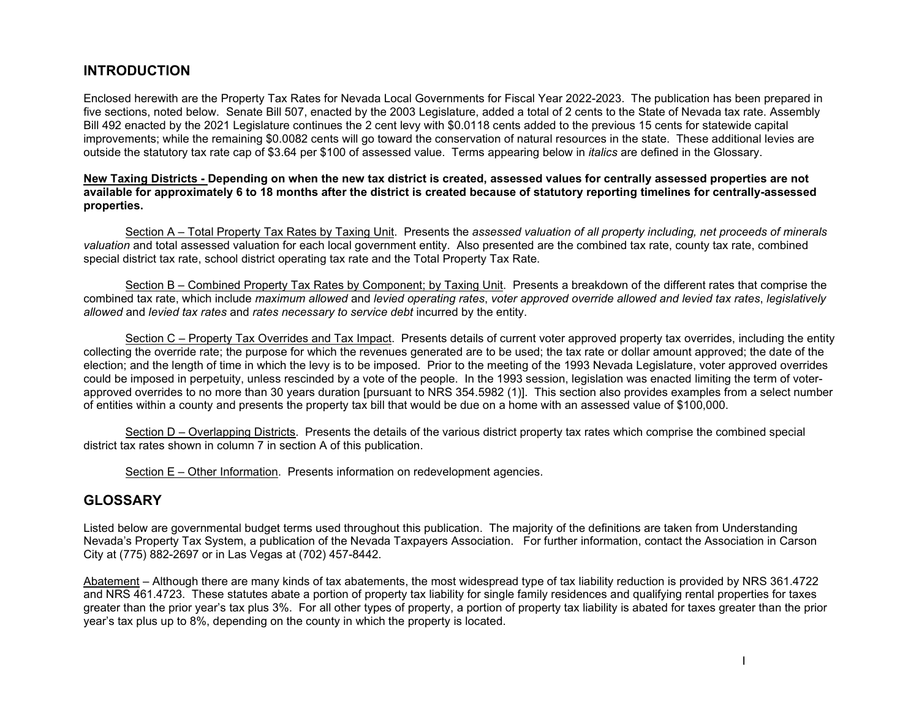## INTRODUCTION

Enclosed herewith are the Property Tax Rates for Nevada Local Governments for Fiscal Year 2022-2023. The publication has been prepared in five sections, noted below. Senate Bill 507, enacted by the 2003 Legislature, added a total of 2 cents to the State of Nevada tax rate. Assembly Bill 492 enacted by the 2021 Legislature continues the 2 cent levy with $0.0118 cents added to the previous 15 cents for statewide capital improvements; while the remaining $0.0082 cents will go toward the conservation of natural resources in the state. These additional levies are outside the statutory tax rate cap of $3.64 per $100 of assessed value. Terms appearing below in *italics* are defined in the Glossary.

<u>**New Taxing Districts -**</u> **Depending on when the new tax district is created, assessed values for centrally assessed properties are not available for approximately 6 to 18 months after the district is created because of statutory reporting timelines for centrally-assessed properties.**

<u>Section A – Total Property Tax Rates by Taxing Unit</u>. Presents the *assessed valuation of all property including, net proceeds of minerals valuation* and total assessed valuation for each local government entity. Also presented are the combined tax rate, county tax rate, combined special district tax rate, school district operating tax rate and the Total Property Tax Rate.

<u>Section B – Combined Property Tax Rates by Component; by Taxing Unit</u>. Presents a breakdown of the different rates that comprise the combined tax rate, which include *maximum allowed* and *levied operating rates*, *voter approved override allowed and levied tax rates*, *legislatively allowed* and *levied tax rates* and *rates necessary to service debt* incurred by the entity.

<u>Section C – Property Tax Overrides and Tax Impact</u>. Presents details of current voter approved property tax overrides, including the entity collecting the override rate; the purpose for which the revenues generated are to be used; the tax rate or dollar amount approved; the date of the election; and the length of time in which the levy is to be imposed. Prior to the meeting of the 1993 Nevada Legislature, voter approved overrides could be imposed in perpetuity, unless rescinded by a vote of the people. In the 1993 session, legislation was enacted limiting the term of voter-approved overrides to no more than 30 years duration [pursuant to NRS 354.5982 (1)]. This section also provides examples from a select number of entities within a county and presents the property tax bill that would be due on a home with an assessed value of $100,000.

<u>Section D – Overlapping Districts</u>. Presents the details of the various district property tax rates which comprise the combined special district tax rates shown in column 7 in section A of this publication.

<u>Section E – Other Information</u>. Presents information on redevelopment agencies.

## GLOSSARY

Listed below are governmental budget terms used throughout this publication. The majority of the definitions are taken from Understanding Nevada's Property Tax System, a publication of the Nevada Taxpayers Association. For further information, contact the Association in Carson City at (775) 882-2697 or in Las Vegas at (702) 457-8442.

<u>Abatement</u> – Although there are many kinds of tax abatements, the most widespread type of tax liability reduction is provided by NRS 361.4722 and NRS 461.4723. These statutes abate a portion of property tax liability for single family residences and qualifying rental properties for taxes greater than the prior year's tax plus 3%. For all other types of property, a portion of property tax liability is abated for taxes greater than the prior year's tax plus up to 8%, depending on the county in which the property is located.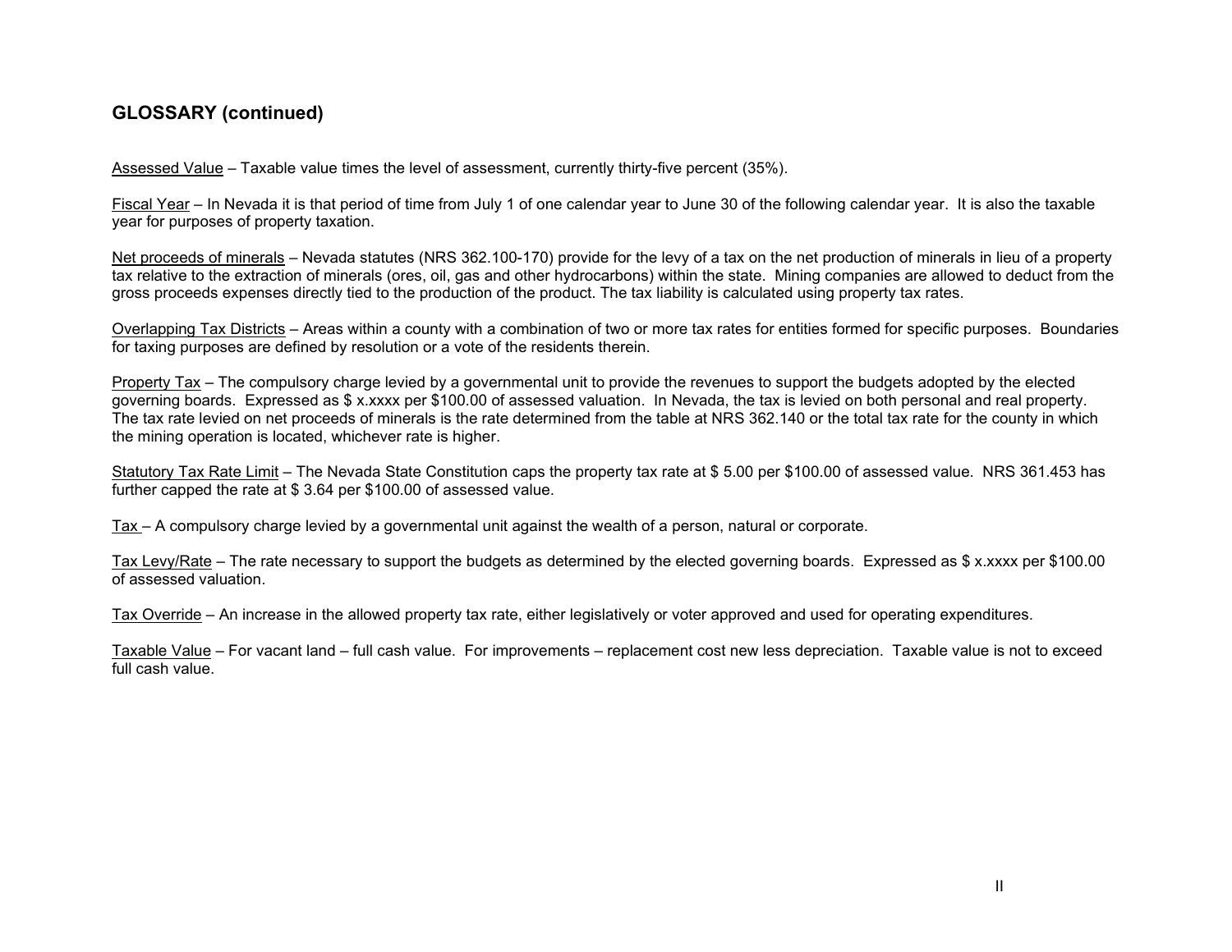## GLOSSARY (continued)

Assessed Value – Taxable value times the level of assessment, currently thirty-five percent (35%).

Fiscal Year – In Nevada it is that period of time from July 1 of one calendar year to June 30 of the following calendar year. It is also the taxable year for purposes of property taxation.

Net proceeds of minerals – Nevada statutes (NRS 362.100-170) provide for the levy of a tax on the net production of minerals in lieu of a property tax relative to the extraction of minerals (ores, oil, gas and other hydrocarbons) within the state. Mining companies are allowed to deduct from the gross proceeds expenses directly tied to the production of the product. The tax liability is calculated using property tax rates.

Overlapping Tax Districts – Areas within a county with a combination of two or more tax rates for entities formed for specific purposes. Boundaries for taxing purposes are defined by resolution or a vote of the residents therein.

Property Tax – The compulsory charge levied by a governmental unit to provide the revenues to support the budgets adopted by the elected governing boards. Expressed as $ x.xxxx per $100.00 of assessed valuation. In Nevada, the tax is levied on both personal and real property. The tax rate levied on net proceeds of minerals is the rate determined from the table at NRS 362.140 or the total tax rate for the county in which the mining operation is located, whichever rate is higher.

Statutory Tax Rate Limit – The Nevada State Constitution caps the property tax rate at $ 5.00 per $100.00 of assessed value. NRS 361.453 has further capped the rate at $ 3.64 per $100.00 of assessed value.

Tax – A compulsory charge levied by a governmental unit against the wealth of a person, natural or corporate.

Tax Levy/Rate – The rate necessary to support the budgets as determined by the elected governing boards. Expressed as $ x.xxxx per $100.00 of assessed valuation.

Tax Override – An increase in the allowed property tax rate, either legislatively or voter approved and used for operating expenditures.

Taxable Value – For vacant land – full cash value. For improvements – replacement cost new less depreciation. Taxable value is not to exceed full cash value.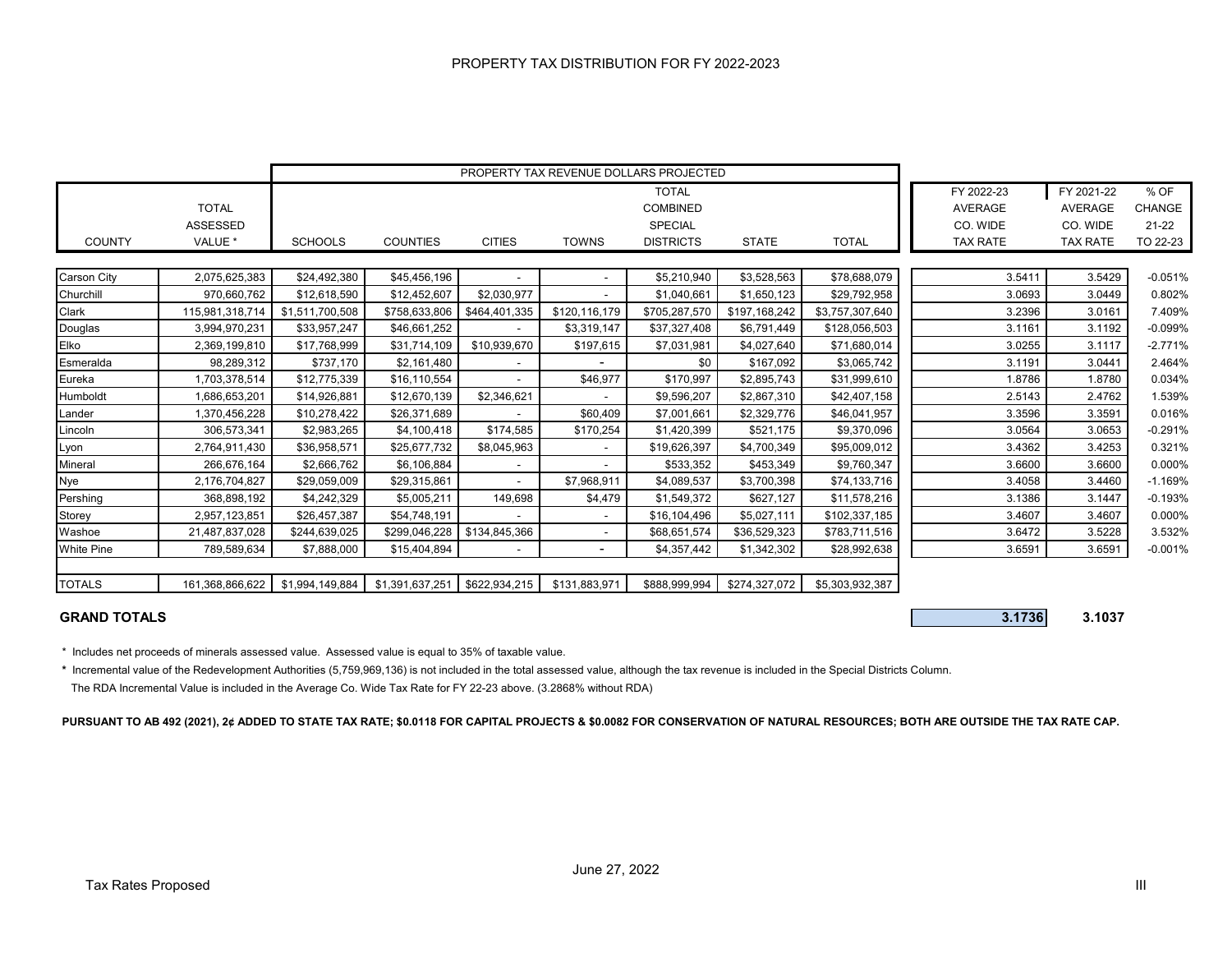# PROPERTY TAX DISTRIBUTION FOR FY 2022-2023

| COUNTY | TOTAL ASSESSED VALUE * | PROPERTY TAX REVENUE DOLLARS PROJECTED | | | | | | | FY 2022-23 AVERAGE CO. WIDE TAX RATE | FY 2021-22 AVERAGE CO. WIDE TAX RATE | % OF CHANGE 21-22 TO 22-23 |
|---|---|---|---|---|---|---|---|---|---|---|---|
| | | SCHOOLS | COUNTIES | CITIES | TOWNS | TOTAL COMBINED SPECIAL DISTRICTS | STATE | TOTAL | | | |
| Carson City | 2,075,625,383 | $24,492,380 | $45,456,196 | - | - | $5,210,940 | $3,528,563 | $78,688,079 | 3.5411 | 3.5429 | -0.051% |
| Churchill | 970,660,762 | $12,618,590 | $12,452,607 | $2,030,977 | - | $1,040,661 | $1,650,123 | $29,792,958 | 3.0693 | 3.0449 | 0.802% |
| Clark | 115,981,318,714 | $1,511,700,508 | $758,633,806 | $464,401,335 | $120,116,179 | $705,287,570 | $197,168,242 | $3,757,307,640 | 3.2396 | 3.0161 | 7.409% |
| Douglas | 3,994,970,231 | $33,957,247 | $46,661,252 | - | $3,319,147 | $37,327,408 | $6,791,449 | $128,056,503 | 3.1161 | 3.1192 | -0.099% |
| Elko | 2,369,199,810 | $17,768,999 | $31,714,109 | $10,939,670 | $197,615 | $7,031,981 | $4,027,640 | $71,680,014 | 3.0255 | 3.1117 | -2.771% |
| Esmeralda | 98,289,312 | $737,170 | $2,161,480 | - | - | $0 | $167,092 | $3,065,742 | 3.1191 | 3.0441 | 2.464% |
| Eureka | 1,703,378,514 | $12,775,339 | $16,110,554 | - | $46,977 | $170,997 | $2,895,743 | $31,999,610 | 1.8786 | 1.8780 | 0.034% |
| Humboldt | 1,686,653,201 | $14,926,881 | $12,670,139 | $2,346,621 | - | $9,596,207 | $2,867,310 | $42,407,158 | 2.5143 | 2.4762 | 1.539% |
| Lander | 1,370,456,228 | $10,278,422 | $26,371,689 | - | $60,409 | $7,001,661 | $2,329,776 | $46,041,957 | 3.3596 | 3.3591 | 0.016% |
| Lincoln | 306,573,341 | $2,983,265 | $4,100,418 | $174,585 | $170,254 | $1,420,399 | $521,175 | $9,370,096 | 3.0564 | 3.0653 | -0.291% |
| Lyon | 2,764,911,430 | $36,958,571 | $25,677,732 | $8,045,963 | - | $19,626,397 | $4,700,349 | $95,009,012 | 3.4362 | 3.4253 | 0.321% |
| Mineral | 266,676,164 | $2,666,762 | $6,106,884 | - | - | $533,352 | $453,349 | $9,760,347 | 3.6600 | 3.6600 | 0.000% |
| Nye | 2,176,704,827 | $29,059,009 | $29,315,861 | - | $7,968,911 | $4,089,537 | $3,700,398 | $74,133,716 | 3.4058 | 3.4460 | -1.169% |
| Pershing | 368,898,192 | $4,242,329 | $5,005,211 | 149,698 | $4,479 | $1,549,372 | $627,127 | $11,578,216 | 3.1386 | 3.1447 | -0.193% |
| Storey | 2,957,123,851 | $26,457,387 | $54,748,191 | - | - | $16,104,496 | $5,027,111 | $102,337,185 | 3.4607 | 3.4607 | 0.000% |
| Washoe | 21,487,837,028 | $244,639,025 | $299,046,228 | $134,845,366 | - | $68,651,574 | $36,529,323 | $783,711,516 | 3.6472 | 3.5228 | 3.532% |
| White Pine | 789,589,634 | $7,888,000 | $15,404,894 | - | - | $4,357,442 | $1,342,302 | $28,992,638 | 3.6591 | 3.6591 | -0.001% |
| TOTALS | 161,368,866,622 | $1,994,149,884 | $1,391,637,251 | $622,934,215 | $131,883,971 | $888,999,994 | $274,327,072 | $5,303,932,387 | | | |
| **GRAND TOTALS** | | | | | | | | | **3.1736** | **3.1037** | |

\* Includes net proceeds of minerals assessed value. Assessed value is equal to 35% of taxable value.

\* Incremental value of the Redevelopment Authorities (5,759,969,136) is not included in the total assessed value, although the tax revenue is included in the Special Districts Column. The RDA Incremental Value is included in the Average Co. Wide Tax Rate for FY 22-23 above. (3.2868% without RDA)

**PURSUANT TO AB 492 (2021), 2¢ ADDED TO STATE TAX RATE; $0.0118 FOR CAPITAL PROJECTS & $0.0082 FOR CONSERVATION OF NATURAL RESOURCES; BOTH ARE OUTSIDE THE TAX RATE CAP.**

June 27, 2022

Tax Rates Proposed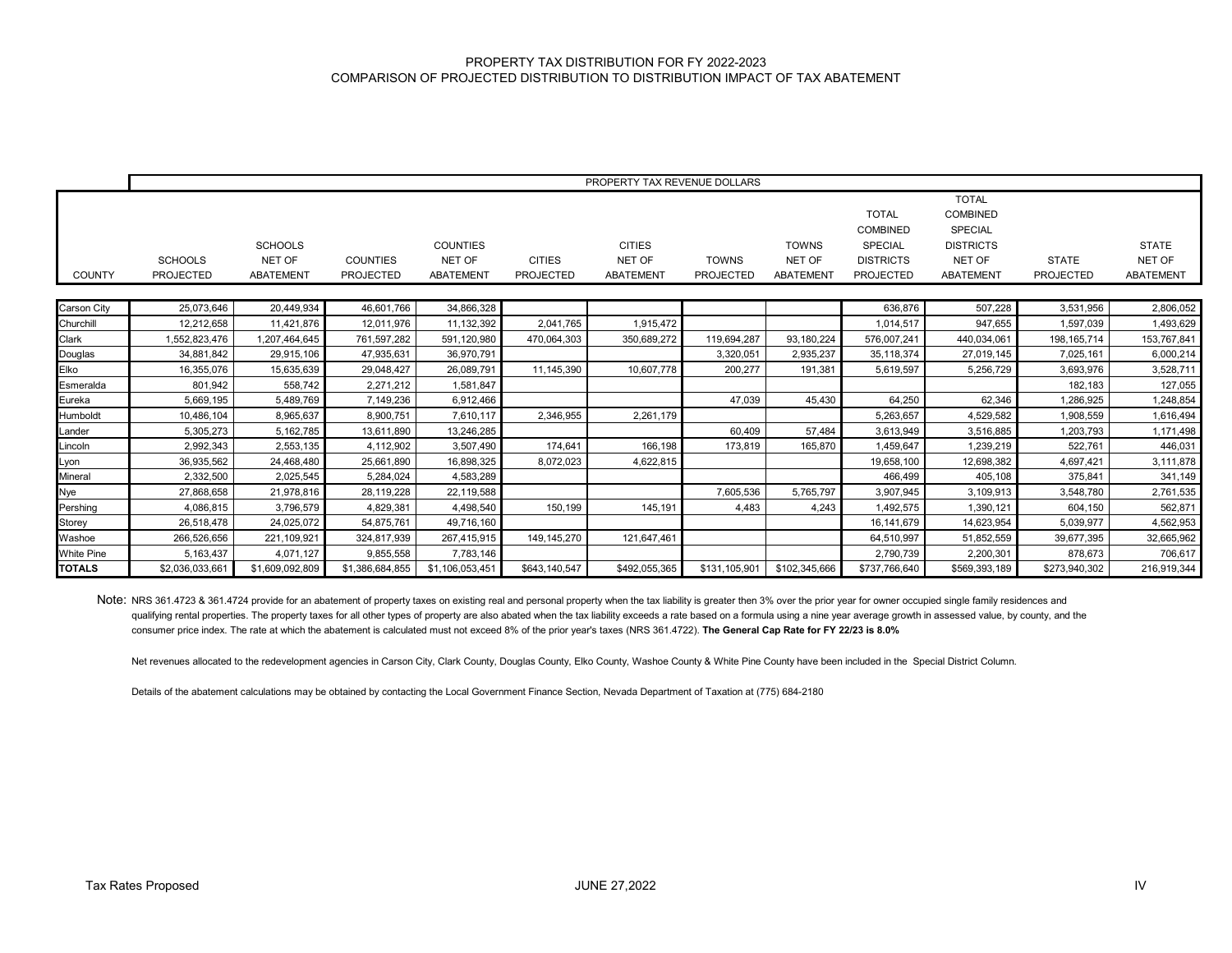# PROPERTY TAX DISTRIBUTION FOR FY 2022-2023
## COMPARISON OF PROJECTED DISTRIBUTION TO DISTRIBUTION IMPACT OF TAX ABATEMENT

| | PROPERTY TAX REVENUE DOLLARS | | | | | | | | | | | |
|---|---|---|---|---|---|---|---|---|---|---|---|---|
| COUNTY | SCHOOLS PROJECTED | SCHOOLS NET OF ABATEMENT | COUNTIES PROJECTED | COUNTIES NET OF ABATEMENT | CITIES PROJECTED | CITIES NET OF ABATEMENT | TOWNS PROJECTED | TOWNS NET OF ABATEMENT | TOTAL COMBINED SPECIAL DISTRICTS PROJECTED | TOTAL COMBINED SPECIAL DISTRICTS NET OF ABATEMENT | STATE PROJECTED | STATE NET OF ABATEMENT |
| Carson City | 25,073,646 | 20,449,934 | 46,601,766 | 34,866,328 | | | | | 636,876 | 507,228 | 3,531,956 | 2,806,052 |
| Churchill | 12,212,658 | 11,421,876 | 12,011,976 | 11,132,392 | 2,041,765 | 1,915,472 | | | 1,014,517 | 947,655 | 1,597,039 | 1,493,629 |
| Clark | 1,552,823,476 | 1,207,464,645 | 761,597,282 | 591,120,980 | 470,064,303 | 350,689,272 | 119,694,287 | 93,180,224 | 576,007,241 | 440,034,061 | 198,165,714 | 153,767,841 |
| Douglas | 34,881,842 | 29,915,106 | 47,935,631 | 36,970,791 | | | 3,320,051 | 2,935,237 | 35,118,374 | 27,019,145 | 7,025,161 | 6,000,214 |
| Elko | 16,355,076 | 15,635,639 | 29,048,427 | 26,089,791 | 11,145,390 | 10,607,778 | 200,277 | 191,381 | 5,619,597 | 5,256,729 | 3,693,976 | 3,528,711 |
| Esmeralda | 801,942 | 558,742 | 2,271,212 | 1,581,847 | | | | | | | 182,183 | 127,055 |
| Eureka | 5,669,195 | 5,489,769 | 7,149,236 | 6,912,466 | | | 47,039 | 45,430 | 64,250 | 62,346 | 1,286,925 | 1,248,854 |
| Humboldt | 10,486,104 | 8,965,637 | 8,900,751 | 7,610,117 | 2,346,955 | 2,261,179 | | | 5,263,657 | 4,529,582 | 1,908,559 | 1,616,494 |
| Lander | 5,305,273 | 5,162,785 | 13,611,890 | 13,246,285 | | | 60,409 | 57,484 | 3,613,949 | 3,516,885 | 1,203,793 | 1,171,498 |
| Lincoln | 2,992,343 | 2,553,135 | 4,112,902 | 3,507,490 | 174,641 | 166,198 | 173,819 | 165,870 | 1,459,647 | 1,239,219 | 522,761 | 446,031 |
| Lyon | 36,935,562 | 24,468,480 | 25,661,890 | 16,898,325 | 8,072,023 | 4,622,815 | | | 19,658,100 | 12,698,382 | 4,697,421 | 3,111,878 |
| Mineral | 2,332,500 | 2,025,545 | 5,284,024 | 4,583,289 | | | | | 466,499 | 405,108 | 375,841 | 341,149 |
| Nye | 27,868,658 | 21,978,816 | 28,119,228 | 22,119,588 | | | 7,605,536 | 5,765,797 | 3,907,945 | 3,109,913 | 3,548,780 | 2,761,535 |
| Pershing | 4,086,815 | 3,796,579 | 4,829,381 | 4,498,540 | 150,199 | 145,191 | 4,483 | 4,243 | 1,492,575 | 1,390,121 | 604,150 | 562,871 |
| Storey | 26,518,478 | 24,025,072 | 54,875,761 | 49,716,160 | | | | | 16,141,679 | 14,623,954 | 5,039,977 | 4,562,953 |
| Washoe | 266,526,656 | 221,109,921 | 324,817,939 | 267,415,915 | 149,145,270 | 121,647,461 | | | 64,510,997 | 51,852,559 | 39,677,395 | 32,665,962 |
| White Pine | 5,163,437 | 4,071,127 | 9,855,558 | 7,783,146 | | | | | 2,790,739 | 2,200,301 | 878,673 | 706,617 |
| **TOTALS** | $2,036,033,661 | $1,609,092,809 | $1,386,684,855 | $1,106,053,451 | $643,140,547 | $492,055,365 | $131,105,901 | $102,345,666 | $737,766,640 | $569,393,189 | $273,940,302 | 216,919,344 |

Note: NRS 361.4723 & 361.4724 provide for an abatement of property taxes on existing real and personal property when the tax liability is greater then 3% over the prior year for owner occupied single family residences and qualifying rental properties. The property taxes for all other types of property are also abated when the tax liability exceeds a rate based on a formula using a nine year average growth in assessed value, by county, and the consumer price index. The rate at which the abatement is calculated must not exceed 8% of the prior year's taxes (NRS 361.4722). **The General Cap Rate for FY 22/23 is 8.0%**

Net revenues allocated to the redevelopment agencies in Carson City, Clark County, Douglas County, Elko County, Washoe County & White Pine County have been included in the Special District Column.

Details of the abatement calculations may be obtained by contacting the Local Government Finance Section, Nevada Department of Taxation at (775) 684-2180

Tax Rates Proposed JUNE 27,2022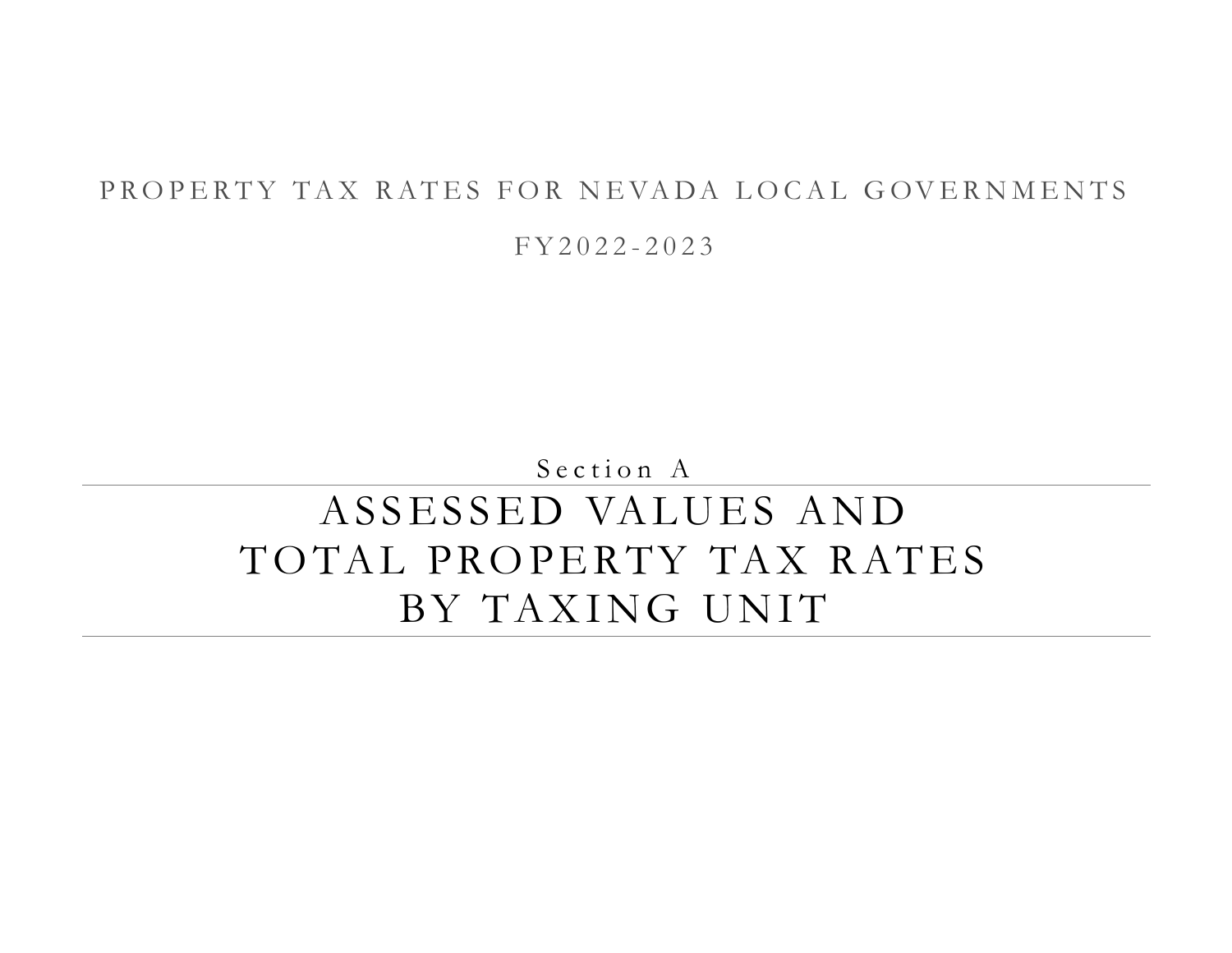PROPERTY TAX RATES FOR NEVADA LOCAL GOVERNMENTS

FY2022-2023

Section A

# ASSESSED VALUES AND TOTAL PROPERTY TAX RATES BY TAXING UNIT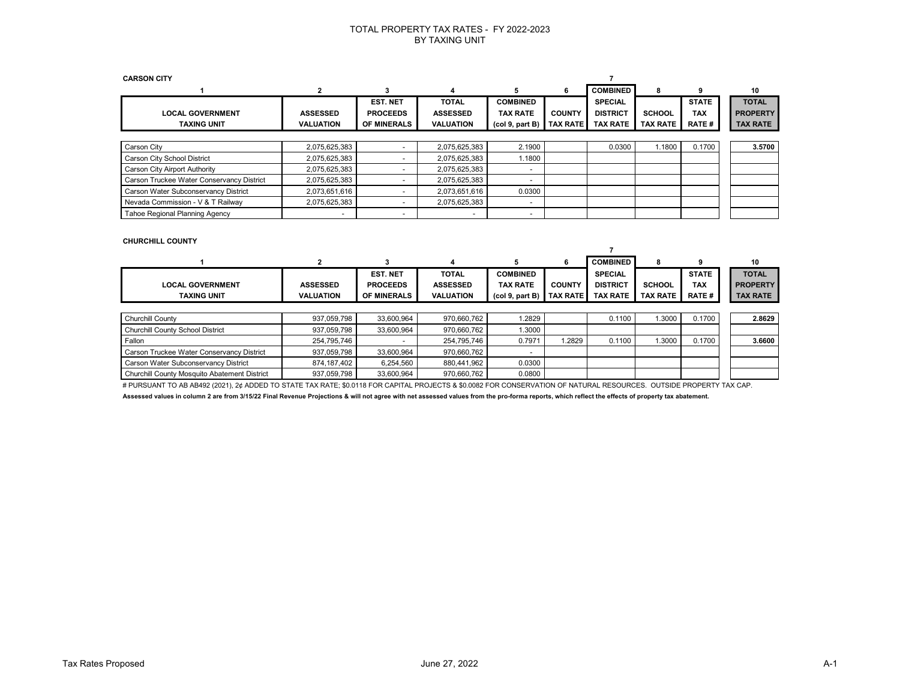# TOTAL PROPERTY TAX RATES - FY 2022-2023
## BY TAXING UNIT

**CARSON CITY**

| 1 | 2 | 3 | 4 | 5 | 6 | 7 | 8 | 9 | 10 |
|---|---|---|---|---|---|---|---|---|---|
| LOCAL GOVERNMENT TAXING UNIT | ASSESSED VALUATION | EST. NET PROCEEDS OF MINERALS | TOTAL ASSESSED VALUATION | COMBINED TAX RATE (col 9, part B) | COUNTY TAX RATE | COMBINED SPECIAL DISTRICT TAX RATE | SCHOOL TAX RATE | STATE TAX RATE # | TOTAL PROPERTY TAX RATE |
| Carson City | 2,075,625,383 | - | 2,075,625,383 | 2.1900 | | 0.0300 | 1.1800 | 0.1700 | 3.5700 |
| Carson City School District | 2,075,625,383 | - | 2,075,625,383 | 1.1800 | | | | | |
| Carson City Airport Authority | 2,075,625,383 | - | 2,075,625,383 | - | | | | | |
| Carson Truckee Water Conservancy District | 2,075,625,383 | - | 2,075,625,383 | - | | | | | |
| Carson Water Subconservancy District | 2,073,651,616 | - | 2,073,651,616 | 0.0300 | | | | | |
| Nevada Commission - V & T Railway | 2,075,625,383 | - | 2,075,625,383 | - | | | | | |
| Tahoe Regional Planning Agency | - | - | - | - | | | | | |

**CHURCHILL COUNTY**

| 1 | 2 | 3 | 4 | 5 | 6 | 7 | 8 | 9 | 10 |
|---|---|---|---|---|---|---|---|---|---|
| LOCAL GOVERNMENT TAXING UNIT | ASSESSED VALUATION | EST. NET PROCEEDS OF MINERALS | TOTAL ASSESSED VALUATION | COMBINED TAX RATE (col 9, part B) | COUNTY TAX RATE | COMBINED SPECIAL DISTRICT TAX RATE | SCHOOL TAX RATE | STATE TAX RATE # | TOTAL PROPERTY TAX RATE |
| Churchill County | 937,059,798 | 33,600,964 | 970,660,762 | 1.2829 | | 0.1100 | 1.3000 | 0.1700 | 2.8629 |
| Churchill County School District | 937,059,798 | 33,600,964 | 970,660,762 | 1.3000 | | | | | |
| Fallon | 254,795,746 | - | 254,795,746 | 0.7971 | 1.2829 | 0.1100 | 1.3000 | 0.1700 | 3.6600 |
| Carson Truckee Water Conservancy District | 937,059,798 | 33,600,964 | 970,660,762 | - | | | | | |
| Carson Water Subconservancy District | 874,187,402 | 6,254,560 | 880,441,962 | 0.0300 | | | | | |
| Churchill County Mosquito Abatement District | 937,059,798 | 33,600,964 | 970,660,762 | 0.0800 | | | | | |

# PURSUANT TO AB AB492 (2021), 2¢ ADDED TO STATE TAX RATE; $0.0118 FOR CAPITAL PROJECTS & $0.0082 FOR CONSERVATION OF NATURAL RESOURCES. OUTSIDE PROPERTY TAX CAP.

**Assessed values in column 2 are from 3/15/22 Final Revenue Projections & will not agree with net assessed values from the pro-forma reports, which reflect the effects of property tax abatement.**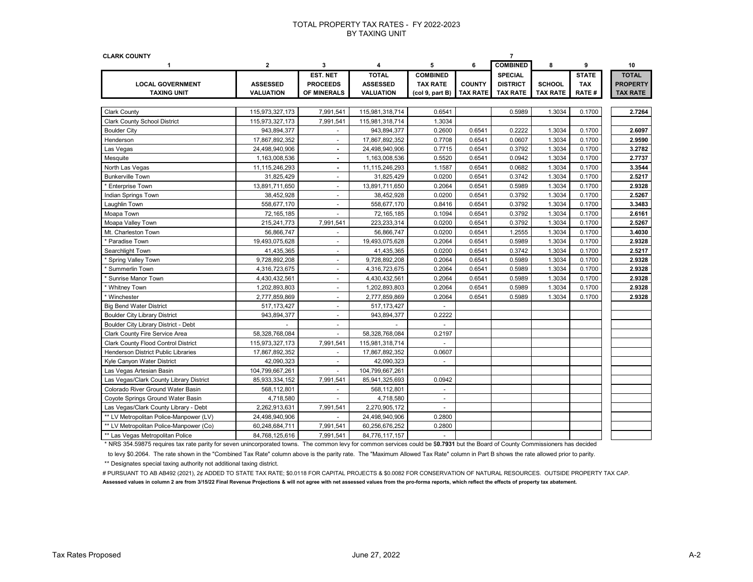# TOTAL PROPERTY TAX RATES - FY 2022-2023
## BY TAXING UNIT

**CLARK COUNTY**

| 1 | 2 | 3 | 4 | 5 | 6 | 7 | 8 | 9 | 10 |
|---|---|---|---|---|---|---|---|---|---|
| **LOCAL GOVERNMENT TAXING UNIT** | **ASSESSED VALUATION** | **EST. NET PROCEEDS OF MINERALS** | **TOTAL ASSESSED VALUATION** | **COMBINED TAX RATE (col 9, part B)** | **COUNTY TAX RATE** | **COMBINED SPECIAL DISTRICT TAX RATE** | **SCHOOL TAX RATE** | **STATE TAX RATE #** | **TOTAL PROPERTY TAX RATE** |
| Clark County | 115,973,327,173 | 7,991,541 | 115,981,318,714 | 0.6541 | | 0.5989 | 1.3034 | 0.1700 | **2.7264** |
| Clark County School District | 115,973,327,173 | 7,991,541 | 115,981,318,714 | 1.3034 | | | | | |
| Boulder City | 943,894,377 | - | 943,894,377 | 0.2600 | 0.6541 | 0.2222 | 1.3034 | 0.1700 | **2.6097** |
| Henderson | 17,867,892,352 | - | 17,867,892,352 | 0.7708 | 0.6541 | 0.0607 | 1.3034 | 0.1700 | **2.9590** |
| Las Vegas | 24,498,940,906 | - | 24,498,940,906 | 0.7715 | 0.6541 | 0.3792 | 1.3034 | 0.1700 | **3.2782** |
| Mesquite | 1,163,008,536 | - | 1,163,008,536 | 0.5520 | 0.6541 | 0.0942 | 1.3034 | 0.1700 | **2.7737** |
| North Las Vegas | 11,115,246,293 | - | 11,115,246,293 | 1.1587 | 0.6541 | 0.0682 | 1.3034 | 0.1700 | **3.3544** |
| Bunkerville Town | 31,825,429 | - | 31,825,429 | 0.0200 | 0.6541 | 0.3742 | 1.3034 | 0.1700 | **2.5217** |
| * Enterprise Town | 13,891,711,650 | - | 13,891,711,650 | 0.2064 | 0.6541 | 0.5989 | 1.3034 | 0.1700 | **2.9328** |
| Indian Springs Town | 38,452,928 | - | 38,452,928 | 0.0200 | 0.6541 | 0.3792 | 1.3034 | 0.1700 | **2.5267** |
| Laughlin Town | 558,677,170 | - | 558,677,170 | 0.8416 | 0.6541 | 0.3792 | 1.3034 | 0.1700 | **3.3483** |
| Moapa Town | 72,165,185 | - | 72,165,185 | 0.1094 | 0.6541 | 0.3792 | 1.3034 | 0.1700 | **2.6161** |
| Moapa Valley Town | 215,241,773 | 7,991,541 | 223,233,314 | 0.0200 | 0.6541 | 0.3792 | 1.3034 | 0.1700 | **2.5267** |
| Mt. Charleston Town | 56,866,747 | - | 56,866,747 | 0.0200 | 0.6541 | 1.2555 | 1.3034 | 0.1700 | **3.4030** |
| * Paradise Town | 19,493,075,628 | - | 19,493,075,628 | 0.2064 | 0.6541 | 0.5989 | 1.3034 | 0.1700 | **2.9328** |
| Searchlight Town | 41,435,365 | - | 41,435,365 | 0.0200 | 0.6541 | 0.3742 | 1.3034 | 0.1700 | **2.5217** |
| * Spring Valley Town | 9,728,892,208 | - | 9,728,892,208 | 0.2064 | 0.6541 | 0.5989 | 1.3034 | 0.1700 | **2.9328** |
| * Summerlin Town | 4,316,723,675 | - | 4,316,723,675 | 0.2064 | 0.6541 | 0.5989 | 1.3034 | 0.1700 | **2.9328** |
| * Sunrise Manor Town | 4,430,432,561 | - | 4,430,432,561 | 0.2064 | 0.6541 | 0.5989 | 1.3034 | 0.1700 | **2.9328** |
| * Whitney Town | 1,202,893,803 | - | 1,202,893,803 | 0.2064 | 0.6541 | 0.5989 | 1.3034 | 0.1700 | **2.9328** |
| * Winchester | 2,777,859,869 | - | 2,777,859,869 | 0.2064 | 0.6541 | 0.5989 | 1.3034 | 0.1700 | **2.9328** |
| Big Bend Water District | 517,173,427 | - | 517,173,427 | - | | | | | |
| Boulder City Library District | 943,894,377 | - | 943,894,377 | 0.2222 | | | | | |
| Boulder City Library District - Debt | - | - | - | - | | | | | |
| Clark County Fire Service Area | 58,328,768,084 | - | 58,328,768,084 | 0.2197 | | | | | |
| Clark County Flood Control District | 115,973,327,173 | 7,991,541 | 115,981,318,714 | - | | | | | |
| Henderson District Public Libraries | 17,867,892,352 | - | 17,867,892,352 | 0.0607 | | | | | |
| Kyle Canyon Water District | 42,090,323 | - | 42,090,323 | - | | | | | |
| Las Vegas Artesian Basin | 104,799,667,261 | - | 104,799,667,261 | | | | | | |
| Las Vegas/Clark County Library District | 85,933,334,152 | 7,991,541 | 85,941,325,693 | 0.0942 | | | | | |
| Colorado River Ground Water Basin | 568,112,801 | - | 568,112,801 | - | | | | | |
| Coyote Springs Ground Water Basin | 4,718,580 | - | 4,718,580 | - | | | | | |
| Las Vegas/Clark County Library - Debt | 2,262,913,631 | 7,991,541 | 2,270,905,172 | - | | | | | |
| ** LV Metropolitan Police-Manpower (LV) | 24,498,940,906 | - | 24,498,940,906 | 0.2800 | | | | | |
| ** LV Metropolitan Police-Manpower (Co) | 60,248,684,711 | 7,991,541 | 60,256,676,252 | 0.2800 | | | | | |
| ** Las Vegas Metropolitan Police | 84,768,125,616 | 7,991,541 | 84,776,117,157 | - | | | | | |

* NRS 354.59875 requires tax rate parity for seven unincorporated towns. The common levy for common services could be $**0.7931** but the Board of County Commissioners has decided to levy $0.2064. The rate shown in the "Combined Tax Rate" column above is the parity rate. The "Maximum Allowed Tax Rate" column in Part B shows the rate allowed prior to parity.

** Designates special taxing authority not additional taxing district.

# PURSUANT TO AB AB492 (2021), 2¢ ADDED TO STATE TAX RATE; $0.0118 FOR CAPITAL PROJECTS & $0.0082 FOR CONSERVATION OF NATURAL RESOURCES. OUTSIDE PROPERTY TAX CAP.

**Assessed values in column 2 are from 3/15/22 Final Revenue Projections & will not agree with net assessed values from the pro-forma reports, which reflect the effects of property tax abatement.**

Tax Rates Proposed — June 27, 2022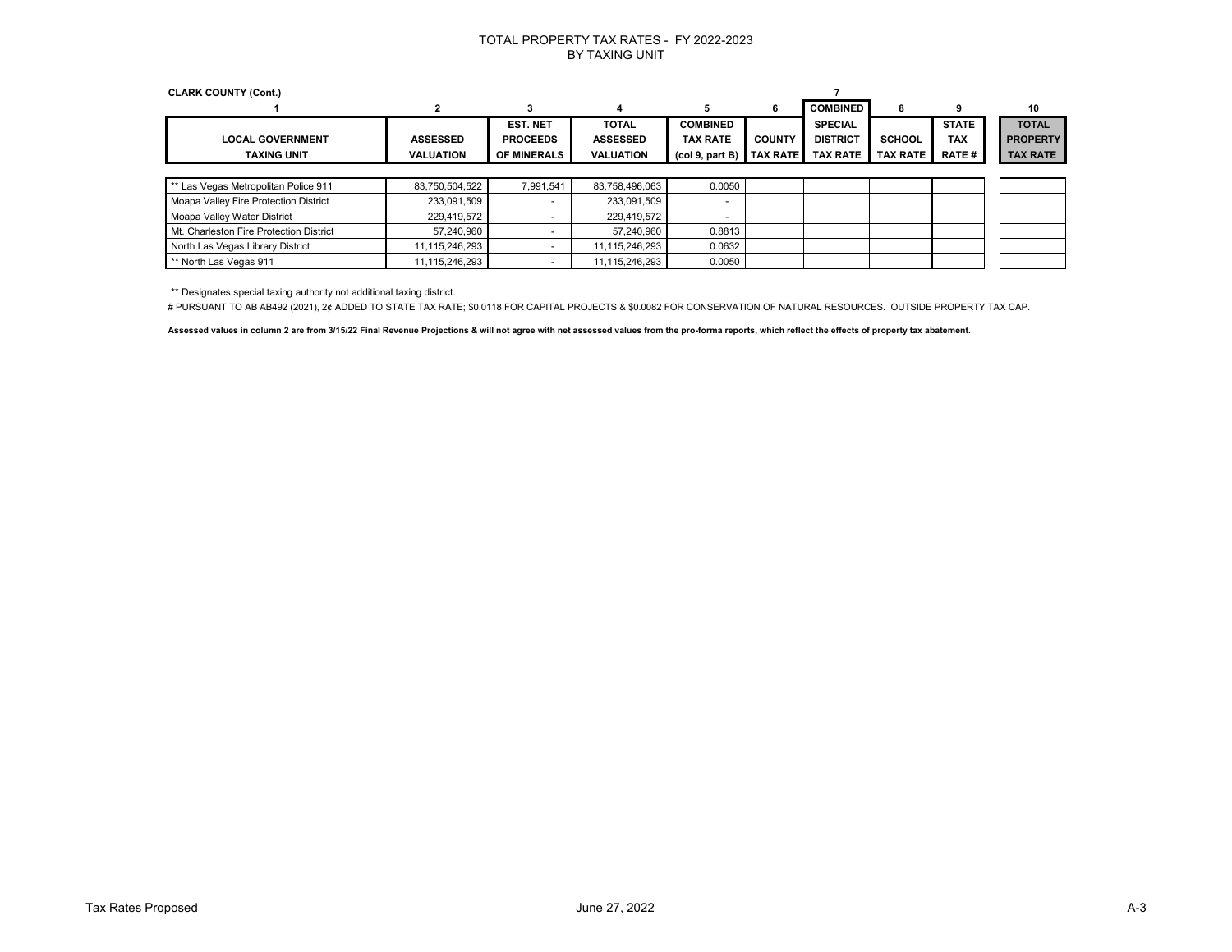# TOTAL PROPERTY TAX RATES - FY 2022-2023
## BY TAXING UNIT

**CLARK COUNTY (Cont.)**

| 1 | 2 | 3 | 4 | 5 | 6 | 7 | 8 | 9 | 10 |
|---|---|---|---|---|---|---|---|---|---|
| **LOCAL GOVERNMENT TAXING UNIT** | **ASSESSED VALUATION** | **EST. NET PROCEEDS OF MINERALS** | **TOTAL ASSESSED VALUATION** | **COMBINED TAX RATE (col 9, part B)** | **COUNTY TAX RATE** | **COMBINED SPECIAL DISTRICT TAX RATE** | **SCHOOL TAX RATE** | **STATE TAX RATE #** | **TOTAL PROPERTY TAX RATE** |
| ** Las Vegas Metropolitan Police 911 | 83,750,504,522 | 7,991,541 | 83,758,496,063 | 0.0050 | | | | | |
| Moapa Valley Fire Protection District | 233,091,509 | - | 233,091,509 | - | | | | | |
| Moapa Valley Water District | 229,419,572 | - | 229,419,572 | - | | | | | |
| Mt. Charleston Fire Protection District | 57,240,960 | - | 57,240,960 | 0.8813 | | | | | |
| North Las Vegas Library District | 11,115,246,293 | - | 11,115,246,293 | 0.0632 | | | | | |
| ** North Las Vegas 911 | 11,115,246,293 | - | 11,115,246,293 | 0.0050 | | | | | |

** Designates special taxing authority not additional taxing district.

# PURSUANT TO AB AB492 (2021), 2¢ ADDED TO STATE TAX RATE; $0.0118 FOR CAPITAL PROJECTS & $0.0082 FOR CONSERVATION OF NATURAL RESOURCES. OUTSIDE PROPERTY TAX CAP.

**Assessed values in column 2 are from 3/15/22 Final Revenue Projections & will not agree with net assessed values from the pro-forma reports, which reflect the effects of property tax abatement.**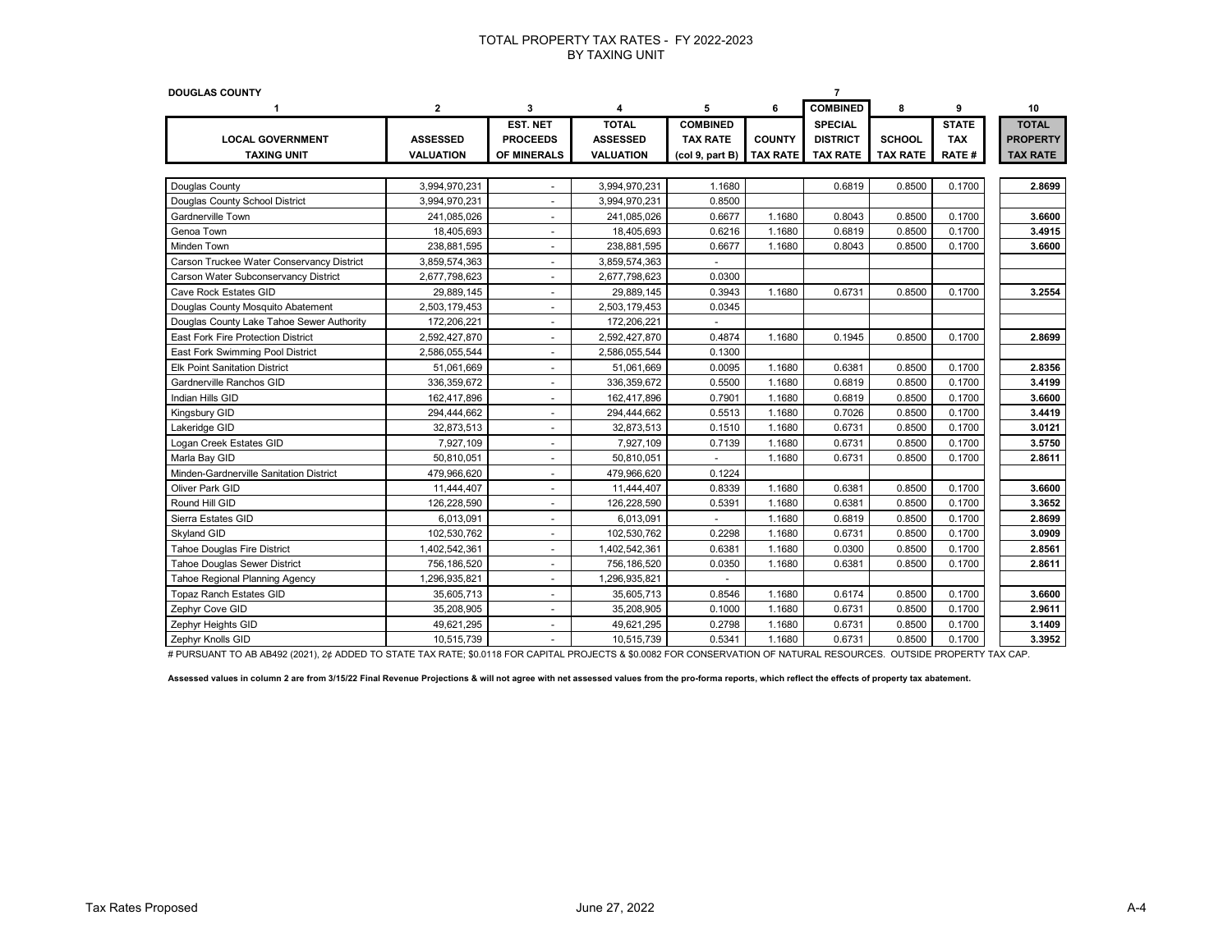# TOTAL PROPERTY TAX RATES - FY 2022-2023
## BY TAXING UNIT

**DOUGLAS COUNTY**

| 1 | 2 | 3 | 4 | 5 | 6 | 7 | 8 | 9 | 10 |
|---|---|---|---|---|---|---|---|---|---|
| **LOCAL GOVERNMENT TAXING UNIT** | **ASSESSED VALUATION** | **EST. NET PROCEEDS OF MINERALS** | **TOTAL ASSESSED VALUATION** | **COMBINED TAX RATE (col 9, part B)** | **COUNTY TAX RATE** | **COMBINED SPECIAL DISTRICT TAX RATE** | **SCHOOL TAX RATE** | **STATE TAX RATE #** | **TOTAL PROPERTY TAX RATE** |
| Douglas County | 3,994,970,231 | - | 3,994,970,231 | 1.1680 | | 0.6819 | 0.8500 | 0.1700 | **2.8699** |
| Douglas County School District | 3,994,970,231 | - | 3,994,970,231 | 0.8500 | | | | | |
| Gardnerville Town | 241,085,026 | - | 241,085,026 | 0.6677 | 1.1680 | 0.8043 | 0.8500 | 0.1700 | **3.6600** |
| Genoa Town | 18,405,693 | - | 18,405,693 | 0.6216 | 1.1680 | 0.6819 | 0.8500 | 0.1700 | **3.4915** |
| Minden Town | 238,881,595 | - | 238,881,595 | 0.6677 | 1.1680 | 0.8043 | 0.8500 | 0.1700 | **3.6600** |
| Carson Truckee Water Conservancy District | 3,859,574,363 | - | 3,859,574,363 | - | | | | | |
| Carson Water Subconservancy District | 2,677,798,623 | - | 2,677,798,623 | 0.0300 | | | | | |
| Cave Rock Estates GID | 29,889,145 | - | 29,889,145 | 0.3943 | 1.1680 | 0.6731 | 0.8500 | 0.1700 | **3.2554** |
| Douglas County Mosquito Abatement | 2,503,179,453 | - | 2,503,179,453 | 0.0345 | | | | | |
| Douglas County Lake Tahoe Sewer Authority | 172,206,221 | - | 172,206,221 | - | | | | | |
| East Fork Fire Protection District | 2,592,427,870 | - | 2,592,427,870 | 0.4874 | 1.1680 | 0.1945 | 0.8500 | 0.1700 | **2.8699** |
| East Fork Swimming Pool District | 2,586,055,544 | - | 2,586,055,544 | 0.1300 | | | | | |
| Elk Point Sanitation District | 51,061,669 | - | 51,061,669 | 0.0095 | 1.1680 | 0.6381 | 0.8500 | 0.1700 | **2.8356** |
| Gardnerville Ranchos GID | 336,359,672 | - | 336,359,672 | 0.5500 | 1.1680 | 0.6819 | 0.8500 | 0.1700 | **3.4199** |
| Indian Hills GID | 162,417,896 | - | 162,417,896 | 0.7901 | 1.1680 | 0.6819 | 0.8500 | 0.1700 | **3.6600** |
| Kingsbury GID | 294,444,662 | - | 294,444,662 | 0.5513 | 1.1680 | 0.7026 | 0.8500 | 0.1700 | **3.4419** |
| Lakeridge GID | 32,873,513 | - | 32,873,513 | 0.1510 | 1.1680 | 0.6731 | 0.8500 | 0.1700 | **3.0121** |
| Logan Creek Estates GID | 7,927,109 | - | 7,927,109 | 0.7139 | 1.1680 | 0.6731 | 0.8500 | 0.1700 | **3.5750** |
| Marla Bay GID | 50,810,051 | - | 50,810,051 | - | 1.1680 | 0.6731 | 0.8500 | 0.1700 | **2.8611** |
| Minden-Gardnerville Sanitation District | 479,966,620 | - | 479,966,620 | 0.1224 | | | | | |
| Oliver Park GID | 11,444,407 | - | 11,444,407 | 0.8339 | 1.1680 | 0.6381 | 0.8500 | 0.1700 | **3.6600** |
| Round Hill GID | 126,228,590 | - | 126,228,590 | 0.5391 | 1.1680 | 0.6381 | 0.8500 | 0.1700 | **3.3652** |
| Sierra Estates GID | 6,013,091 | - | 6,013,091 | - | 1.1680 | 0.6819 | 0.8500 | 0.1700 | **2.8699** |
| Skyland GID | 102,530,762 | - | 102,530,762 | 0.2298 | 1.1680 | 0.6731 | 0.8500 | 0.1700 | **3.0909** |
| Tahoe Douglas Fire District | 1,402,542,361 | - | 1,402,542,361 | 0.6381 | 1.1680 | 0.0300 | 0.8500 | 0.1700 | **2.8561** |
| Tahoe Douglas Sewer District | 756,186,520 | - | 756,186,520 | 0.0350 | 1.1680 | 0.6381 | 0.8500 | 0.1700 | **2.8611** |
| Tahoe Regional Planning Agency | 1,296,935,821 | - | 1,296,935,821 | - | | | | | |
| Topaz Ranch Estates GID | 35,605,713 | - | 35,605,713 | 0.8546 | 1.1680 | 0.6174 | 0.8500 | 0.1700 | **3.6600** |
| Zephyr Cove GID | 35,208,905 | - | 35,208,905 | 0.1000 | 1.1680 | 0.6731 | 0.8500 | 0.1700 | **2.9611** |
| Zephyr Heights GID | 49,621,295 | - | 49,621,295 | 0.2798 | 1.1680 | 0.6731 | 0.8500 | 0.1700 | **3.1409** |
| Zephyr Knolls GID | 10,515,739 | - | 10,515,739 | 0.5341 | 1.1680 | 0.6731 | 0.8500 | 0.1700 | **3.3952** |

# PURSUANT TO AB AB492 (2021), 2¢ ADDED TO STATE TAX RATE; $0.0118 FOR CAPITAL PROJECTS & $0.0082 FOR CONSERVATION OF NATURAL RESOURCES. OUTSIDE PROPERTY TAX CAP.

**Assessed values in column 2 are from 3/15/22 Final Revenue Projections & will not agree with net assessed values from the pro-forma reports, which reflect the effects of property tax abatement.**

Tax Rates Proposed

June 27, 2022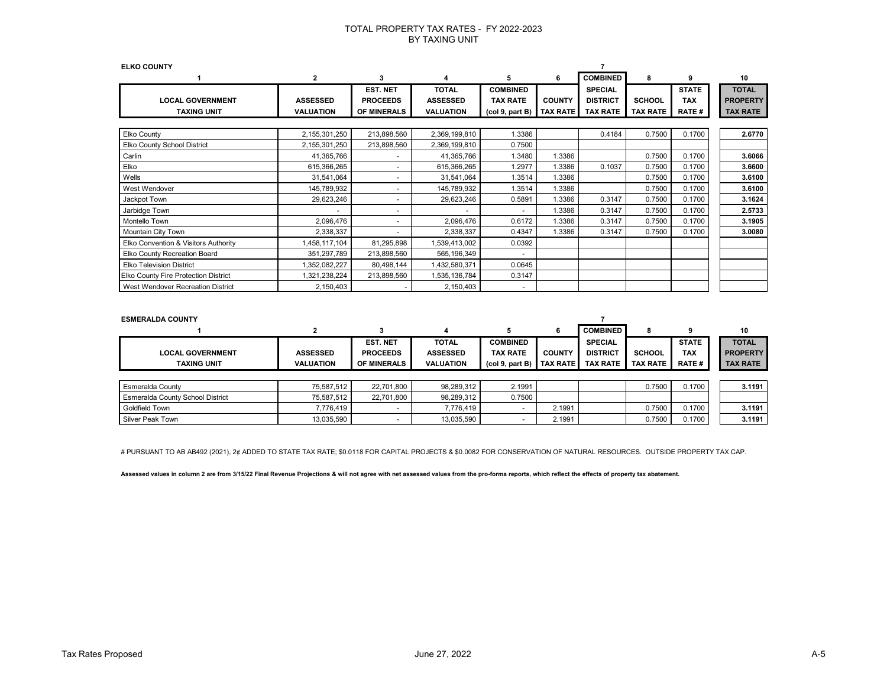# TOTAL PROPERTY TAX RATES - FY 2022-2023
## BY TAXING UNIT

**ELKO COUNTY**

| 1 | 2 | 3 | 4 | 5 | 6 | 7 | 8 | 9 | 10 |
|---|---|---|---|---|---|---|---|---|---|
| LOCAL GOVERNMENT TAXING UNIT | ASSESSED VALUATION | EST. NET PROCEEDS OF MINERALS | TOTAL ASSESSED VALUATION | COMBINED TAX RATE (col 9, part B) | COUNTY TAX RATE | COMBINED SPECIAL DISTRICT TAX RATE | SCHOOL TAX RATE | STATE TAX RATE # | TOTAL PROPERTY TAX RATE |
| Elko County | 2,155,301,250 | 213,898,560 | 2,369,199,810 | 1.3386 | | 0.4184 | 0.7500 | 0.1700 | 2.6770 |
| Elko County School District | 2,155,301,250 | 213,898,560 | 2,369,199,810 | 0.7500 | | | | | |
| Carlin | 41,365,766 | - | 41,365,766 | 1.3480 | 1.3386 | | 0.7500 | 0.1700 | 3.6066 |
| Elko | 615,366,265 | - | 615,366,265 | 1.2977 | 1.3386 | 0.1037 | 0.7500 | 0.1700 | 3.6600 |
| Wells | 31,541,064 | - | 31,541,064 | 1.3514 | 1.3386 | | 0.7500 | 0.1700 | 3.6100 |
| West Wendover | 145,789,932 | - | 145,789,932 | 1.3514 | 1.3386 | | 0.7500 | 0.1700 | 3.6100 |
| Jackpot Town | 29,623,246 | - | 29,623,246 | 0.5891 | 1.3386 | 0.3147 | 0.7500 | 0.1700 | 3.1624 |
| Jarbidge Town | - | - | - | - | 1.3386 | 0.3147 | 0.7500 | 0.1700 | 2.5733 |
| Montello Town | 2,096,476 | - | 2,096,476 | 0.6172 | 1.3386 | 0.3147 | 0.7500 | 0.1700 | 3.1905 |
| Mountain City Town | 2,338,337 | - | 2,338,337 | 0.4347 | 1.3386 | 0.3147 | 0.7500 | 0.1700 | 3.0080 |
| Elko Convention & Visitors Authority | 1,458,117,104 | 81,295,898 | 1,539,413,002 | 0.0392 | | | | | |
| Elko County Recreation Board | 351,297,789 | 213,898,560 | 565,196,349 | - | | | | | |
| Elko Television District | 1,352,082,227 | 80,498,144 | 1,432,580,371 | 0.0645 | | | | | |
| Elko County Fire Protection District | 1,321,238,224 | 213,898,560 | 1,535,136,784 | 0.3147 | | | | | |
| West Wendover Recreation District | 2,150,403 | - | 2,150,403 | - | | | | | |

**ESMERALDA COUNTY**

| 1 | 2 | 3 | 4 | 5 | 6 | 7 | 8 | 9 | 10 |
|---|---|---|---|---|---|---|---|---|---|
| LOCAL GOVERNMENT TAXING UNIT | ASSESSED VALUATION | EST. NET PROCEEDS OF MINERALS | TOTAL ASSESSED VALUATION | COMBINED TAX RATE (col 9, part B) | COUNTY TAX RATE | COMBINED SPECIAL DISTRICT TAX RATE | SCHOOL TAX RATE | STATE TAX RATE # | TOTAL PROPERTY TAX RATE |
| Esmeralda County | 75,587,512 | 22,701,800 | 98,289,312 | 2.1991 | | | 0.7500 | 0.1700 | 3.1191 |
| Esmeralda County School District | 75,587,512 | 22,701,800 | 98,289,312 | 0.7500 | | | | | |
| Goldfield Town | 7,776,419 | - | 7,776,419 | - | 2.1991 | | 0.7500 | 0.1700 | 3.1191 |
| Silver Peak Town | 13,035,590 | - | 13,035,590 | - | 2.1991 | | 0.7500 | 0.1700 | 3.1191 |

# PURSUANT TO AB AB492 (2021), 2¢ ADDED TO STATE TAX RATE; $0.0118 FOR CAPITAL PROJECTS & $0.0082 FOR CONSERVATION OF NATURAL RESOURCES. OUTSIDE PROPERTY TAX CAP.

**Assessed values in column 2 are from 3/15/22 Final Revenue Projections & will not agree with net assessed values from the pro-forma reports, which reflect the effects of property tax abatement.**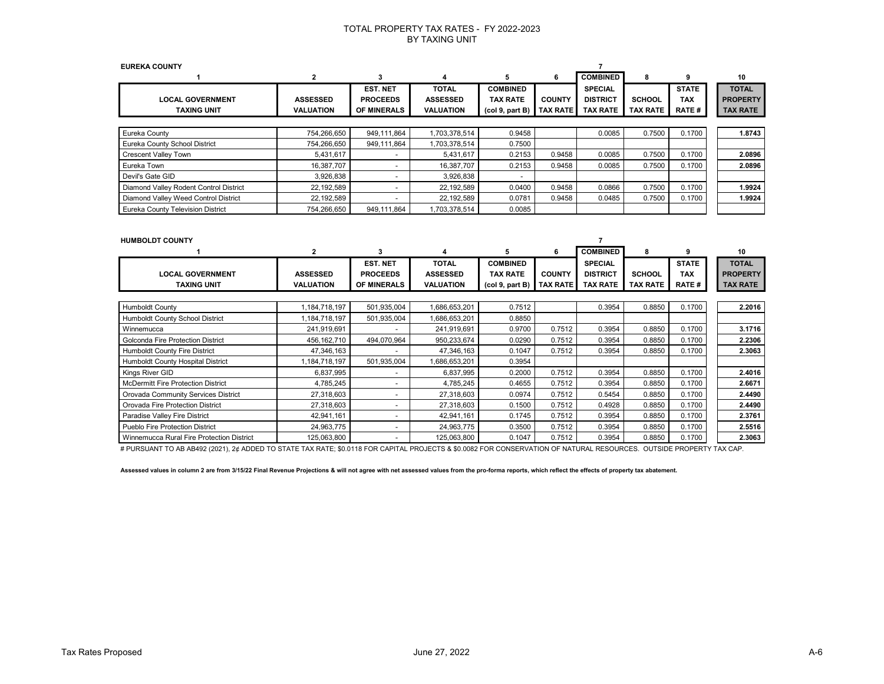# TOTAL PROPERTY TAX RATES - FY 2022-2023
## BY TAXING UNIT

**EUREKA COUNTY**

| 1 | 2 | 3 | 4 | 5 | 6 | 7 | 8 | 9 | 10 |
|---|---|---|---|---|---|---|---|---|---|
| LOCAL GOVERNMENT TAXING UNIT | ASSESSED VALUATION | EST. NET PROCEEDS OF MINERALS | TOTAL ASSESSED VALUATION | COMBINED TAX RATE (col 9, part B) | COUNTY TAX RATE | COMBINED SPECIAL DISTRICT TAX RATE | SCHOOL TAX RATE | STATE TAX RATE # | TOTAL PROPERTY TAX RATE |
| Eureka County | 754,266,650 | 949,111,864 | 1,703,378,514 | 0.9458 | | 0.0085 | 0.7500 | 0.1700 | 1.8743 |
| Eureka County School District | 754,266,650 | 949,111,864 | 1,703,378,514 | 0.7500 | | | | | |
| Crescent Valley Town | 5,431,617 | - | 5,431,617 | 0.2153 | 0.9458 | 0.0085 | 0.7500 | 0.1700 | 2.0896 |
| Eureka Town | 16,387,707 | - | 16,387,707 | 0.2153 | 0.9458 | 0.0085 | 0.7500 | 0.1700 | 2.0896 |
| Devil's Gate GID | 3,926,838 | - | 3,926,838 | - | | | | | |
| Diamond Valley Rodent Control District | 22,192,589 | - | 22,192,589 | 0.0400 | 0.9458 | 0.0866 | 0.7500 | 0.1700 | 1.9924 |
| Diamond Valley Weed Control District | 22,192,589 | - | 22,192,589 | 0.0781 | 0.9458 | 0.0485 | 0.7500 | 0.1700 | 1.9924 |
| Eureka County Television District | 754,266,650 | 949,111,864 | 1,703,378,514 | 0.0085 | | | | | |

**HUMBOLDT COUNTY**

| 1 | 2 | 3 | 4 | 5 | 6 | 7 | 8 | 9 | 10 |
|---|---|---|---|---|---|---|---|---|---|
| LOCAL GOVERNMENT TAXING UNIT | ASSESSED VALUATION | EST. NET PROCEEDS OF MINERALS | TOTAL ASSESSED VALUATION | COMBINED TAX RATE (col 9, part B) | COUNTY TAX RATE | COMBINED SPECIAL DISTRICT TAX RATE | SCHOOL TAX RATE | STATE TAX RATE # | TOTAL PROPERTY TAX RATE |
| Humboldt County | 1,184,718,197 | 501,935,004 | 1,686,653,201 | 0.7512 | | 0.3954 | 0.8850 | 0.1700 | 2.2016 |
| Humboldt County School District | 1,184,718,197 | 501,935,004 | 1,686,653,201 | 0.8850 | | | | | |
| Winnemucca | 241,919,691 | - | 241,919,691 | 0.9700 | 0.7512 | 0.3954 | 0.8850 | 0.1700 | 3.1716 |
| Golconda Fire Protection District | 456,162,710 | 494,070,964 | 950,233,674 | 0.0290 | 0.7512 | 0.3954 | 0.8850 | 0.1700 | 2.2306 |
| Humboldt County Fire District | 47,346,163 | - | 47,346,163 | 0.1047 | 0.7512 | 0.3954 | 0.8850 | 0.1700 | 2.3063 |
| Humboldt County Hospital District | 1,184,718,197 | 501,935,004 | 1,686,653,201 | 0.3954 | | | | | |
| Kings River GID | 6,837,995 | - | 6,837,995 | 0.2000 | 0.7512 | 0.3954 | 0.8850 | 0.1700 | 2.4016 |
| McDermitt Fire Protection District | 4,785,245 | - | 4,785,245 | 0.4655 | 0.7512 | 0.3954 | 0.8850 | 0.1700 | 2.6671 |
| Orovada Community Services District | 27,318,603 | - | 27,318,603 | 0.0974 | 0.7512 | 0.5454 | 0.8850 | 0.1700 | 2.4490 |
| Orovada Fire Protection District | 27,318,603 | - | 27,318,603 | 0.1500 | 0.7512 | 0.4928 | 0.8850 | 0.1700 | 2.4490 |
| Paradise Valley Fire District | 42,941,161 | - | 42,941,161 | 0.1745 | 0.7512 | 0.3954 | 0.8850 | 0.1700 | 2.3761 |
| Pueblo Fire Protection District | 24,963,775 | - | 24,963,775 | 0.3500 | 0.7512 | 0.3954 | 0.8850 | 0.1700 | 2.5516 |
| Winnemucca Rural Fire Protection District | 125,063,800 | - | 125,063,800 | 0.1047 | 0.7512 | 0.3954 | 0.8850 | 0.1700 | 2.3063 |

# PURSUANT TO AB AB492 (2021), 2¢ ADDED TO STATE TAX RATE; $0.0118 FOR CAPITAL PROJECTS & $0.0082 FOR CONSERVATION OF NATURAL RESOURCES. OUTSIDE PROPERTY TAX CAP.

**Assessed values in column 2 are from 3/15/22 Final Revenue Projections & will not agree with net assessed values from the pro-forma reports, which reflect the effects of property tax abatement.**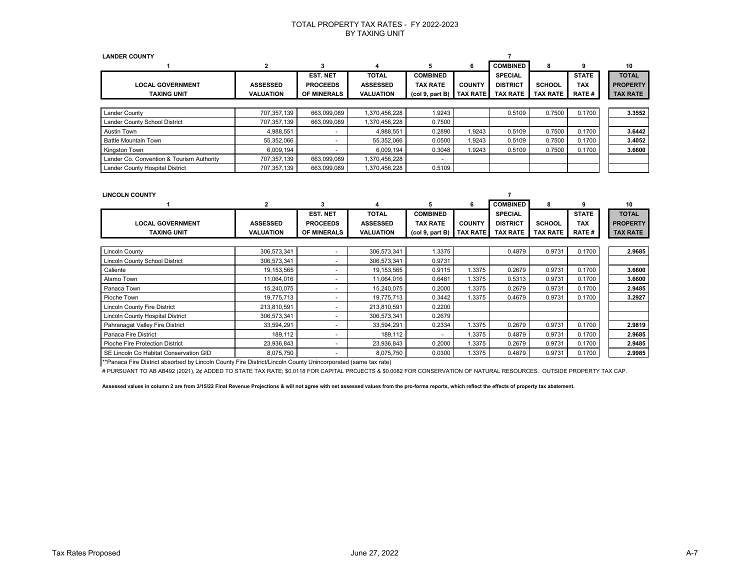# TOTAL PROPERTY TAX RATES - FY 2022-2023
## BY TAXING UNIT

**LANDER COUNTY**

| 1 | 2 | 3 | 4 | 5 | 6 | 7 | 8 | 9 | 10 |
|---|---|---|---|---|---|---|---|---|---|
| LOCAL GOVERNMENT TAXING UNIT | ASSESSED VALUATION | EST. NET PROCEEDS OF MINERALS | TOTAL ASSESSED VALUATION | COMBINED TAX RATE (col 9, part B) | COUNTY TAX RATE | COMBINED SPECIAL DISTRICT TAX RATE | SCHOOL TAX RATE | STATE TAX RATE # | TOTAL PROPERTY TAX RATE |
| Lander County | 707,357,139 | 663,099,089 | 1,370,456,228 | 1.9243 | | 0.5109 | 0.7500 | 0.1700 | **3.3552** |
| Lander County School District | 707,357,139 | 663,099,089 | 1,370,456,228 | 0.7500 | | | | | |
| Austin Town | 4,988,551 | - | 4,988,551 | 0.2890 | 1.9243 | 0.5109 | 0.7500 | 0.1700 | **3.6442** |
| Battle Mountain Town | 55,352,066 | - | 55,352,066 | 0.0500 | 1.9243 | 0.5109 | 0.7500 | 0.1700 | **3.4052** |
| Kingston Town | 6,009,194 | - | 6,009,194 | 0.3048 | 1.9243 | 0.5109 | 0.7500 | 0.1700 | **3.6600** |
| Lander Co. Convention & Tourism Authority | 707,357,139 | 663,099,089 | 1,370,456,228 | - | | | | | |
| Lander County Hospital District | 707,357,139 | 663,099,089 | 1,370,456,228 | 0.5109 | | | | | |

**LINCOLN COUNTY**

| 1 | 2 | 3 | 4 | 5 | 6 | 7 | 8 | 9 | 10 |
|---|---|---|---|---|---|---|---|---|---|
| LOCAL GOVERNMENT TAXING UNIT | ASSESSED VALUATION | EST. NET PROCEEDS OF MINERALS | TOTAL ASSESSED VALUATION | COMBINED TAX RATE (col 9, part B) | COUNTY TAX RATE | COMBINED SPECIAL DISTRICT TAX RATE | SCHOOL TAX RATE | STATE TAX RATE # | TOTAL PROPERTY TAX RATE |
| Lincoln County | 306,573,341 | - | 306,573,341 | 1.3375 | | 0.4879 | 0.9731 | 0.1700 | **2.9685** |
| Lincoln County School District | 306,573,341 | - | 306,573,341 | 0.9731 | | | | | |
| Caliente | 19,153,565 | - | 19,153,565 | 0.9115 | 1.3375 | 0.2679 | 0.9731 | 0.1700 | **3.6600** |
| Alamo Town | 11,064,016 | - | 11,064,016 | 0.6481 | 1.3375 | 0.5313 | 0.9731 | 0.1700 | **3.6600** |
| Panaca Town | 15,240,075 | - | 15,240,075 | 0.2000 | 1.3375 | 0.2679 | 0.9731 | 0.1700 | **2.9485** |
| Pioche Town | 19,775,713 | - | 19,775,713 | 0.3442 | 1.3375 | 0.4679 | 0.9731 | 0.1700 | **3.2927** |
| Lincoln County Fire District | 213,810,591 | - | 213,810,591 | 0.2200 | | | | | |
| Lincoln County Hospital District | 306,573,341 | - | 306,573,341 | 0.2679 | | | | | |
| Pahranagat Valley Fire District | 33,594,291 | - | 33,594,291 | 0.2334 | 1.3375 | 0.2679 | 0.9731 | 0.1700 | **2.9819** |
| Panaca Fire District | 189,112 | - | 189,112 | - | 1.3375 | 0.4879 | 0.9731 | 0.1700 | **2.9685** |
| Pioche Fire Protection District | 23,936,843 | - | 23,936,843 | 0.2000 | 1.3375 | 0.2679 | 0.9731 | 0.1700 | **2.9485** |
| SE Lincoln Co Habitat Conservation GID | 8,075,750 | - | 8,075,750 | 0.0300 | 1.3375 | 0.4879 | 0.9731 | 0.1700 | **2.9985** |

**Panaca Fire District absorbed by Lincoln County Fire District/Lincoln County Unincorporated (same tax rate)

# PURSUANT TO AB AB492 (2021), 2¢ ADDED TO STATE TAX RATE; $0.0118 FOR CAPITAL PROJECTS & $0.0082 FOR CONSERVATION OF NATURAL RESOURCES. OUTSIDE PROPERTY TAX CAP.

**Assessed values in column 2 are from 3/15/22 Final Revenue Projections & will not agree with net assessed values from the pro-forma reports, which reflect the effects of property tax abatement.**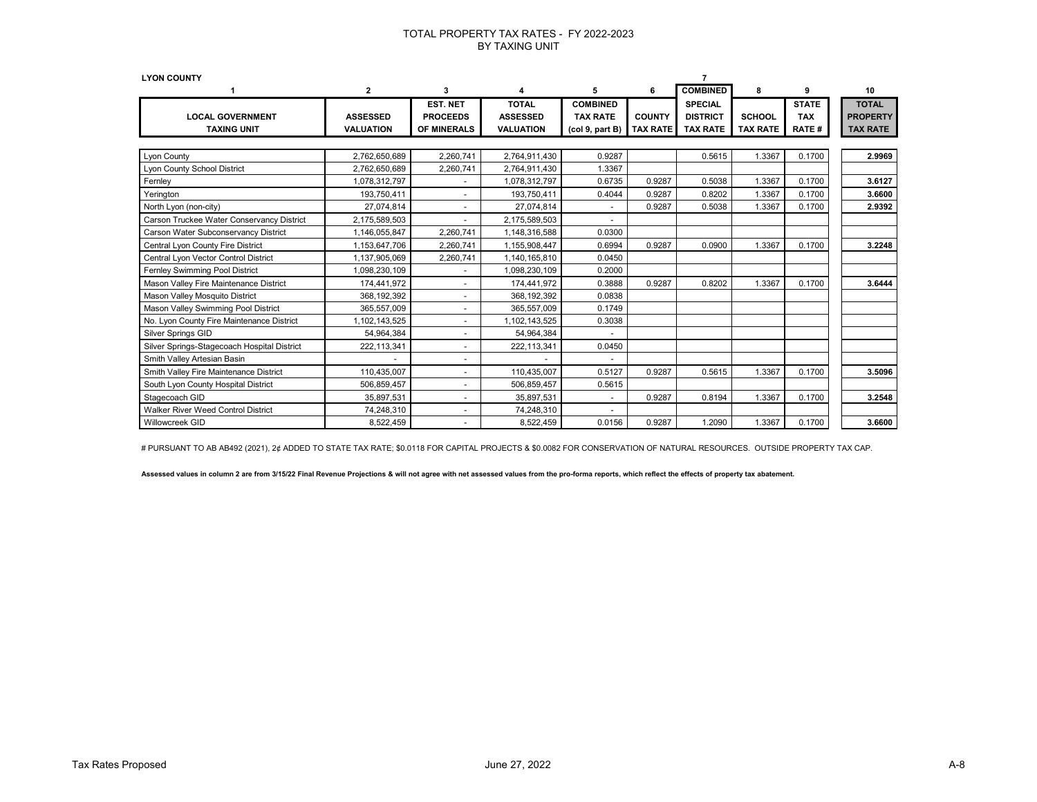# TOTAL PROPERTY TAX RATES - FY 2022-2023
## BY TAXING UNIT

**LYON COUNTY**

| 1 | 2 | 3 | 4 | 5 | 6 | 7 | 8 | 9 | 10 |
|---|---|---|---|---|---|---|---|---|---|
| LOCAL GOVERNMENT TAXING UNIT | ASSESSED VALUATION | EST. NET PROCEEDS OF MINERALS | TOTAL ASSESSED VALUATION | COMBINED TAX RATE (col 9, part B) | COUNTY TAX RATE | COMBINED SPECIAL DISTRICT TAX RATE | SCHOOL TAX RATE | STATE TAX RATE # | TOTAL PROPERTY TAX RATE |
| Lyon County | 2,762,650,689 | 2,260,741 | 2,764,911,430 | 0.9287 | | 0.5615 | 1.3367 | 0.1700 | 2.9969 |
| Lyon County School District | 2,762,650,689 | 2,260,741 | 2,764,911,430 | 1.3367 | | | | | |
| Fernley | 1,078,312,797 | - | 1,078,312,797 | 0.6735 | 0.9287 | 0.5038 | 1.3367 | 0.1700 | 3.6127 |
| Yerington | 193,750,411 | - | 193,750,411 | 0.4044 | 0.9287 | 0.8202 | 1.3367 | 0.1700 | 3.6600 |
| North Lyon (non-city) | 27,074,814 | - | 27,074,814 | - | 0.9287 | 0.5038 | 1.3367 | 0.1700 | 2.9392 |
| Carson Truckee Water Conservancy District | 2,175,589,503 | - | 2,175,589,503 | - | | | | | |
| Carson Water Subconservancy District | 1,146,055,847 | 2,260,741 | 1,148,316,588 | 0.0300 | | | | | |
| Central Lyon County Fire District | 1,153,647,706 | 2,260,741 | 1,155,908,447 | 0.6994 | 0.9287 | 0.0900 | 1.3367 | 0.1700 | 3.2248 |
| Central Lyon Vector Control District | 1,137,905,069 | 2,260,741 | 1,140,165,810 | 0.0450 | | | | | |
| Fernley Swimming Pool District | 1,098,230,109 | - | 1,098,230,109 | 0.2000 | | | | | |
| Mason Valley Fire Maintenance District | 174,441,972 | - | 174,441,972 | 0.3888 | 0.9287 | 0.8202 | 1.3367 | 0.1700 | 3.6444 |
| Mason Valley Mosquito District | 368,192,392 | - | 368,192,392 | 0.0838 | | | | | |
| Mason Valley Swimming Pool District | 365,557,009 | - | 365,557,009 | 0.1749 | | | | | |
| No. Lyon County Fire Maintenance District | 1,102,143,525 | - | 1,102,143,525 | 0.3038 | | | | | |
| Silver Springs GID | 54,964,384 | - | 54,964,384 | - | | | | | |
| Silver Springs-Stagecoach Hospital District | 222,113,341 | - | 222,113,341 | 0.0450 | | | | | |
| Smith Valley Artesian Basin | - | - | - | - | | | | | |
| Smith Valley Fire Maintenance District | 110,435,007 | - | 110,435,007 | 0.5127 | 0.9287 | 0.5615 | 1.3367 | 0.1700 | 3.5096 |
| South Lyon County Hospital District | 506,859,457 | - | 506,859,457 | 0.5615 | | | | | |
| Stagecoach GID | 35,897,531 | - | 35,897,531 | - | 0.9287 | 0.8194 | 1.3367 | 0.1700 | 3.2548 |
| Walker River Weed Control District | 74,248,310 | - | 74,248,310 | - | | | | | |
| Willowcreek GID | 8,522,459 | - | 8,522,459 | 0.0156 | 0.9287 | 1.2090 | 1.3367 | 0.1700 | 3.6600 |

# PURSUANT TO AB AB492 (2021), 2¢ ADDED TO STATE TAX RATE; $0.0118 FOR CAPITAL PROJECTS & $0.0082 FOR CONSERVATION OF NATURAL RESOURCES. OUTSIDE PROPERTY TAX CAP.

**Assessed values in column 2 are from 3/15/22 Final Revenue Projections & will not agree with net assessed values from the pro-forma reports, which reflect the effects of property tax abatement.**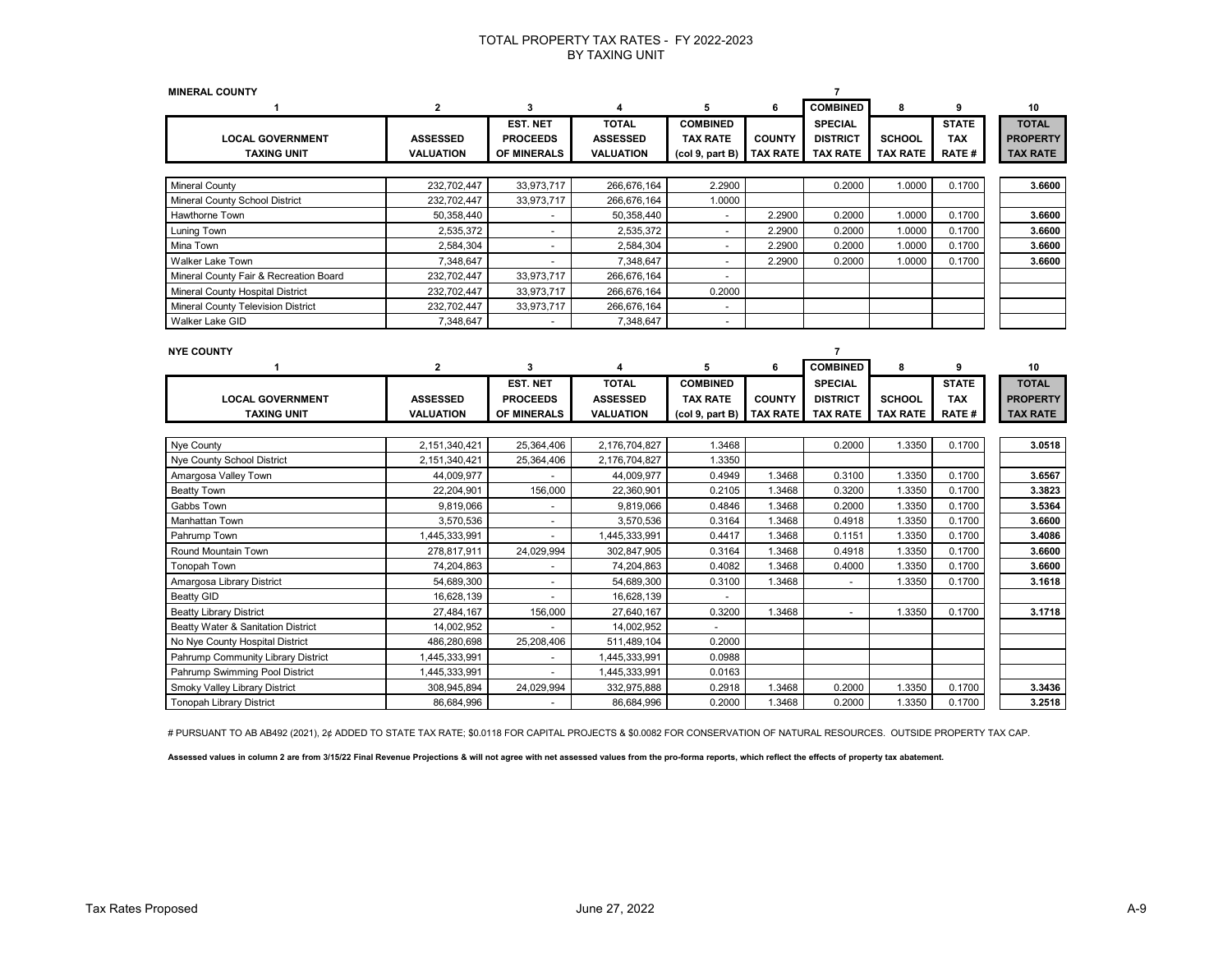# TOTAL PROPERTY TAX RATES - FY 2022-2023
## BY TAXING UNIT

**MINERAL COUNTY**

| 1 | 2 | 3 | 4 | 5 | 6 | 7 | 8 | 9 | 10 |
|---|---|---|---|---|---|---|---|---|---|
| LOCAL GOVERNMENT TAXING UNIT | ASSESSED VALUATION | EST. NET PROCEEDS OF MINERALS | TOTAL ASSESSED VALUATION | COMBINED TAX RATE (col 9, part B) | COUNTY TAX RATE | COMBINED SPECIAL DISTRICT TAX RATE | SCHOOL TAX RATE | STATE TAX RATE # | TOTAL PROPERTY TAX RATE |
| Mineral County | 232,702,447 | 33,973,717 | 266,676,164 | 2.2900 | | 0.2000 | 1.0000 | 0.1700 | 3.6600 |
| Mineral County School District | 232,702,447 | 33,973,717 | 266,676,164 | 1.0000 | | | | | |
| Hawthorne Town | 50,358,440 | - | 50,358,440 | - | 2.2900 | 0.2000 | 1.0000 | 0.1700 | 3.6600 |
| Luning Town | 2,535,372 | - | 2,535,372 | - | 2.2900 | 0.2000 | 1.0000 | 0.1700 | 3.6600 |
| Mina Town | 2,584,304 | - | 2,584,304 | - | 2.2900 | 0.2000 | 1.0000 | 0.1700 | 3.6600 |
| Walker Lake Town | 7,348,647 | - | 7,348,647 | - | 2.2900 | 0.2000 | 1.0000 | 0.1700 | 3.6600 |
| Mineral County Fair & Recreation Board | 232,702,447 | 33,973,717 | 266,676,164 | - | | | | | |
| Mineral County Hospital District | 232,702,447 | 33,973,717 | 266,676,164 | 0.2000 | | | | | |
| Mineral County Television District | 232,702,447 | 33,973,717 | 266,676,164 | - | | | | | |
| Walker Lake GID | 7,348,647 | - | 7,348,647 | - | | | | | |

**NYE COUNTY**

| 1 | 2 | 3 | 4 | 5 | 6 | 7 | 8 | 9 | 10 |
|---|---|---|---|---|---|---|---|---|---|
| LOCAL GOVERNMENT TAXING UNIT | ASSESSED VALUATION | EST. NET PROCEEDS OF MINERALS | TOTAL ASSESSED VALUATION | COMBINED TAX RATE (col 9, part B) | COUNTY TAX RATE | COMBINED SPECIAL DISTRICT TAX RATE | SCHOOL TAX RATE | STATE TAX RATE # | TOTAL PROPERTY TAX RATE |
| Nye County | 2,151,340,421 | 25,364,406 | 2,176,704,827 | 1.3468 | | 0.2000 | 1.3350 | 0.1700 | 3.0518 |
| Nye County School District | 2,151,340,421 | 25,364,406 | 2,176,704,827 | 1.3350 | | | | | |
| Amargosa Valley Town | 44,009,977 | - | 44,009,977 | 0.4949 | 1.3468 | 0.3100 | 1.3350 | 0.1700 | 3.6567 |
| Beatty Town | 22,204,901 | 156,000 | 22,360,901 | 0.2105 | 1.3468 | 0.3200 | 1.3350 | 0.1700 | 3.3823 |
| Gabbs Town | 9,819,066 | - | 9,819,066 | 0.4846 | 1.3468 | 0.2000 | 1.3350 | 0.1700 | 3.5364 |
| Manhattan Town | 3,570,536 | - | 3,570,536 | 0.3164 | 1.3468 | 0.4918 | 1.3350 | 0.1700 | 3.6600 |
| Pahrump Town | 1,445,333,991 | - | 1,445,333,991 | 0.4417 | 1.3468 | 0.1151 | 1.3350 | 0.1700 | 3.4086 |
| Round Mountain Town | 278,817,911 | 24,029,994 | 302,847,905 | 0.3164 | 1.3468 | 0.4918 | 1.3350 | 0.1700 | 3.6600 |
| Tonopah Town | 74,204,863 | - | 74,204,863 | 0.4082 | 1.3468 | 0.4000 | 1.3350 | 0.1700 | 3.6600 |
| Amargosa Library District | 54,689,300 | - | 54,689,300 | 0.3100 | 1.3468 | - | 1.3350 | 0.1700 | 3.1618 |
| Beatty GID | 16,628,139 | - | 16,628,139 | - | | | | | |
| Beatty Library District | 27,484,167 | 156,000 | 27,640,167 | 0.3200 | 1.3468 | - | 1.3350 | 0.1700 | 3.1718 |
| Beatty Water & Sanitation District | 14,002,952 | - | 14,002,952 | - | | | | | |
| No Nye County Hospital District | 486,280,698 | 25,208,406 | 511,489,104 | 0.2000 | | | | | |
| Pahrump Community Library District | 1,445,333,991 | - | 1,445,333,991 | 0.0988 | | | | | |
| Pahrump Swimming Pool District | 1,445,333,991 | - | 1,445,333,991 | 0.0163 | | | | | |
| Smoky Valley Library District | 308,945,894 | 24,029,994 | 332,975,888 | 0.2918 | 1.3468 | 0.2000 | 1.3350 | 0.1700 | 3.3436 |
| Tonopah Library District | 86,684,996 | - | 86,684,996 | 0.2000 | 1.3468 | 0.2000 | 1.3350 | 0.1700 | 3.2518 |

# PURSUANT TO AB AB492 (2021), 2¢ ADDED TO STATE TAX RATE; $0.0118 FOR CAPITAL PROJECTS & $0.0082 FOR CONSERVATION OF NATURAL RESOURCES. OUTSIDE PROPERTY TAX CAP.

**Assessed values in column 2 are from 3/15/22 Final Revenue Projections & will not agree with net assessed values from the pro-forma reports, which reflect the effects of property tax abatement.**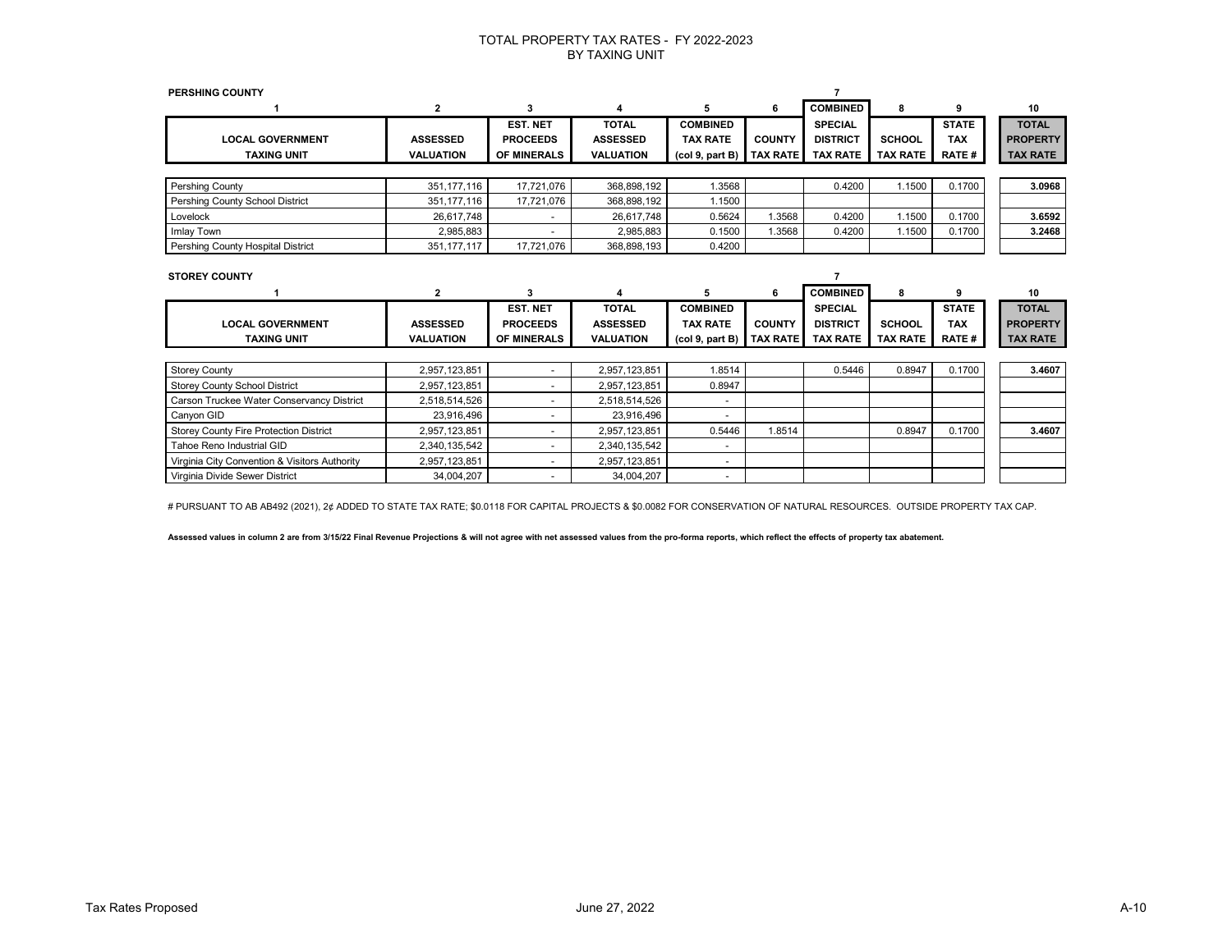# TOTAL PROPERTY TAX RATES - FY 2022-2023
## BY TAXING UNIT

**PERSHING COUNTY**

| 1 | 2 | 3 | 4 | 5 | 6 | 7 | 8 | 9 | 10 |
|---|---|---|---|---|---|---|---|---|---|
| LOCAL GOVERNMENT TAXING UNIT | ASSESSED VALUATION | EST. NET PROCEEDS OF MINERALS | TOTAL ASSESSED VALUATION | COMBINED TAX RATE (col 9, part B) | COUNTY TAX RATE | COMBINED SPECIAL DISTRICT TAX RATE | SCHOOL TAX RATE | STATE TAX RATE # | TOTAL PROPERTY TAX RATE |
| Pershing County | 351,177,116 | 17,721,076 | 368,898,192 | 1.3568 | | 0.4200 | 1.1500 | 0.1700 | **3.0968** |
| Pershing County School District | 351,177,116 | 17,721,076 | 368,898,192 | 1.1500 | | | | | |
| Lovelock | 26,617,748 | - | 26,617,748 | 0.5624 | 1.3568 | 0.4200 | 1.1500 | 0.1700 | **3.6592** |
| Imlay Town | 2,985,883 | - | 2,985,883 | 0.1500 | 1.3568 | 0.4200 | 1.1500 | 0.1700 | **3.2468** |
| Pershing County Hospital District | 351,177,117 | 17,721,076 | 368,898,193 | 0.4200 | | | | | |

**STOREY COUNTY**

| 1 | 2 | 3 | 4 | 5 | 6 | 7 | 8 | 9 | 10 |
|---|---|---|---|---|---|---|---|---|---|
| LOCAL GOVERNMENT TAXING UNIT | ASSESSED VALUATION | EST. NET PROCEEDS OF MINERALS | TOTAL ASSESSED VALUATION | COMBINED TAX RATE (col 9, part B) | COUNTY TAX RATE | COMBINED SPECIAL DISTRICT TAX RATE | SCHOOL TAX RATE | STATE TAX RATE # | TOTAL PROPERTY TAX RATE |
| Storey County | 2,957,123,851 | - | 2,957,123,851 | 1.8514 | | 0.5446 | 0.8947 | 0.1700 | **3.4607** |
| Storey County School District | 2,957,123,851 | - | 2,957,123,851 | 0.8947 | | | | | |
| Carson Truckee Water Conservancy District | 2,518,514,526 | - | 2,518,514,526 | - | | | | | |
| Canyon GID | 23,916,496 | - | 23,916,496 | - | | | | | |
| Storey County Fire Protection District | 2,957,123,851 | - | 2,957,123,851 | 0.5446 | 1.8514 | | 0.8947 | 0.1700 | **3.4607** |
| Tahoe Reno Industrial GID | 2,340,135,542 | - | 2,340,135,542 | - | | | | | |
| Virginia City Convention & Visitors Authority | 2,957,123,851 | - | 2,957,123,851 | - | | | | | |
| Virginia Divide Sewer District | 34,004,207 | - | 34,004,207 | - | | | | | |

# PURSUANT TO AB AB492 (2021), 2¢ ADDED TO STATE TAX RATE; $0.0118 FOR CAPITAL PROJECTS & $0.0082 FOR CONSERVATION OF NATURAL RESOURCES. OUTSIDE PROPERTY TAX CAP.

**Assessed values in column 2 are from 3/15/22 Final Revenue Projections & will not agree with net assessed values from the pro-forma reports, which reflect the effects of property tax abatement.**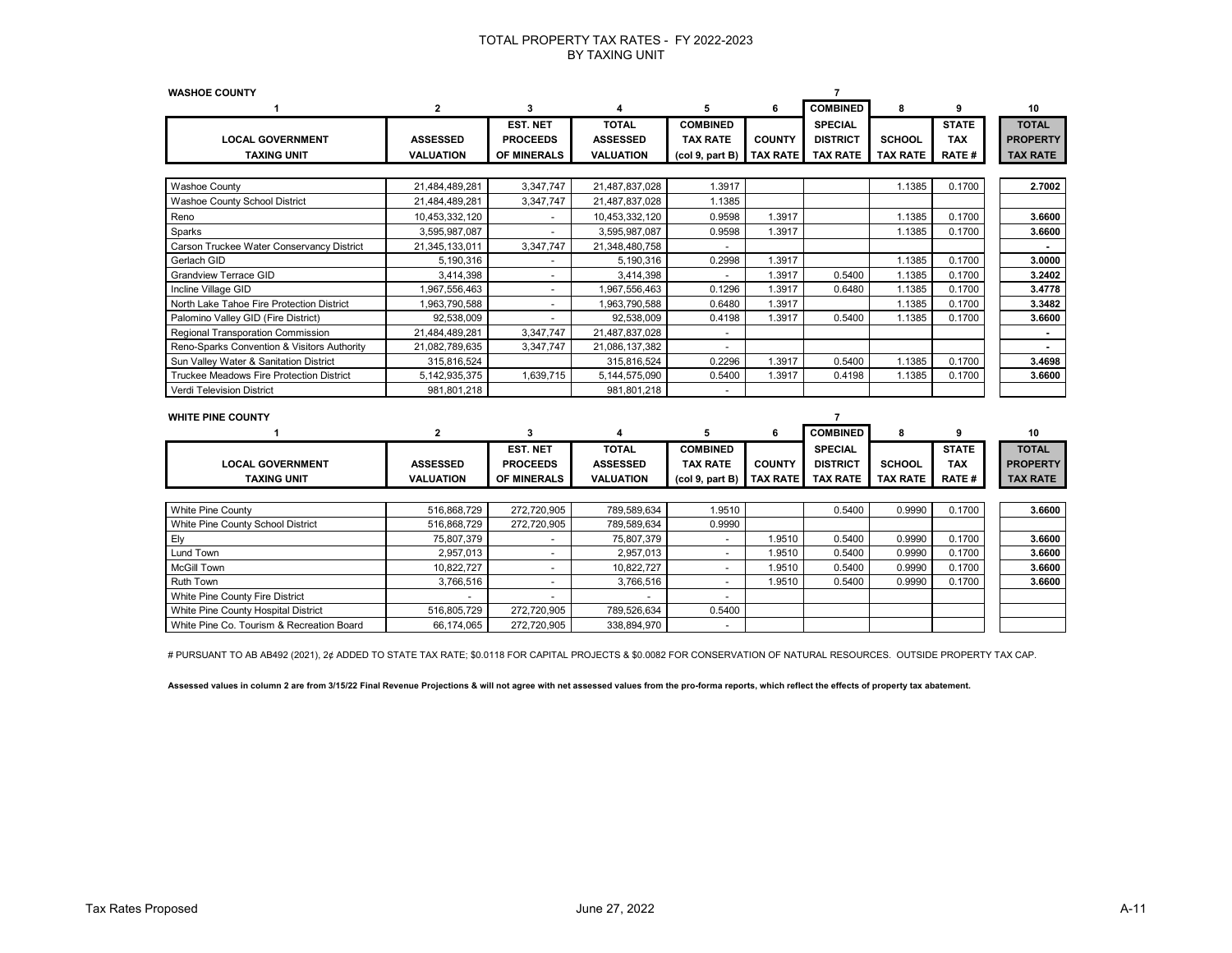# TOTAL PROPERTY TAX RATES - FY 2022-2023
## BY TAXING UNIT

**WASHOE COUNTY**

| 1 | 2 | 3 | 4 | 5 | 6 | 7 | 8 | 9 | 10 |
|---|---|---|---|---|---|---|---|---|---|
| LOCAL GOVERNMENT TAXING UNIT | ASSESSED VALUATION | EST. NET PROCEEDS OF MINERALS | TOTAL ASSESSED VALUATION | COMBINED TAX RATE (col 9, part B) | COUNTY TAX RATE | COMBINED SPECIAL DISTRICT TAX RATE | SCHOOL TAX RATE | STATE TAX RATE # | TOTAL PROPERTY TAX RATE |
| Washoe County | 21,484,489,281 | 3,347,747 | 21,487,837,028 | 1.3917 | | | 1.1385 | 0.1700 | 2.7002 |
| Washoe County School District | 21,484,489,281 | 3,347,747 | 21,487,837,028 | 1.1385 | | | | | |
| Reno | 10,453,332,120 | - | 10,453,332,120 | 0.9598 | 1.3917 | | 1.1385 | 0.1700 | 3.6600 |
| Sparks | 3,595,987,087 | - | 3,595,987,087 | 0.9598 | 1.3917 | | 1.1385 | 0.1700 | 3.6600 |
| Carson Truckee Water Conservancy District | 21,345,133,011 | 3,347,747 | 21,348,480,758 | - | | | | | - |
| Gerlach GID | 5,190,316 | - | 5,190,316 | 0.2998 | 1.3917 | | 1.1385 | 0.1700 | 3.0000 |
| Grandview Terrace GID | 3,414,398 | - | 3,414,398 | - | 1.3917 | 0.5400 | 1.1385 | 0.1700 | 3.2402 |
| Incline Village GID | 1,967,556,463 | - | 1,967,556,463 | 0.1296 | 1.3917 | 0.6480 | 1.1385 | 0.1700 | 3.4778 |
| North Lake Tahoe Fire Protection District | 1,963,790,588 | - | 1,963,790,588 | 0.6480 | 1.3917 | | 1.1385 | 0.1700 | 3.3482 |
| Palomino Valley GID (Fire District) | 92,538,009 | - | 92,538,009 | 0.4198 | 1.3917 | 0.5400 | 1.1385 | 0.1700 | 3.6600 |
| Regional Transporation Commission | 21,484,489,281 | 3,347,747 | 21,487,837,028 | - | | | | | - |
| Reno-Sparks Convention & Visitors Authority | 21,082,789,635 | 3,347,747 | 21,086,137,382 | - | | | | | - |
| Sun Valley Water & Sanitation District | 315,816,524 | | 315,816,524 | 0.2296 | 1.3917 | 0.5400 | 1.1385 | 0.1700 | 3.4698 |
| Truckee Meadows Fire Protection District | 5,142,935,375 | 1,639,715 | 5,144,575,090 | 0.5400 | 1.3917 | 0.4198 | 1.1385 | 0.1700 | 3.6600 |
| Verdi Television District | 981,801,218 | | 981,801,218 | - | | | | | |

**WHITE PINE COUNTY**

| 1 | 2 | 3 | 4 | 5 | 6 | 7 | 8 | 9 | 10 |
|---|---|---|---|---|---|---|---|---|---|
| LOCAL GOVERNMENT TAXING UNIT | ASSESSED VALUATION | EST. NET PROCEEDS OF MINERALS | TOTAL ASSESSED VALUATION | COMBINED TAX RATE (col 9, part B) | COUNTY TAX RATE | COMBINED SPECIAL DISTRICT TAX RATE | SCHOOL TAX RATE | STATE TAX RATE # | TOTAL PROPERTY TAX RATE |
| White Pine County | 516,868,729 | 272,720,905 | 789,589,634 | 1.9510 | | 0.5400 | 0.9990 | 0.1700 | 3.6600 |
| White Pine County School District | 516,868,729 | 272,720,905 | 789,589,634 | 0.9990 | | | | | |
| Ely | 75,807,379 | - | 75,807,379 | - | 1.9510 | 0.5400 | 0.9990 | 0.1700 | 3.6600 |
| Lund Town | 2,957,013 | - | 2,957,013 | - | 1.9510 | 0.5400 | 0.9990 | 0.1700 | 3.6600 |
| McGill Town | 10,822,727 | - | 10,822,727 | - | 1.9510 | 0.5400 | 0.9990 | 0.1700 | 3.6600 |
| Ruth Town | 3,766,516 | - | 3,766,516 | - | 1.9510 | 0.5400 | 0.9990 | 0.1700 | 3.6600 |
| White Pine County Fire District | - | - | - | - | | | | | |
| White Pine County Hospital District | 516,805,729 | 272,720,905 | 789,526,634 | 0.5400 | | | | | |
| White Pine Co. Tourism & Recreation Board | 66,174,065 | 272,720,905 | 338,894,970 | - | | | | | |

# PURSUANT TO AB AB492 (2021), 2¢ ADDED TO STATE TAX RATE; $0.0118 FOR CAPITAL PROJECTS & $0.0082 FOR CONSERVATION OF NATURAL RESOURCES. OUTSIDE PROPERTY TAX CAP.

**Assessed values in column 2 are from 3/15/22 Final Revenue Projections & will not agree with net assessed values from the pro-forma reports, which reflect the effects of property tax abatement.**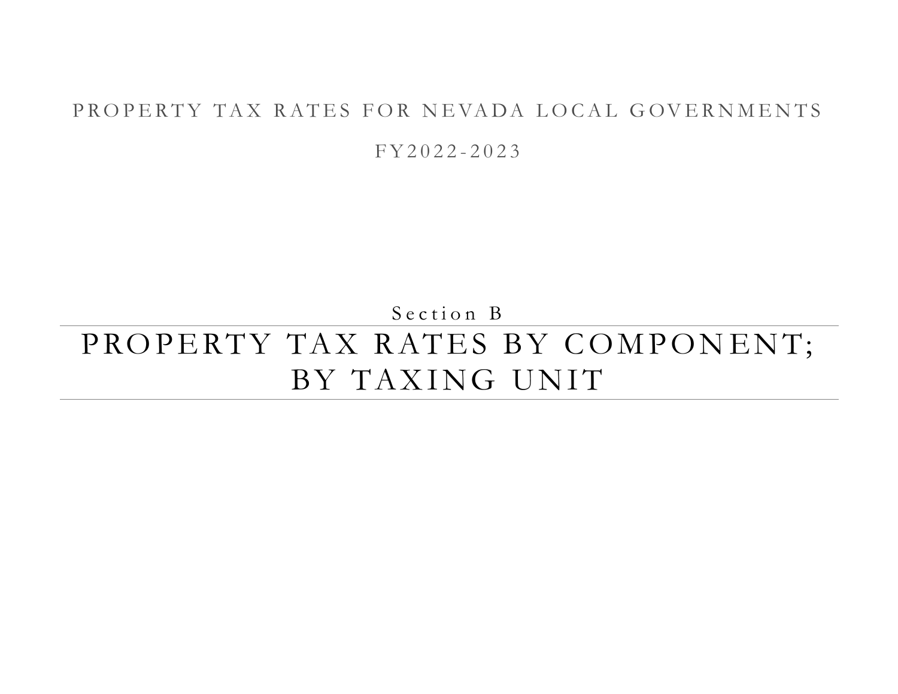PROPERTY TAX RATES FOR NEVADA LOCAL GOVERNMENTS

FY2022-2023

Section B

# PROPERTY TAX RATES BY COMPONENT; BY TAXING UNIT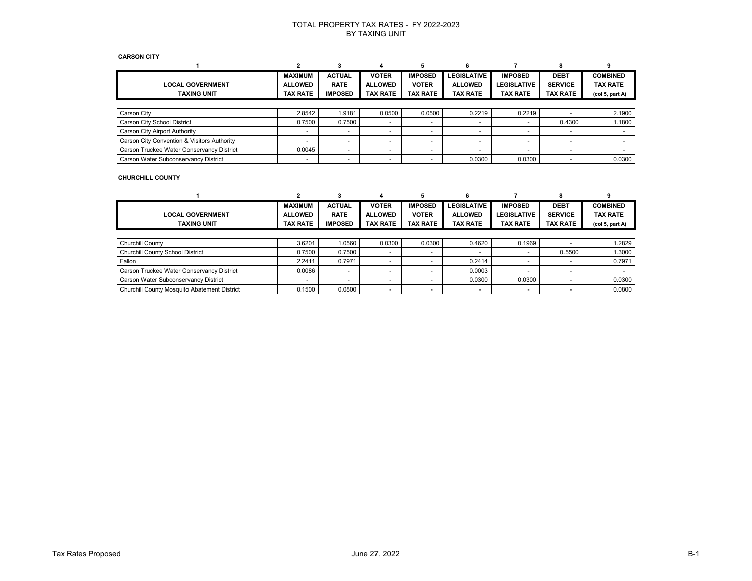# TOTAL PROPERTY TAX RATES - FY 2022-2023
## BY TAXING UNIT

**CARSON CITY**

| 1 | 2 | 3 | 4 | 5 | 6 | 7 | 8 | 9 |
|---|---|---|---|---|---|---|---|---|
| **LOCAL GOVERNMENT TAXING UNIT** | **MAXIMUM ALLOWED TAX RATE** | **ACTUAL RATE IMPOSED** | **VOTER ALLOWED TAX RATE** | **IMPOSED VOTER TAX RATE** | **LEGISLATIVE ALLOWED TAX RATE** | **IMPOSED LEGISLATIVE TAX RATE** | **DEBT SERVICE TAX RATE** | **COMBINED TAX RATE (col 5, part A)** |
| Carson City | 2.8542 | 1.9181 | 0.0500 | 0.0500 | 0.2219 | 0.2219 | - | 2.1900 |
| Carson City School District | 0.7500 | 0.7500 | - | - | - | - | 0.4300 | 1.1800 |
| Carson City Airport Authority | - | - | - | - | - | - | - | - |
| Carson City Convention & Visitors Authority | - | - | - | - | - | - | - | - |
| Carson Truckee Water Conservancy District | 0.0045 | - | - | - | - | - | - | - |
| Carson Water Subconservancy District | - | - | - | - | 0.0300 | 0.0300 | - | 0.0300 |

**CHURCHILL COUNTY**

| 1 | 2 | 3 | 4 | 5 | 6 | 7 | 8 | 9 |
|---|---|---|---|---|---|---|---|---|
| **LOCAL GOVERNMENT TAXING UNIT** | **MAXIMUM ALLOWED TAX RATE** | **ACTUAL RATE IMPOSED** | **VOTER ALLOWED TAX RATE** | **IMPOSED VOTER TAX RATE** | **LEGISLATIVE ALLOWED TAX RATE** | **IMPOSED LEGISLATIVE TAX RATE** | **DEBT SERVICE TAX RATE** | **COMBINED TAX RATE (col 5, part A)** |
| Churchill County | 3.6201 | 1.0560 | 0.0300 | 0.0300 | 0.4620 | 0.1969 | - | 1.2829 |
| Churchill County School District | 0.7500 | 0.7500 | - | - | - | - | 0.5500 | 1.3000 |
| Fallon | 2.2411 | 0.7971 | - | - | 0.2414 | - | - | 0.7971 |
| Carson Truckee Water Conservancy District | 0.0086 | - | - | - | 0.0003 | - | - | - |
| Carson Water Subconservancy District | - | - | - | - | 0.0300 | 0.0300 | - | 0.0300 |
| Churchill County Mosquito Abatement District | 0.1500 | 0.0800 | - | - | - | - | - | 0.0800 |

Tax Rates Proposed

June 27, 2022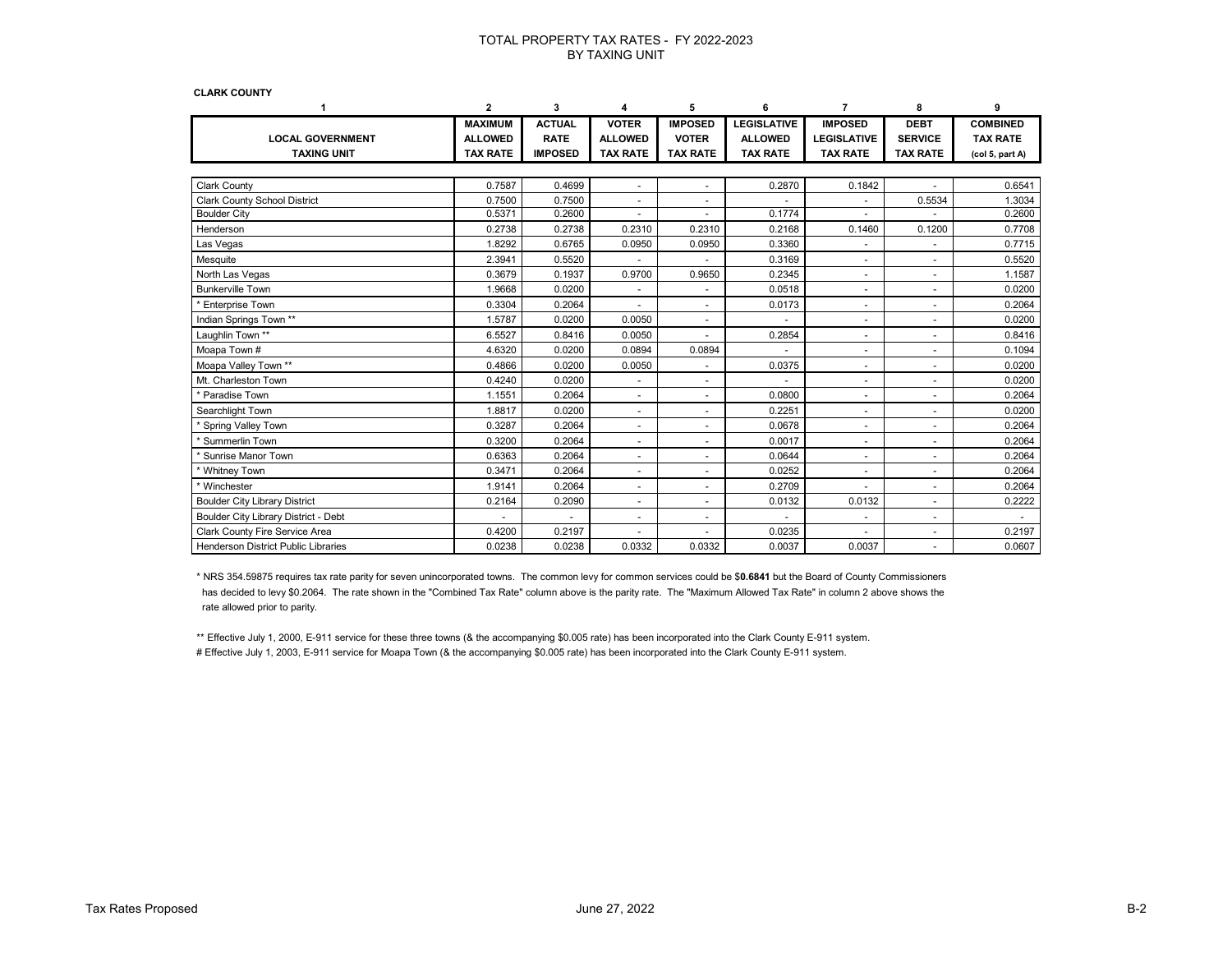# TOTAL PROPERTY TAX RATES - FY 2022-2023
## BY TAXING UNIT

**CLARK COUNTY**

| 1 | 2 | 3 | 4 | 5 | 6 | 7 | 8 | 9 |
|---|---|---|---|---|---|---|---|---|
| **LOCAL GOVERNMENT TAXING UNIT** | **MAXIMUM ALLOWED TAX RATE** | **ACTUAL RATE IMPOSED** | **VOTER ALLOWED TAX RATE** | **IMPOSED VOTER TAX RATE** | **LEGISLATIVE ALLOWED TAX RATE** | **IMPOSED LEGISLATIVE TAX RATE** | **DEBT SERVICE TAX RATE** | **COMBINED TAX RATE (col 5, part A)** |
| Clark County | 0.7587 | 0.4699 | - | - | 0.2870 | 0.1842 | - | 0.6541 |
| Clark County School District | 0.7500 | 0.7500 | - | - | - | - | 0.5534 | 1.3034 |
| Boulder City | 0.5371 | 0.2600 | - | - | 0.1774 | - | - | 0.2600 |
| Henderson | 0.2738 | 0.2738 | 0.2310 | 0.2310 | 0.2168 | 0.1460 | 0.1200 | 0.7708 |
| Las Vegas | 1.8292 | 0.6765 | 0.0950 | 0.0950 | 0.3360 | - | - | 0.7715 |
| Mesquite | 2.3941 | 0.5520 | - | - | 0.3169 | - | - | 0.5520 |
| North Las Vegas | 0.3679 | 0.1937 | 0.9700 | 0.9650 | 0.2345 | - | - | 1.1587 |
| Bunkerville Town | 1.9668 | 0.0200 | - | - | 0.0518 | - | - | 0.0200 |
| * Enterprise Town | 0.3304 | 0.2064 | - | - | 0.0173 | - | - | 0.2064 |
| Indian Springs Town ** | 1.5787 | 0.0200 | 0.0050 | - | - | - | - | 0.0200 |
| Laughlin Town ** | 6.5527 | 0.8416 | 0.0050 | - | 0.2854 | - | - | 0.8416 |
| Moapa Town # | 4.6320 | 0.0200 | 0.0894 | 0.0894 | - | - | - | 0.1094 |
| Moapa Valley Town ** | 0.4866 | 0.0200 | 0.0050 | - | 0.0375 | - | - | 0.0200 |
| Mt. Charleston Town | 0.4240 | 0.0200 | - | - | - | - | - | 0.0200 |
| * Paradise Town | 1.1551 | 0.2064 | - | - | 0.0800 | - | - | 0.2064 |
| Searchlight Town | 1.8817 | 0.0200 | - | - | 0.2251 | - | - | 0.0200 |
| * Spring Valley Town | 0.3287 | 0.2064 | - | - | 0.0678 | - | - | 0.2064 |
| * Summerlin Town | 0.3200 | 0.2064 | - | - | 0.0017 | - | - | 0.2064 |
| * Sunrise Manor Town | 0.6363 | 0.2064 | - | - | 0.0644 | - | - | 0.2064 |
| * Whitney Town | 0.3471 | 0.2064 | - | - | 0.0252 | - | - | 0.2064 |
| * Winchester | 1.9141 | 0.2064 | - | - | 0.2709 | - | - | 0.2064 |
| Boulder City Library District | 0.2164 | 0.2090 | - | - | 0.0132 | 0.0132 | - | 0.2222 |
| Boulder City Library District - Debt | - | - | - | - | - | - | - | - |
| Clark County Fire Service Area | 0.4200 | 0.2197 | - | - | 0.0235 | - | - | 0.2197 |
| Henderson District Public Libraries | 0.0238 | 0.0238 | 0.0332 | 0.0332 | 0.0037 | 0.0037 | - | 0.0607 |

* NRS 354.59875 requires tax rate parity for seven unincorporated towns. The common levy for common services could be $**0.6841** but the Board of County Commissioners has decided to levy $0.2064. The rate shown in the "Combined Tax Rate" column above is the parity rate. The "Maximum Allowed Tax Rate" in column 2 above shows the rate allowed prior to parity.

** Effective July 1, 2000, E-911 service for these three towns (& the accompanying $0.005 rate) has been incorporated into the Clark County E-911 system.

# Effective July 1, 2003, E-911 service for Moapa Town (& the accompanying $0.005 rate) has been incorporated into the Clark County E-911 system.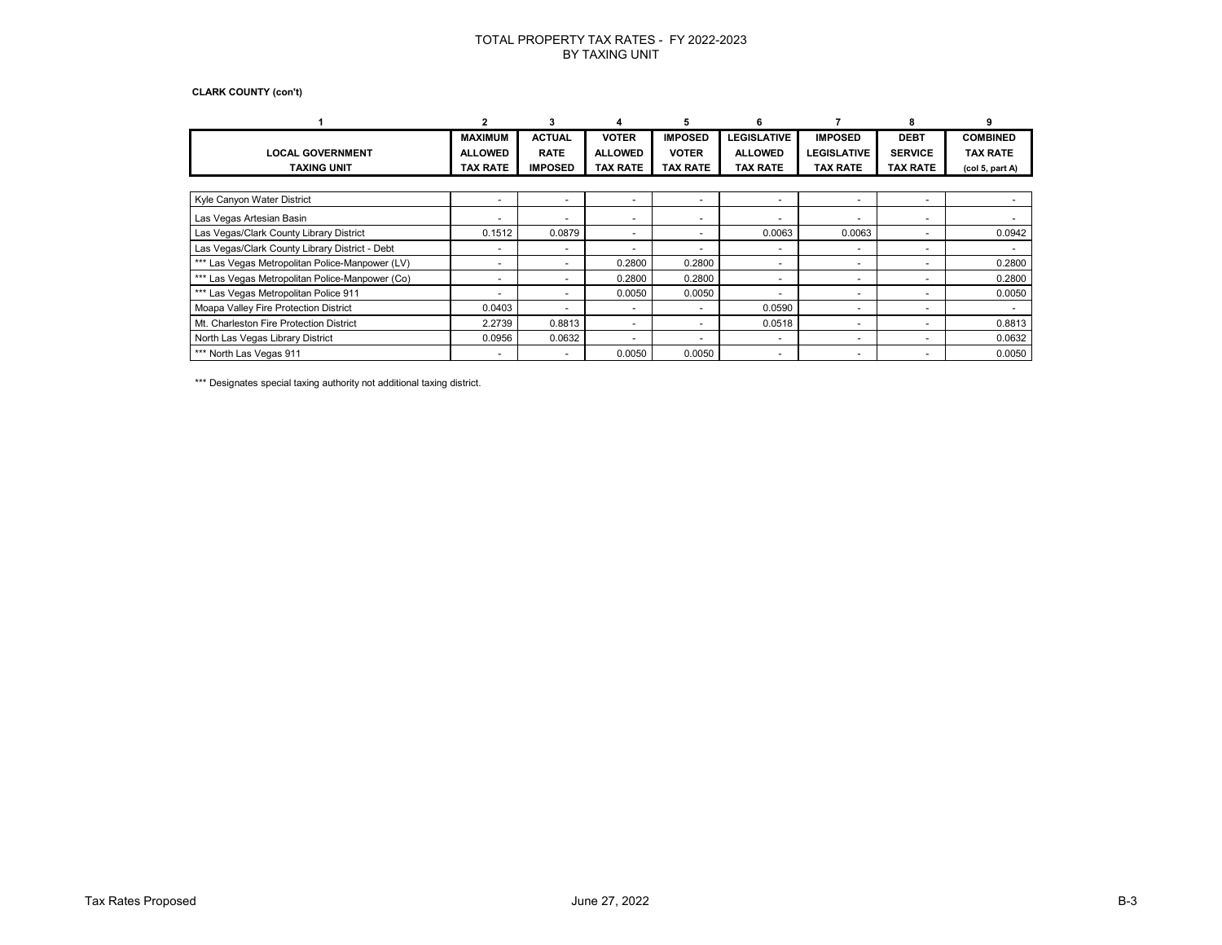# TOTAL PROPERTY TAX RATES - FY 2022-2023
## BY TAXING UNIT

**CLARK COUNTY (con't)**

| 1 | 2 | 3 | 4 | 5 | 6 | 7 | 8 | 9 |
|---|---|---|---|---|---|---|---|---|
| **LOCAL GOVERNMENT TAXING UNIT** | **MAXIMUM ALLOWED TAX RATE** | **ACTUAL RATE IMPOSED** | **VOTER ALLOWED TAX RATE** | **IMPOSED VOTER TAX RATE** | **LEGISLATIVE ALLOWED TAX RATE** | **IMPOSED LEGISLATIVE TAX RATE** | **DEBT SERVICE TAX RATE** | **COMBINED TAX RATE (col 5, part A)** |
| Kyle Canyon Water District | - | - | - | - | - | - | - | - |
| Las Vegas Artesian Basin | - | - | - | - | - | - | - | - |
| Las Vegas/Clark County Library District | 0.1512 | 0.0879 | - | - | 0.0063 | 0.0063 | - | 0.0942 |
| Las Vegas/Clark County Library District - Debt | - | - | - | - | - | - | - | - |
| *** Las Vegas Metropolitan Police-Manpower (LV) | - | - | 0.2800 | 0.2800 | - | - | - | 0.2800 |
| *** Las Vegas Metropolitan Police-Manpower (Co) | - | - | 0.2800 | 0.2800 | - | - | - | 0.2800 |
| *** Las Vegas Metropolitan Police 911 | - | - | 0.0050 | 0.0050 | - | - | - | 0.0050 |
| Moapa Valley Fire Protection District | 0.0403 | - | - | - | 0.0590 | - | - | - |
| Mt. Charleston Fire Protection District | 2.2739 | 0.8813 | - | - | 0.0518 | - | - | 0.8813 |
| North Las Vegas Library District | 0.0956 | 0.0632 | - | - | - | - | - | 0.0632 |
| *** North Las Vegas 911 | - | - | 0.0050 | 0.0050 | - | - | - | 0.0050 |

*** Designates special taxing authority not additional taxing district.

Tax Rates Proposed — June 27, 2022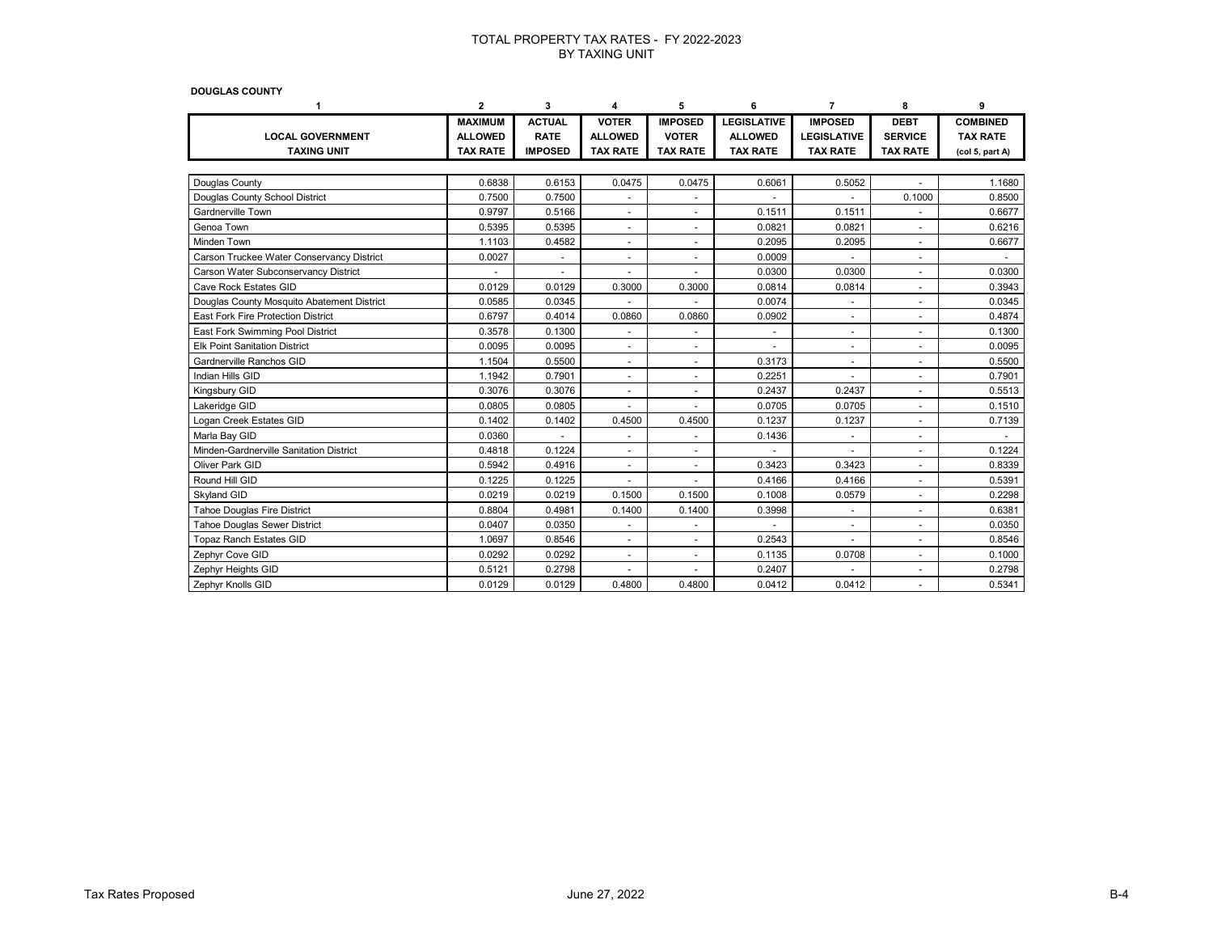# TOTAL PROPERTY TAX RATES - FY 2022-2023
## BY TAXING UNIT

**DOUGLAS COUNTY**

| 1 | 2 | 3 | 4 | 5 | 6 | 7 | 8 | 9 |
|---|---|---|---|---|---|---|---|---|
| **LOCAL GOVERNMENT TAXING UNIT** | **MAXIMUM ALLOWED TAX RATE** | **ACTUAL RATE IMPOSED** | **VOTER ALLOWED TAX RATE** | **IMPOSED VOTER TAX RATE** | **LEGISLATIVE ALLOWED TAX RATE** | **IMPOSED LEGISLATIVE TAX RATE** | **DEBT SERVICE TAX RATE** | **COMBINED TAX RATE (col 5, part A)** |
| Douglas County | 0.6838 | 0.6153 | 0.0475 | 0.0475 | 0.6061 | 0.5052 | - | 1.1680 |
| Douglas County School District | 0.7500 | 0.7500 | - | - | - | - | 0.1000 | 0.8500 |
| Gardnerville Town | 0.9797 | 0.5166 | - | - | 0.1511 | 0.1511 | - | 0.6677 |
| Genoa Town | 0.5395 | 0.5395 | - | - | 0.0821 | 0.0821 | - | 0.6216 |
| Minden Town | 1.1103 | 0.4582 | - | - | 0.2095 | 0.2095 | - | 0.6677 |
| Carson Truckee Water Conservancy District | 0.0027 | - | - | - | 0.0009 | - | - | - |
| Carson Water Subconservancy District | - | - | - | - | 0.0300 | 0.0300 | - | 0.0300 |
| Cave Rock Estates GID | 0.0129 | 0.0129 | 0.3000 | 0.3000 | 0.0814 | 0.0814 | - | 0.3943 |
| Douglas County Mosquito Abatement District | 0.0585 | 0.0345 | - | - | 0.0074 | - | - | 0.0345 |
| East Fork Fire Protection District | 0.6797 | 0.4014 | 0.0860 | 0.0860 | 0.0902 | - | - | 0.4874 |
| East Fork Swimming Pool District | 0.3578 | 0.1300 | - | - | - | - | - | 0.1300 |
| Elk Point Sanitation District | 0.0095 | 0.0095 | - | - | - | - | - | 0.0095 |
| Gardnerville Ranchos GID | 1.1504 | 0.5500 | - | - | 0.3173 | - | - | 0.5500 |
| Indian Hills GID | 1.1942 | 0.7901 | - | - | 0.2251 | - | - | 0.7901 |
| Kingsbury GID | 0.3076 | 0.3076 | - | - | 0.2437 | 0.2437 | - | 0.5513 |
| Lakeridge GID | 0.0805 | 0.0805 | - | - | 0.0705 | 0.0705 | - | 0.1510 |
| Logan Creek Estates GID | 0.1402 | 0.1402 | 0.4500 | 0.4500 | 0.1237 | 0.1237 | - | 0.7139 |
| Marla Bay GID | 0.0360 | - | - | - | 0.1436 | - | - | - |
| Minden-Gardnerville Sanitation District | 0.4818 | 0.1224 | - | - | - | - | - | 0.1224 |
| Oliver Park GID | 0.5942 | 0.4916 | - | - | 0.3423 | 0.3423 | - | 0.8339 |
| Round Hill GID | 0.1225 | 0.1225 | - | - | 0.4166 | 0.4166 | - | 0.5391 |
| Skyland GID | 0.0219 | 0.0219 | 0.1500 | 0.1500 | 0.1008 | 0.0579 | - | 0.2298 |
| Tahoe Douglas Fire District | 0.8804 | 0.4981 | 0.1400 | 0.1400 | 0.3998 | - | - | 0.6381 |
| Tahoe Douglas Sewer District | 0.0407 | 0.0350 | - | - | - | - | - | 0.0350 |
| Topaz Ranch Estates GID | 1.0697 | 0.8546 | - | - | 0.2543 | - | - | 0.8546 |
| Zephyr Cove GID | 0.0292 | 0.0292 | - | - | 0.1135 | 0.0708 | - | 0.1000 |
| Zephyr Heights GID | 0.5121 | 0.2798 | - | - | 0.2407 | - | - | 0.2798 |
| Zephyr Knolls GID | 0.0129 | 0.0129 | 0.4800 | 0.4800 | 0.0412 | 0.0412 | - | 0.5341 |

Tax Rates Proposed June 27, 2022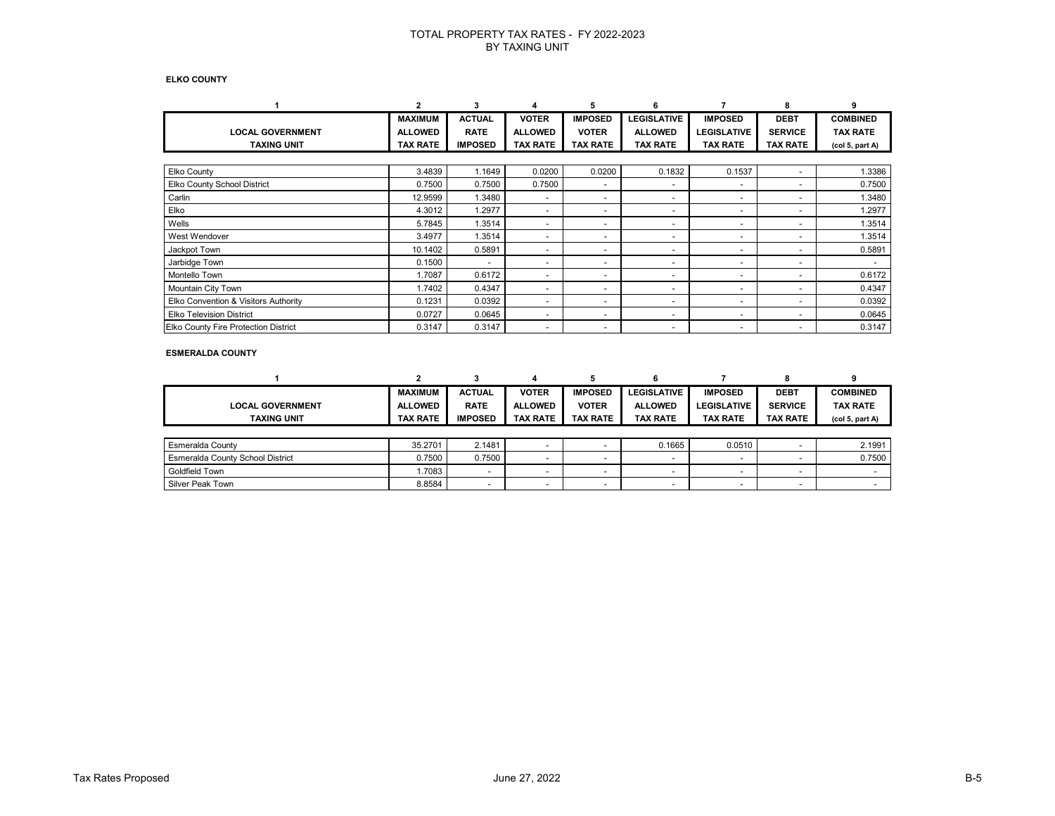# TOTAL PROPERTY TAX RATES - FY 2022-2023
## BY TAXING UNIT

**ELKO COUNTY**

| 1 | 2 | 3 | 4 | 5 | 6 | 7 | 8 | 9 |
|---|---|---|---|---|---|---|---|---|
| LOCAL GOVERNMENT TAXING UNIT | MAXIMUM ALLOWED TAX RATE | ACTUAL RATE IMPOSED | VOTER ALLOWED TAX RATE | IMPOSED VOTER TAX RATE | LEGISLATIVE ALLOWED TAX RATE | IMPOSED LEGISLATIVE TAX RATE | DEBT SERVICE TAX RATE | COMBINED TAX RATE (col 5, part A) |
| Elko County | 3.4839 | 1.1649 | 0.0200 | 0.0200 | 0.1832 | 0.1537 | - | 1.3386 |
| Elko County School District | 0.7500 | 0.7500 | 0.7500 | - | - | - | - | 0.7500 |
| Carlin | 12.9599 | 1.3480 | - | - | - | - | - | 1.3480 |
| Elko | 4.3012 | 1.2977 | - | - | - | - | - | 1.2977 |
| Wells | 5.7845 | 1.3514 | - | - | - | - | - | 1.3514 |
| West Wendover | 3.4977 | 1.3514 | - | - | - | - | - | 1.3514 |
| Jackpot Town | 10.1402 | 0.5891 | - | - | - | - | - | 0.5891 |
| Jarbidge Town | 0.1500 | - | - | - | - | - | - | - |
| Montello Town | 1.7087 | 0.6172 | - | - | - | - | - | 0.6172 |
| Mountain City Town | 1.7402 | 0.4347 | - | - | - | - | - | 0.4347 |
| Elko Convention & Visitors Authority | 0.1231 | 0.0392 | - | - | - | - | - | 0.0392 |
| Elko Television District | 0.0727 | 0.0645 | - | - | - | - | - | 0.0645 |
| Elko County Fire Protection District | 0.3147 | 0.3147 | - | - | - | - | - | 0.3147 |

**ESMERALDA COUNTY**

| 1 | 2 | 3 | 4 | 5 | 6 | 7 | 8 | 9 |
|---|---|---|---|---|---|---|---|---|
| LOCAL GOVERNMENT TAXING UNIT | MAXIMUM ALLOWED TAX RATE | ACTUAL RATE IMPOSED | VOTER ALLOWED TAX RATE | IMPOSED VOTER TAX RATE | LEGISLATIVE ALLOWED TAX RATE | IMPOSED LEGISLATIVE TAX RATE | DEBT SERVICE TAX RATE | COMBINED TAX RATE (col 5, part A) |
| Esmeralda County | 35.2701 | 2.1481 | - | - | 0.1665 | 0.0510 | - | 2.1991 |
| Esmeralda County School District | 0.7500 | 0.7500 | - | - | - | - | - | 0.7500 |
| Goldfield Town | 1.7083 | - | - | - | - | - | - | - |
| Silver Peak Town | 8.8584 | - | - | - | - | - | - | - |

Tax Rates Proposed June 27, 2022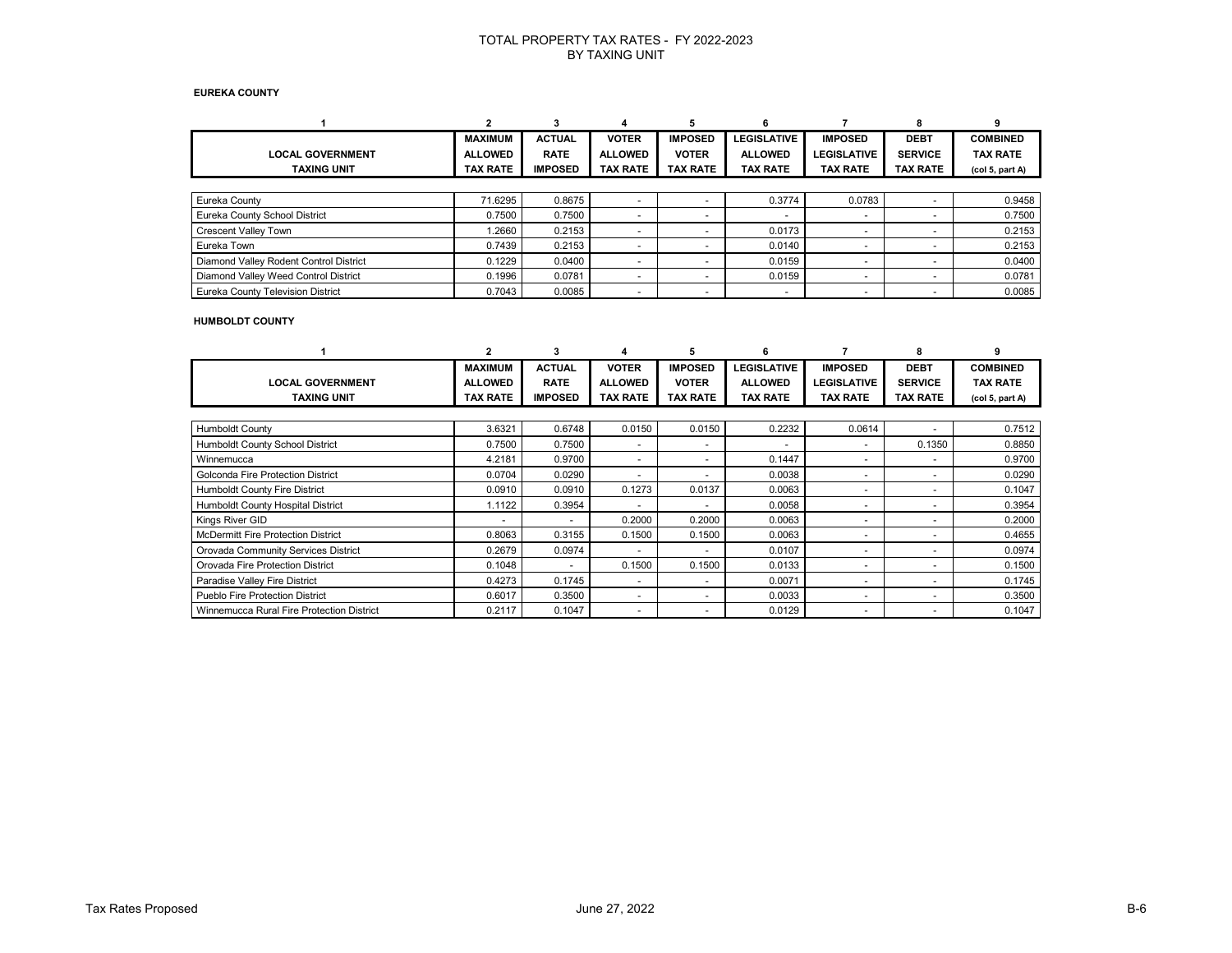# TOTAL PROPERTY TAX RATES - FY 2022-2023
## BY TAXING UNIT

### EUREKA COUNTY

| 1 | 2 | 3 | 4 | 5 | 6 | 7 | 8 | 9 |
|---|---|---|---|---|---|---|---|---|
| **LOCAL GOVERNMENT TAXING UNIT** | **MAXIMUM ALLOWED TAX RATE** | **ACTUAL RATE IMPOSED** | **VOTER ALLOWED TAX RATE** | **IMPOSED VOTER TAX RATE** | **LEGISLATIVE ALLOWED TAX RATE** | **IMPOSED LEGISLATIVE TAX RATE** | **DEBT SERVICE TAX RATE** | **COMBINED TAX RATE (col 5, part A)** |
| Eureka County | 71.6295 | 0.8675 | - | - | 0.3774 | 0.0783 | - | 0.9458 |
| Eureka County School District | 0.7500 | 0.7500 | - | - | - | - | - | 0.7500 |
| Crescent Valley Town | 1.2660 | 0.2153 | - | - | 0.0173 | - | - | 0.2153 |
| Eureka Town | 0.7439 | 0.2153 | - | - | 0.0140 | - | - | 0.2153 |
| Diamond Valley Rodent Control District | 0.1229 | 0.0400 | - | - | 0.0159 | - | - | 0.0400 |
| Diamond Valley Weed Control District | 0.1996 | 0.0781 | - | - | 0.0159 | - | - | 0.0781 |
| Eureka County Television District | 0.7043 | 0.0085 | - | - | - | - | - | 0.0085 |

### HUMBOLDT COUNTY

| 1 | 2 | 3 | 4 | 5 | 6 | 7 | 8 | 9 |
|---|---|---|---|---|---|---|---|---|
| **LOCAL GOVERNMENT TAXING UNIT** | **MAXIMUM ALLOWED TAX RATE** | **ACTUAL RATE IMPOSED** | **VOTER ALLOWED TAX RATE** | **IMPOSED VOTER TAX RATE** | **LEGISLATIVE ALLOWED TAX RATE** | **IMPOSED LEGISLATIVE TAX RATE** | **DEBT SERVICE TAX RATE** | **COMBINED TAX RATE (col 5, part A)** |
| Humboldt County | 3.6321 | 0.6748 | 0.0150 | 0.0150 | 0.2232 | 0.0614 | - | 0.7512 |
| Humboldt County School District | 0.7500 | 0.7500 | - | - | - | - | 0.1350 | 0.8850 |
| Winnemucca | 4.2181 | 0.9700 | - | - | 0.1447 | - | - | 0.9700 |
| Golconda Fire Protection District | 0.0704 | 0.0290 | - | - | 0.0038 | - | - | 0.0290 |
| Humboldt County Fire District | 0.0910 | 0.0910 | 0.1273 | 0.0137 | 0.0063 | - | - | 0.1047 |
| Humboldt County Hospital District | 1.1122 | 0.3954 | - | - | 0.0058 | - | - | 0.3954 |
| Kings River GID | - | - | 0.2000 | 0.2000 | 0.0063 | - | - | 0.2000 |
| McDermitt Fire Protection District | 0.8063 | 0.3155 | 0.1500 | 0.1500 | 0.0063 | - | - | 0.4655 |
| Orovada Community Services District | 0.2679 | 0.0974 | - | - | 0.0107 | - | - | 0.0974 |
| Orovada Fire Protection District | 0.1048 | - | 0.1500 | 0.1500 | 0.0133 | - | - | 0.1500 |
| Paradise Valley Fire District | 0.4273 | 0.1745 | - | - | 0.0071 | - | - | 0.1745 |
| Pueblo Fire Protection District | 0.6017 | 0.3500 | - | - | 0.0033 | - | - | 0.3500 |
| Winnemucca Rural Fire Protection District | 0.2117 | 0.1047 | - | - | 0.0129 | - | - | 0.1047 |

Tax Rates Proposed    June 27, 2022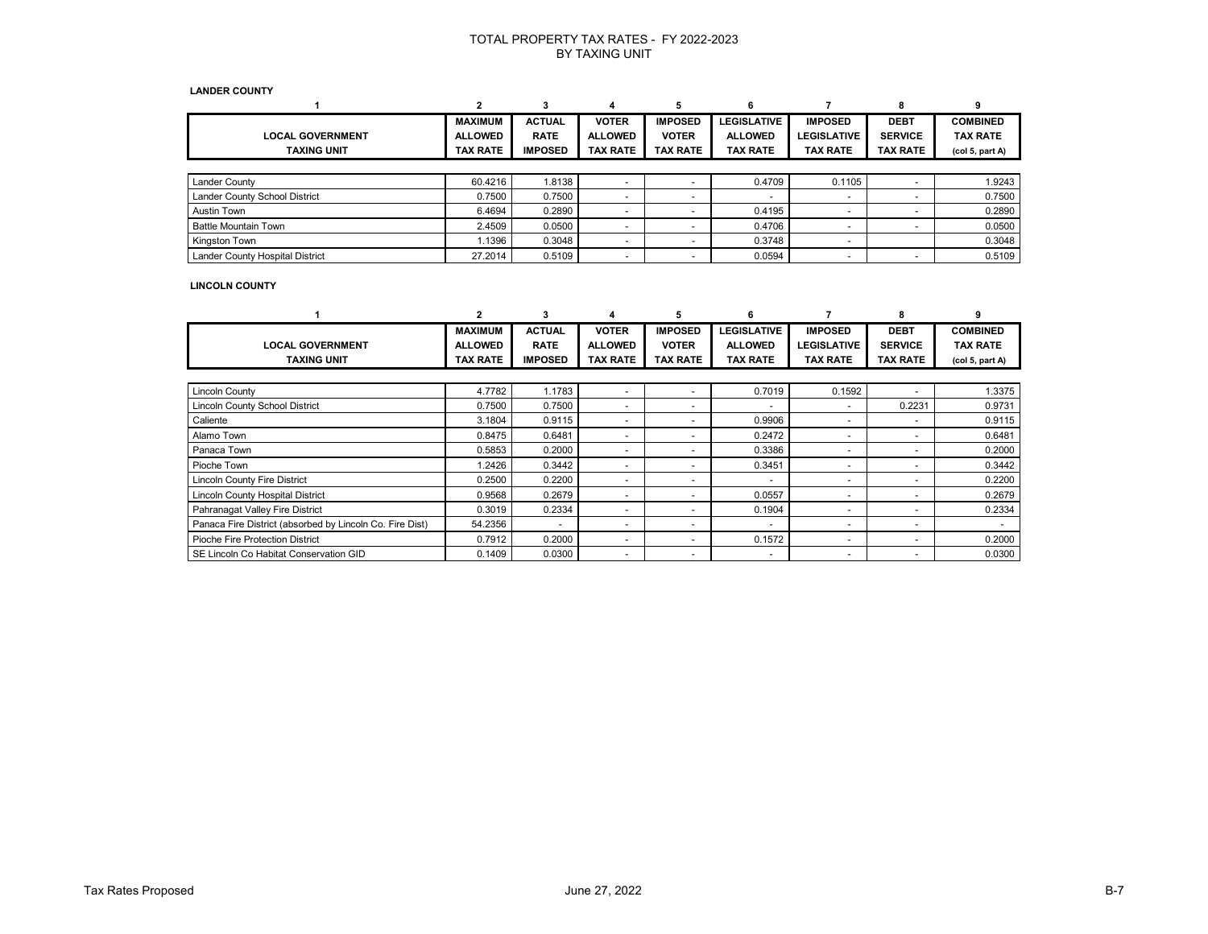# TOTAL PROPERTY TAX RATES - FY 2022-2023
## BY TAXING UNIT

### LANDER COUNTY

| 1 | 2 | 3 | 4 | 5 | 6 | 7 | 8 | 9 |
|---|---|---|---|---|---|---|---|---|
| **LOCAL GOVERNMENT TAXING UNIT** | **MAXIMUM ALLOWED TAX RATE** | **ACTUAL RATE IMPOSED** | **VOTER ALLOWED TAX RATE** | **IMPOSED VOTER TAX RATE** | **LEGISLATIVE ALLOWED TAX RATE** | **IMPOSED LEGISLATIVE TAX RATE** | **DEBT SERVICE TAX RATE** | **COMBINED TAX RATE (col 5, part A)** |
| Lander County | 60.4216 | 1.8138 | - | - | 0.4709 | 0.1105 | - | 1.9243 |
| Lander County School District | 0.7500 | 0.7500 | - | - | - | - | - | 0.7500 |
| Austin Town | 6.4694 | 0.2890 | - | - | 0.4195 | - | - | 0.2890 |
| Battle Mountain Town | 2.4509 | 0.0500 | - | - | 0.4706 | - | - | 0.0500 |
| Kingston Town | 1.1396 | 0.3048 | - | - | 0.3748 | - | | 0.3048 |
| Lander County Hospital District | 27.2014 | 0.5109 | - | - | 0.0594 | - | - | 0.5109 |

### LINCOLN COUNTY

| 1 | 2 | 3 | 4 | 5 | 6 | 7 | 8 | 9 |
|---|---|---|---|---|---|---|---|---|
| **LOCAL GOVERNMENT TAXING UNIT** | **MAXIMUM ALLOWED TAX RATE** | **ACTUAL RATE IMPOSED** | **VOTER ALLOWED TAX RATE** | **IMPOSED VOTER TAX RATE** | **LEGISLATIVE ALLOWED TAX RATE** | **IMPOSED LEGISLATIVE TAX RATE** | **DEBT SERVICE TAX RATE** | **COMBINED TAX RATE (col 5, part A)** |
| Lincoln County | 4.7782 | 1.1783 | - | - | 0.7019 | 0.1592 | - | 1.3375 |
| Lincoln County School District | 0.7500 | 0.7500 | - | - | - | - | 0.2231 | 0.9731 |
| Caliente | 3.1804 | 0.9115 | - | - | 0.9906 | - | - | 0.9115 |
| Alamo Town | 0.8475 | 0.6481 | - | - | 0.2472 | - | - | 0.6481 |
| Panaca Town | 0.5853 | 0.2000 | - | - | 0.3386 | - | - | 0.2000 |
| Pioche Town | 1.2426 | 0.3442 | - | - | 0.3451 | - | - | 0.3442 |
| Lincoln County Fire District | 0.2500 | 0.2200 | - | - | - | - | - | 0.2200 |
| Lincoln County Hospital District | 0.9568 | 0.2679 | - | - | 0.0557 | - | - | 0.2679 |
| Pahranagat Valley Fire District | 0.3019 | 0.2334 | - | - | 0.1904 | - | - | 0.2334 |
| Panaca Fire District (absorbed by Lincoln Co. Fire Dist) | 54.2356 | - | - | - | - | - | - | - |
| Pioche Fire Protection District | 0.7912 | 0.2000 | - | - | 0.1572 | - | - | 0.2000 |
| SE Lincoln Co Habitat Conservation GID | 0.1409 | 0.0300 | - | - | - | - | - | 0.0300 |

Tax Rates Proposed — June 27, 2022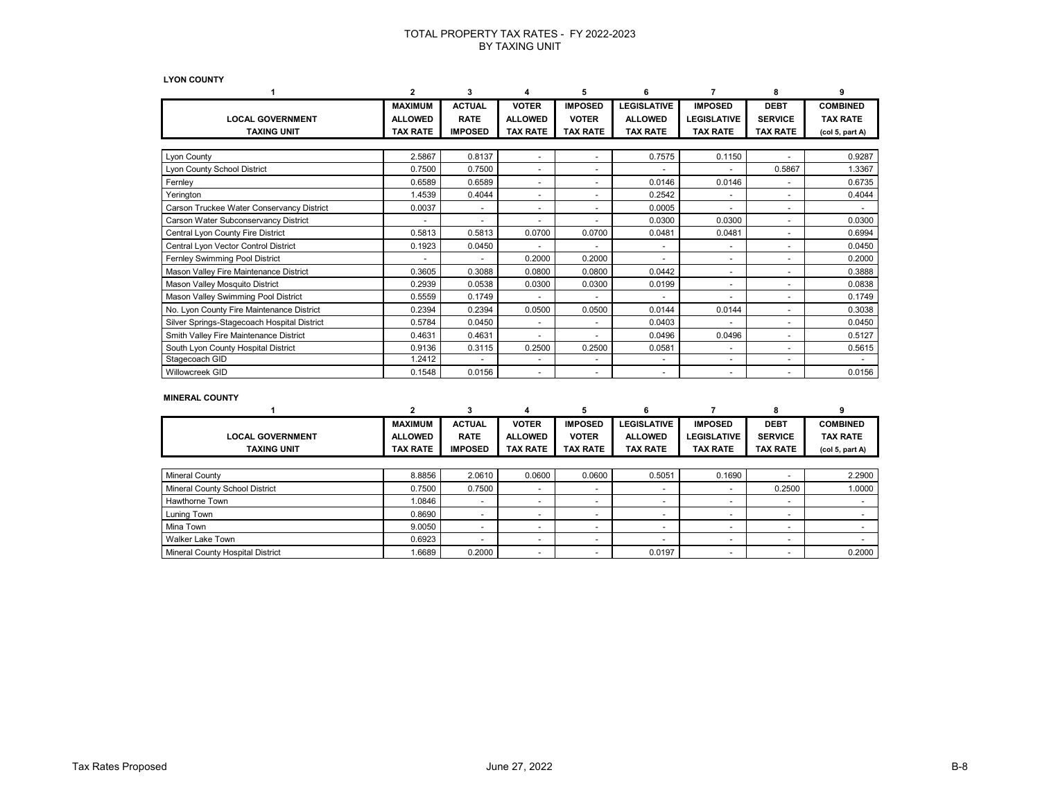# TOTAL PROPERTY TAX RATES - FY 2022-2023
## BY TAXING UNIT

**LYON COUNTY**

| 1 | 2 | 3 | 4 | 5 | 6 | 7 | 8 | 9 |
|---|---|---|---|---|---|---|---|---|
| **LOCAL GOVERNMENT TAXING UNIT** | **MAXIMUM ALLOWED TAX RATE** | **ACTUAL RATE IMPOSED** | **VOTER ALLOWED TAX RATE** | **IMPOSED VOTER TAX RATE** | **LEGISLATIVE ALLOWED TAX RATE** | **IMPOSED LEGISLATIVE TAX RATE** | **DEBT SERVICE TAX RATE** | **COMBINED TAX RATE (col 5, part A)** |
| Lyon County | 2.5867 | 0.8137 | - | - | 0.7575 | 0.1150 | - | 0.9287 |
| Lyon County School District | 0.7500 | 0.7500 | - | - | - | - | 0.5867 | 1.3367 |
| Fernley | 0.6589 | 0.6589 | - | - | 0.0146 | 0.0146 | - | 0.6735 |
| Yerington | 1.4539 | 0.4044 | - | - | 0.2542 | - | - | 0.4044 |
| Carson Truckee Water Conservancy District | 0.0037 | - | - | - | 0.0005 | - | - | - |
| Carson Water Subconservancy District | - | - | - | - | 0.0300 | 0.0300 | - | 0.0300 |
| Central Lyon County Fire District | 0.5813 | 0.5813 | 0.0700 | 0.0700 | 0.0481 | 0.0481 | - | 0.6994 |
| Central Lyon Vector Control District | 0.1923 | 0.0450 | - | - | - | - | - | 0.0450 |
| Fernley Swimming Pool District | - | - | 0.2000 | 0.2000 | - | - | - | 0.2000 |
| Mason Valley Fire Maintenance District | 0.3605 | 0.3088 | 0.0800 | 0.0800 | 0.0442 | - | - | 0.3888 |
| Mason Valley Mosquito District | 0.2939 | 0.0538 | 0.0300 | 0.0300 | 0.0199 | - | - | 0.0838 |
| Mason Valley Swimming Pool District | 0.5559 | 0.1749 | - | - | - | - | - | 0.1749 |
| No. Lyon County Fire Maintenance District | 0.2394 | 0.2394 | 0.0500 | 0.0500 | 0.0144 | 0.0144 | - | 0.3038 |
| Silver Springs-Stagecoach Hospital District | 0.5784 | 0.0450 | - | - | 0.0403 | - | - | 0.0450 |
| Smith Valley Fire Maintenance District | 0.4631 | 0.4631 | - | - | 0.0496 | 0.0496 | - | 0.5127 |
| South Lyon County Hospital District | 0.9136 | 0.3115 | 0.2500 | 0.2500 | 0.0581 | - | - | 0.5615 |
| Stagecoach GID | 1.2412 | - | - | - | - | - | - | - |
| Willowcreek GID | 0.1548 | 0.0156 | - | - | - | - | - | 0.0156 |

**MINERAL COUNTY**

| 1 | 2 | 3 | 4 | 5 | 6 | 7 | 8 | 9 |
|---|---|---|---|---|---|---|---|---|
| **LOCAL GOVERNMENT TAXING UNIT** | **MAXIMUM ALLOWED TAX RATE** | **ACTUAL RATE IMPOSED** | **VOTER ALLOWED TAX RATE** | **IMPOSED VOTER TAX RATE** | **LEGISLATIVE ALLOWED TAX RATE** | **IMPOSED LEGISLATIVE TAX RATE** | **DEBT SERVICE TAX RATE** | **COMBINED TAX RATE (col 5, part A)** |
| Mineral County | 8.8856 | 2.0610 | 0.0600 | 0.0600 | 0.5051 | 0.1690 | - | 2.2900 |
| Mineral County School District | 0.7500 | 0.7500 | - | - | - | - | 0.2500 | 1.0000 |
| Hawthorne Town | 1.0846 | - | - | - | - | - | - | - |
| Luning Town | 0.8690 | - | - | - | - | - | - | - |
| Mina Town | 9.0050 | - | - | - | - | - | - | - |
| Walker Lake Town | 0.6923 | - | - | - | - | - | - | - |
| Mineral County Hospital District | 1.6689 | 0.2000 | - | - | 0.0197 | - | - | 0.2000 |

Tax Rates Proposed June 27, 2022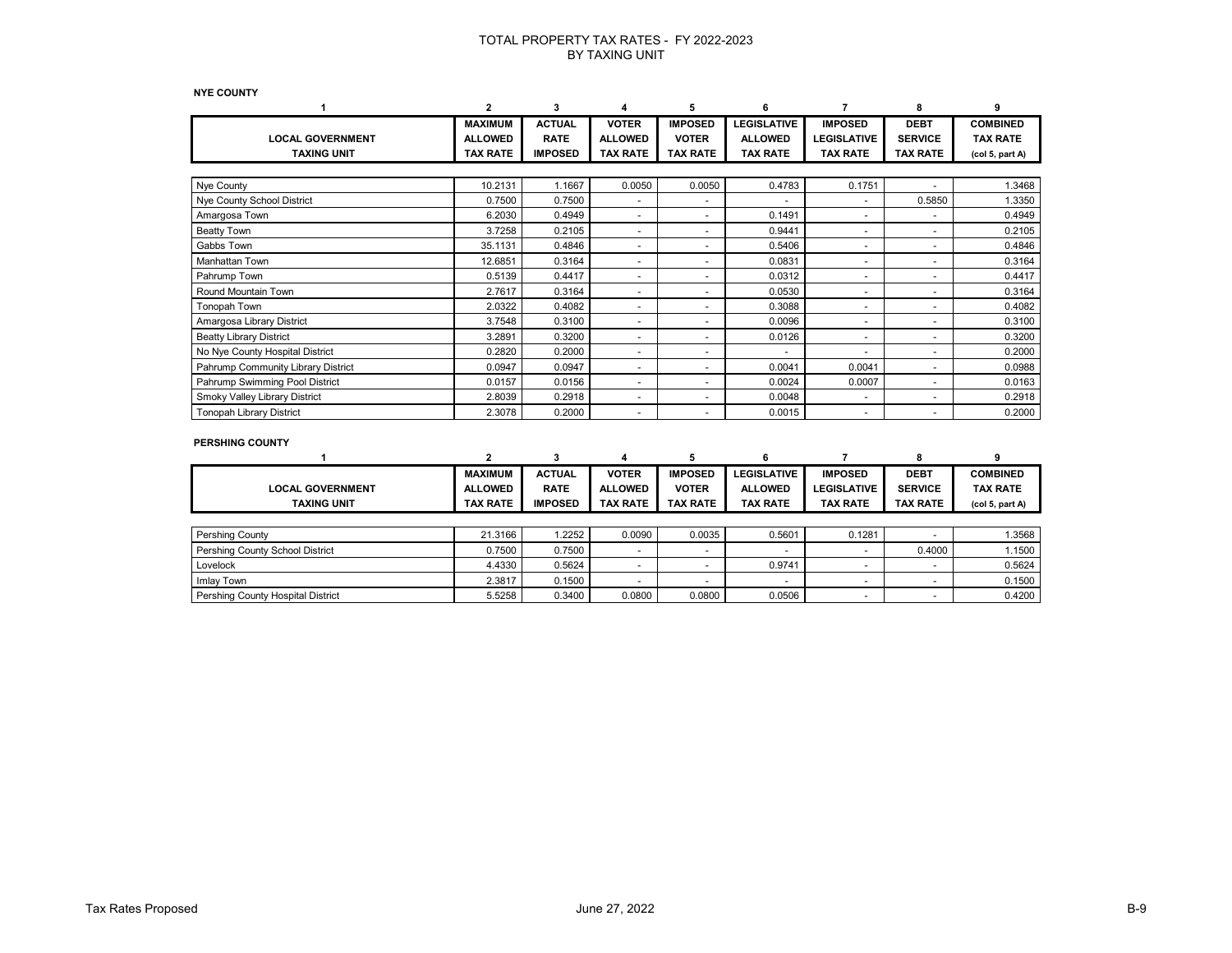# TOTAL PROPERTY TAX RATES - FY 2022-2023
## BY TAXING UNIT

**NYE COUNTY**

| 1 | 2 | 3 | 4 | 5 | 6 | 7 | 8 | 9 |
|---|---|---|---|---|---|---|---|---|
| **LOCAL GOVERNMENT TAXING UNIT** | **MAXIMUM ALLOWED TAX RATE** | **ACTUAL RATE IMPOSED** | **VOTER ALLOWED TAX RATE** | **IMPOSED VOTER TAX RATE** | **LEGISLATIVE ALLOWED TAX RATE** | **IMPOSED LEGISLATIVE TAX RATE** | **DEBT SERVICE TAX RATE** | **COMBINED TAX RATE (col 5, part A)** |
| Nye County | 10.2131 | 1.1667 | 0.0050 | 0.0050 | 0.4783 | 0.1751 | - | 1.3468 |
| Nye County School District | 0.7500 | 0.7500 | - | - | - | - | 0.5850 | 1.3350 |
| Amargosa Town | 6.2030 | 0.4949 | - | - | 0.1491 | - | - | 0.4949 |
| Beatty Town | 3.7258 | 0.2105 | - | - | 0.9441 | - | - | 0.2105 |
| Gabbs Town | 35.1131 | 0.4846 | - | - | 0.5406 | - | - | 0.4846 |
| Manhattan Town | 12.6851 | 0.3164 | - | - | 0.0831 | - | - | 0.3164 |
| Pahrump Town | 0.5139 | 0.4417 | - | - | 0.0312 | - | - | 0.4417 |
| Round Mountain Town | 2.7617 | 0.3164 | - | - | 0.0530 | - | - | 0.3164 |
| Tonopah Town | 2.0322 | 0.4082 | - | - | 0.3088 | - | - | 0.4082 |
| Amargosa Library District | 3.7548 | 0.3100 | - | - | 0.0096 | - | - | 0.3100 |
| Beatty Library District | 3.2891 | 0.3200 | - | - | 0.0126 | - | - | 0.3200 |
| No Nye County Hospital District | 0.2820 | 0.2000 | - | - | - | - | - | 0.2000 |
| Pahrump Community Library District | 0.0947 | 0.0947 | - | - | 0.0041 | 0.0041 | - | 0.0988 |
| Pahrump Swimming Pool District | 0.0157 | 0.0156 | - | - | 0.0024 | 0.0007 | - | 0.0163 |
| Smoky Valley Library District | 2.8039 | 0.2918 | - | - | 0.0048 | - | - | 0.2918 |
| Tonopah Library District | 2.3078 | 0.2000 | - | - | 0.0015 | - | - | 0.2000 |

**PERSHING COUNTY**

| 1 | 2 | 3 | 4 | 5 | 6 | 7 | 8 | 9 |
|---|---|---|---|---|---|---|---|---|
| **LOCAL GOVERNMENT TAXING UNIT** | **MAXIMUM ALLOWED TAX RATE** | **ACTUAL RATE IMPOSED** | **VOTER ALLOWED TAX RATE** | **IMPOSED VOTER TAX RATE** | **LEGISLATIVE ALLOWED TAX RATE** | **IMPOSED LEGISLATIVE TAX RATE** | **DEBT SERVICE TAX RATE** | **COMBINED TAX RATE (col 5, part A)** |
| Pershing County | 21.3166 | 1.2252 | 0.0090 | 0.0035 | 0.5601 | 0.1281 | - | 1.3568 |
| Pershing County School District | 0.7500 | 0.7500 | - | - | - | - | 0.4000 | 1.1500 |
| Lovelock | 4.4330 | 0.5624 | - | - | 0.9741 | - | - | 0.5624 |
| Imlay Town | 2.3817 | 0.1500 | - | - | - | - | - | 0.1500 |
| Pershing County Hospital District | 5.5258 | 0.3400 | 0.0800 | 0.0800 | 0.0506 | - | - | 0.4200 |

Tax Rates Proposed — June 27, 2022 — B-9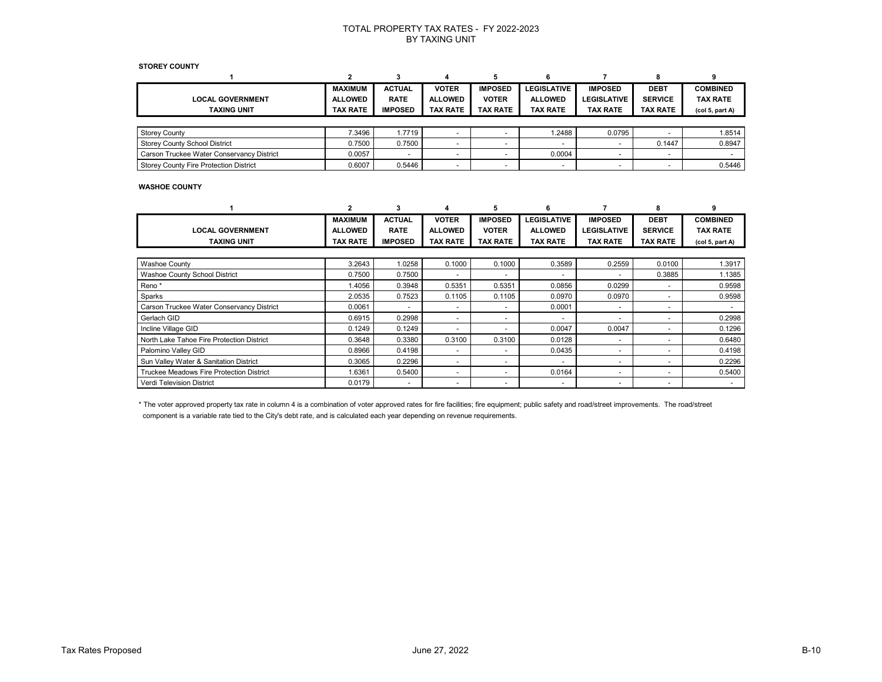# TOTAL PROPERTY TAX RATES - FY 2022-2023
## BY TAXING UNIT

**STOREY COUNTY**

| 1 | 2 | 3 | 4 | 5 | 6 | 7 | 8 | 9 |
|---|---|---|---|---|---|---|---|---|
| LOCAL GOVERNMENT TAXING UNIT | MAXIMUM ALLOWED TAX RATE | ACTUAL RATE IMPOSED | VOTER ALLOWED TAX RATE | IMPOSED VOTER TAX RATE | LEGISLATIVE ALLOWED TAX RATE | IMPOSED LEGISLATIVE TAX RATE | DEBT SERVICE TAX RATE | COMBINED TAX RATE (col 5, part A) |
| Storey County | 7.3496 | 1.7719 | - | - | 1.2488 | 0.0795 | - | 1.8514 |
| Storey County School District | 0.7500 | 0.7500 | - | - | - | - | 0.1447 | 0.8947 |
| Carson Truckee Water Conservancy District | 0.0057 | - | - | - | 0.0004 | - | - | - |
| Storey County Fire Protection District | 0.6007 | 0.5446 | - | - | - | - | - | 0.5446 |

**WASHOE COUNTY**

| 1 | 2 | 3 | 4 | 5 | 6 | 7 | 8 | 9 |
|---|---|---|---|---|---|---|---|---|
| LOCAL GOVERNMENT TAXING UNIT | MAXIMUM ALLOWED TAX RATE | ACTUAL RATE IMPOSED | VOTER ALLOWED TAX RATE | IMPOSED VOTER TAX RATE | LEGISLATIVE ALLOWED TAX RATE | IMPOSED LEGISLATIVE TAX RATE | DEBT SERVICE TAX RATE | COMBINED TAX RATE (col 5, part A) |
| Washoe County | 3.2643 | 1.0258 | 0.1000 | 0.1000 | 0.3589 | 0.2559 | 0.0100 | 1.3917 |
| Washoe County School District | 0.7500 | 0.7500 | - | - | - | - | 0.3885 | 1.1385 |
| Reno * | 1.4056 | 0.3948 | 0.5351 | 0.5351 | 0.0856 | 0.0299 | - | 0.9598 |
| Sparks | 2.0535 | 0.7523 | 0.1105 | 0.1105 | 0.0970 | 0.0970 | - | 0.9598 |
| Carson Truckee Water Conservancy District | 0.0061 | - | - | - | 0.0001 | - | - | - |
| Gerlach GID | 0.6915 | 0.2998 | - | - | - | - | - | 0.2998 |
| Incline Village GID | 0.1249 | 0.1249 | - | - | 0.0047 | 0.0047 | - | 0.1296 |
| North Lake Tahoe Fire Protection District | 0.3648 | 0.3380 | 0.3100 | 0.3100 | 0.0128 | - | - | 0.6480 |
| Palomino Valley GID | 0.8966 | 0.4198 | - | - | 0.0435 | - | - | 0.4198 |
| Sun Valley Water & Sanitation District | 0.3065 | 0.2296 | - | - | - | - | - | 0.2296 |
| Truckee Meadows Fire Protection District | 1.6361 | 0.5400 | - | - | 0.0164 | - | - | 0.5400 |
| Verdi Television District | 0.0179 | - | - | - | - | - | - | - |

* The voter approved property tax rate in column 4 is a combination of voter approved rates for fire facilities; fire equipment; public safety and road/street improvements. The road/street component is a variable rate tied to the City's debt rate, and is calculated each year depending on revenue requirements.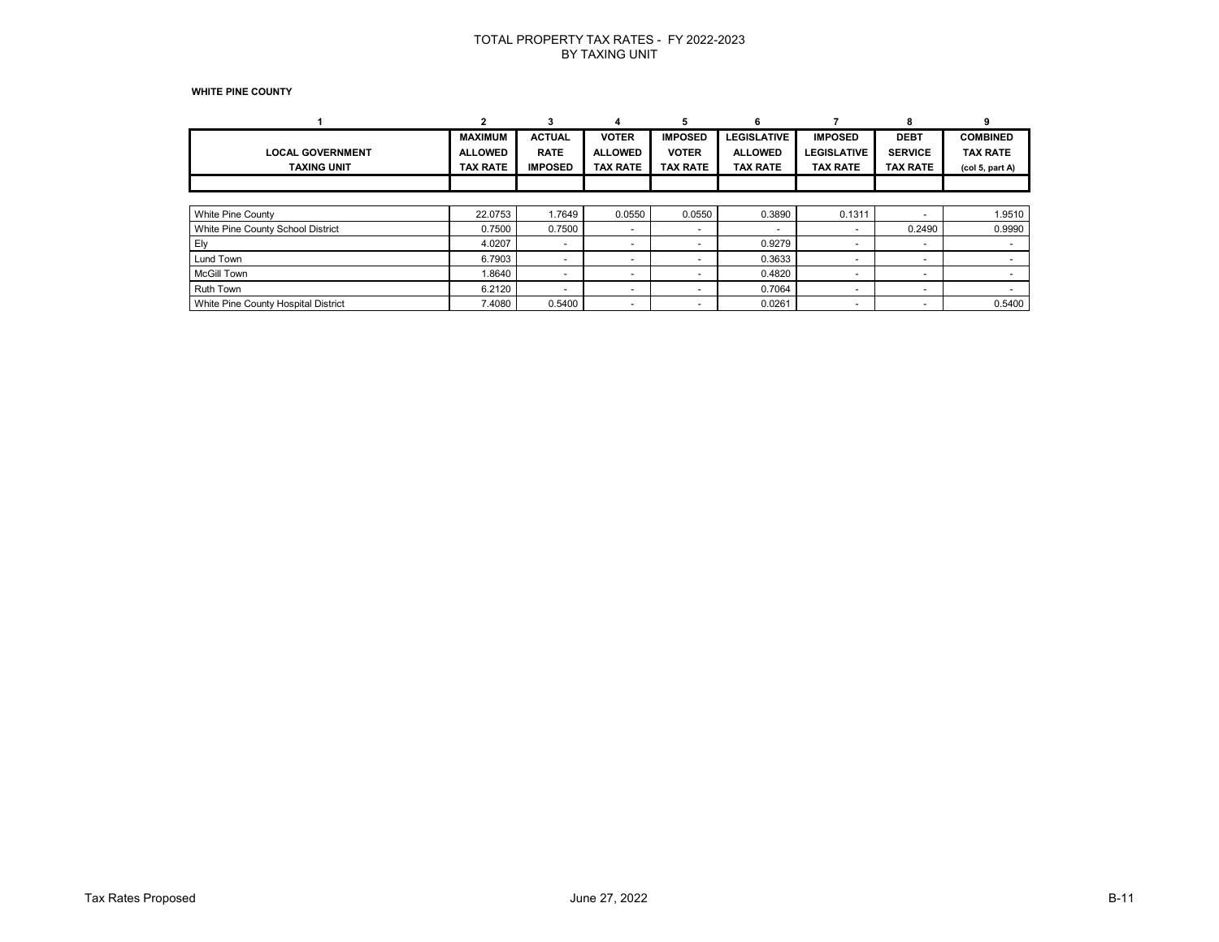# TOTAL PROPERTY TAX RATES - FY 2022-2023
## BY TAXING UNIT

**WHITE PINE COUNTY**

| 1 | 2 | 3 | 4 | 5 | 6 | 7 | 8 | 9 |
|---|---|---|---|---|---|---|---|---|
| **LOCAL GOVERNMENT TAXING UNIT** | **MAXIMUM ALLOWED TAX RATE** | **ACTUAL RATE IMPOSED** | **VOTER ALLOWED TAX RATE** | **IMPOSED VOTER TAX RATE** | **LEGISLATIVE ALLOWED TAX RATE** | **IMPOSED LEGISLATIVE TAX RATE** | **DEBT SERVICE TAX RATE** | **COMBINED TAX RATE (col 5, part A)** |
| White Pine County | 22.0753 | 1.7649 | 0.0550 | 0.0550 | 0.3890 | 0.1311 | - | 1.9510 |
| White Pine County School District | 0.7500 | 0.7500 | - | - | - | - | 0.2490 | 0.9990 |
| Ely | 4.0207 | - | - | - | 0.9279 | - | - | - |
| Lund Town | 6.7903 | - | - | - | 0.3633 | - | - | - |
| McGill Town | 1.8640 | - | - | - | 0.4820 | - | - | - |
| Ruth Town | 6.2120 | - | - | - | 0.7064 | - | - | - |
| White Pine County Hospital District | 7.4080 | 0.5400 | - | - | 0.0261 | - | - | 0.5400 |

Tax Rates Proposed — June 27, 2022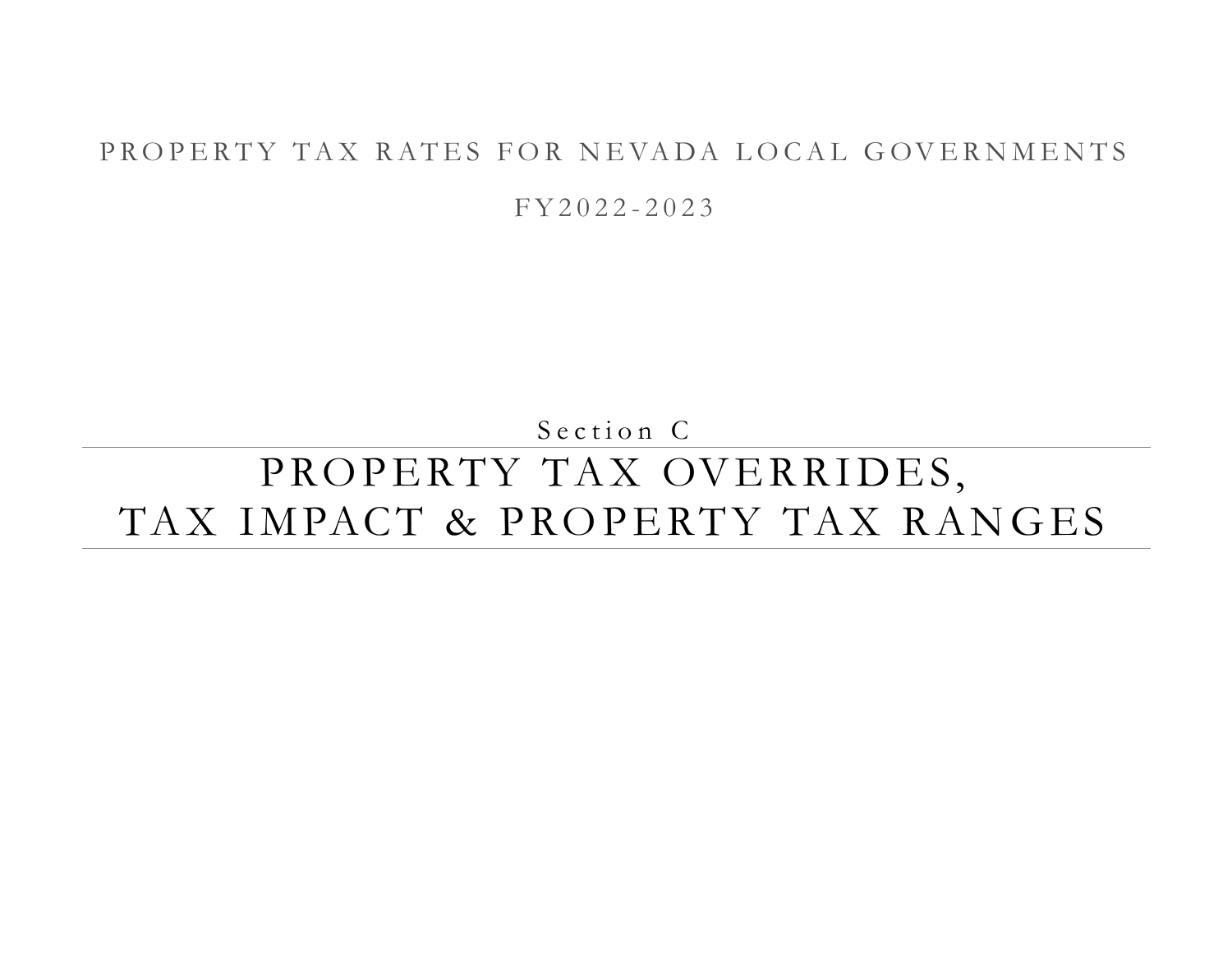PROPERTY TAX RATES FOR NEVADA LOCAL GOVERNMENTS

FY2022-2023

Section C

# PROPERTY TAX OVERRIDES, TAX IMPACT & PROPERTY TAX RANGES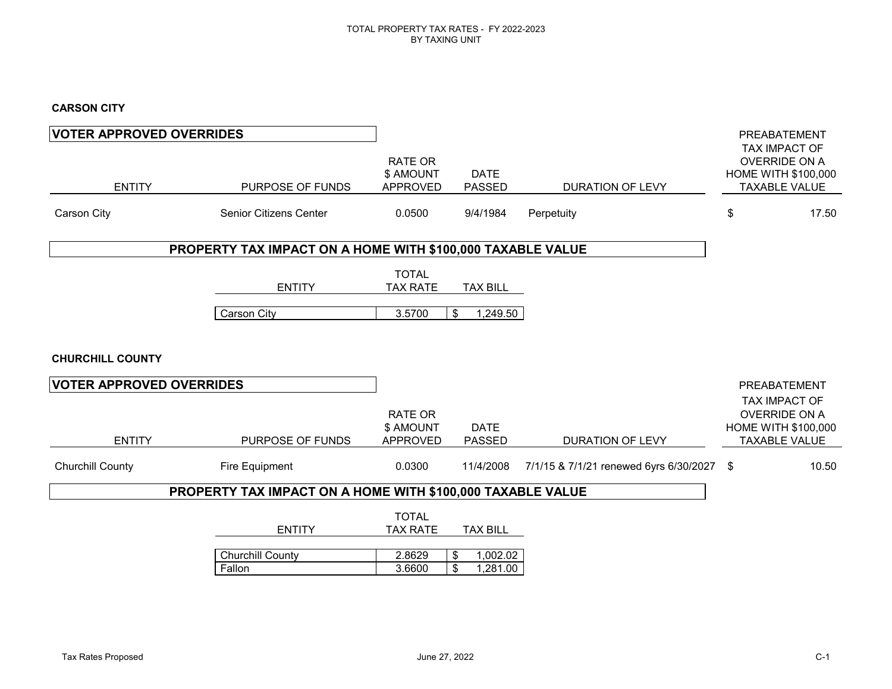TOTAL PROPERTY TAX RATES - FY 2022-2023
BY TAXING UNIT

## CARSON CITY

### VOTER APPROVED OVERRIDES

| ENTITY | PURPOSE OF FUNDS | RATE OR $ AMOUNT APPROVED | DATE PASSED | DURATION OF LEVY | PREABATEMENT TAX IMPACT OF OVERRIDE ON A HOME WITH $100,000 TAXABLE VALUE |
|---|---|---|---|---|---|
| Carson City | Senior Citizens Center | 0.0500 | 9/4/1984 | Perpetuity | $ 17.50 |

### PROPERTY TAX IMPACT ON A HOME WITH $100,000 TAXABLE VALUE

| ENTITY | TOTAL TAX RATE | TAX BILL |
|---|---|---|
| Carson City | 3.5700 | $ 1,249.50 |

## CHURCHILL COUNTY

### VOTER APPROVED OVERRIDES

| ENTITY | PURPOSE OF FUNDS | RATE OR $ AMOUNT APPROVED | DATE PASSED | DURATION OF LEVY | PREABATEMENT TAX IMPACT OF OVERRIDE ON A HOME WITH $100,000 TAXABLE VALUE |
|---|---|---|---|---|---|
| Churchill County | Fire Equipment | 0.0300 | 11/4/2008 | 7/1/15 & 7/1/21 renewed 6yrs 6/30/2027 | $ 10.50 |

### PROPERTY TAX IMPACT ON A HOME WITH $100,000 TAXABLE VALUE

| ENTITY | TOTAL TAX RATE | TAX BILL |
|---|---|---|
| Churchill County | 2.8629 | $ 1,002.02 |
| Fallon | 3.6600 | $ 1,281.00 |

Tax Rates Proposed June 27, 2022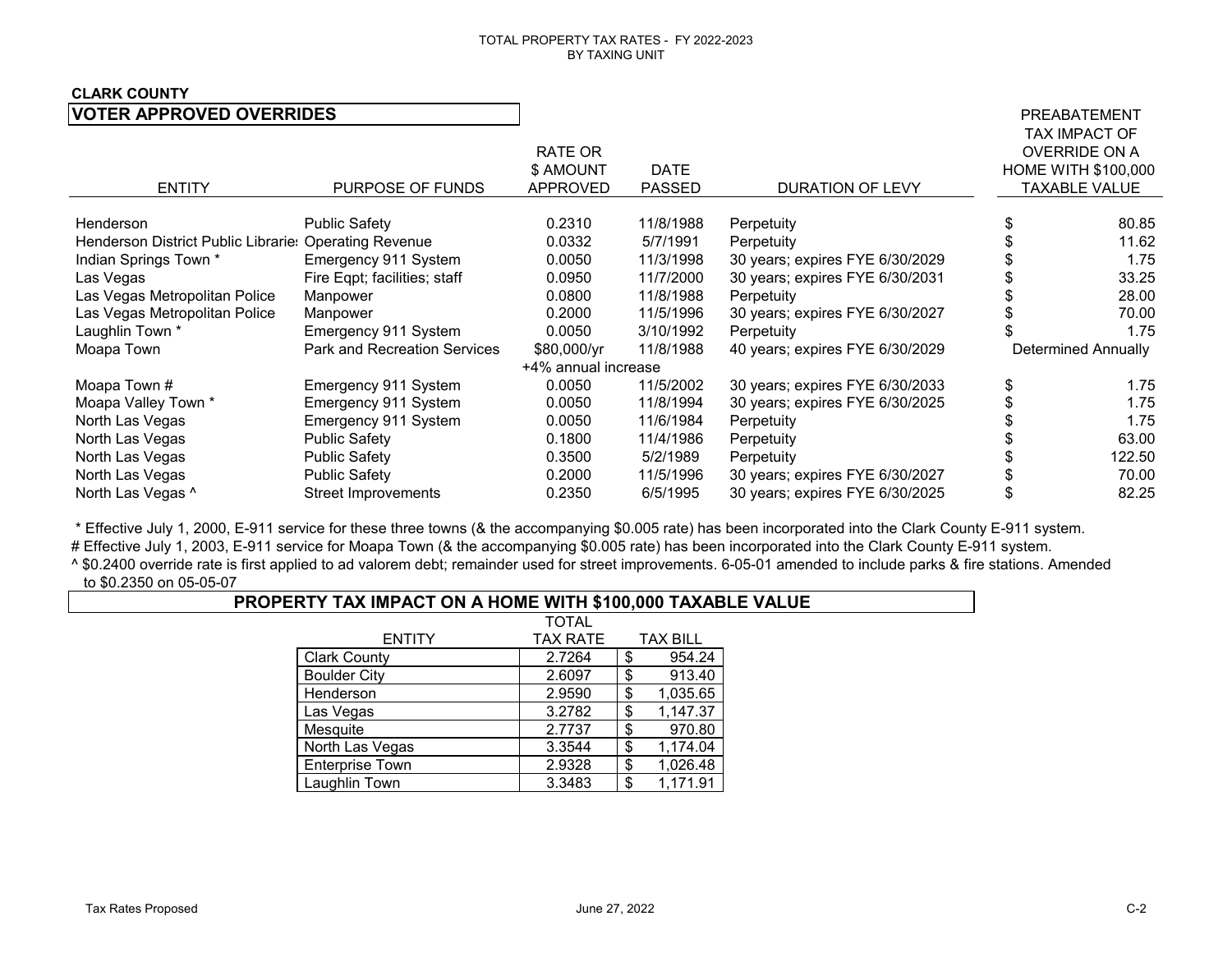TOTAL PROPERTY TAX RATES - FY 2022-2023
BY TAXING UNIT

## CLARK COUNTY

### VOTER APPROVED OVERRIDES

| ENTITY | PURPOSE OF FUNDS | RATE OR $ AMOUNT APPROVED | DATE PASSED | DURATION OF LEVY | PREABATEMENT TAX IMPACT OF OVERRIDE ON A HOME WITH $100,000 TAXABLE VALUE |
|---|---|---|---|---|---|
| Henderson | Public Safety | 0.2310 | 11/8/1988 | Perpetuity | $ 80.85 |
| Henderson District Public Libraries | Operating Revenue | 0.0332 | 5/7/1991 | Perpetuity | $ 11.62 |
| Indian Springs Town * | Emergency 911 System | 0.0050 | 11/3/1998 | 30 years; expires FYE 6/30/2029 | $ 1.75 |
| Las Vegas | Fire Eqpt; facilities; staff | 0.0950 | 11/7/2000 | 30 years; expires FYE 6/30/2031 | $ 33.25 |
| Las Vegas Metropolitan Police | Manpower | 0.0800 | 11/8/1988 | Perpetuity | $ 28.00 |
| Las Vegas Metropolitan Police | Manpower | 0.2000 | 11/5/1996 | 30 years; expires FYE 6/30/2027 | $ 70.00 |
| Laughlin Town * | Emergency 911 System | 0.0050 | 3/10/1992 | Perpetuity | $ 1.75 |
| Moapa Town | Park and Recreation Services | $80,000/yr +4% annual increase | 11/8/1988 | 40 years; expires FYE 6/30/2029 | Determined Annually |
| Moapa Town # | Emergency 911 System | 0.0050 | 11/5/2002 | 30 years; expires FYE 6/30/2033 | $ 1.75 |
| Moapa Valley Town * | Emergency 911 System | 0.0050 | 11/8/1994 | 30 years; expires FYE 6/30/2025 | $ 1.75 |
| North Las Vegas | Emergency 911 System | 0.0050 | 11/6/1984 | Perpetuity | $ 1.75 |
| North Las Vegas | Public Safety | 0.1800 | 11/4/1986 | Perpetuity | $ 63.00 |
| North Las Vegas | Public Safety | 0.3500 | 5/2/1989 | Perpetuity | $ 122.50 |
| North Las Vegas | Public Safety | 0.2000 | 11/5/1996 | 30 years; expires FYE 6/30/2027 | $ 70.00 |
| North Las Vegas ^ | Street Improvements | 0.2350 | 6/5/1995 | 30 years; expires FYE 6/30/2025 | $ 82.25 |

* Effective July 1, 2000, E-911 service for these three towns (& the accompanying $0.005 rate) has been incorporated into the Clark County E-911 system.

# Effective July 1, 2003, E-911 service for Moapa Town (& the accompanying $0.005 rate) has been incorporated into the Clark County E-911 system.

^ $0.2400 override rate is first applied to ad valorem debt; remainder used for street improvements. 6-05-01 amended to include parks & fire stations. Amended to $0.2350 on 05-05-07

### PROPERTY TAX IMPACT ON A HOME WITH $100,000 TAXABLE VALUE

| ENTITY | TOTAL TAX RATE | TAX BILL |
|---|---|---|
| Clark County | 2.7264 | $ 954.24 |
| Boulder City | 2.6097 | $ 913.40 |
| Henderson | 2.9590 | $ 1,035.65 |
| Las Vegas | 3.2782 | $ 1,147.37 |
| Mesquite | 2.7737 | $ 970.80 |
| North Las Vegas | 3.3544 | $ 1,174.04 |
| Enterprise Town | 2.9328 | $ 1,026.48 |
| Laughlin Town | 3.3483 | $ 1,171.91 |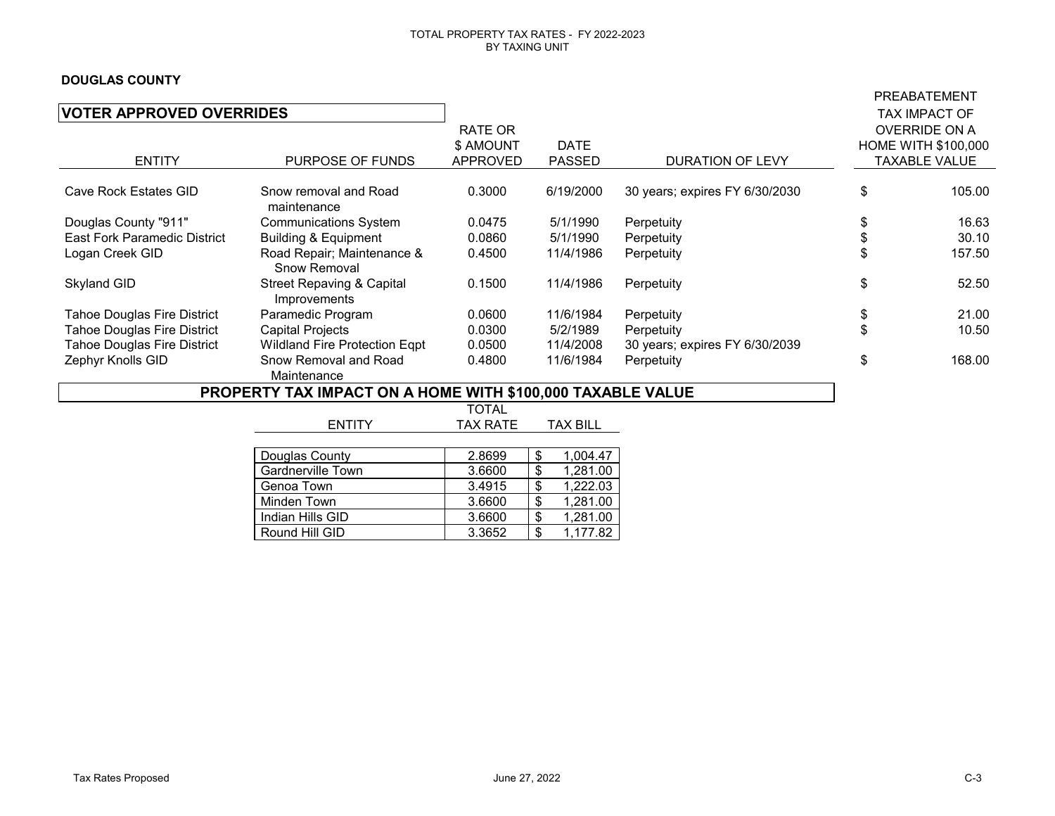TOTAL PROPERTY TAX RATES - FY 2022-2023
BY TAXING UNIT

**DOUGLAS COUNTY**

## VOTER APPROVED OVERRIDES

| ENTITY | PURPOSE OF FUNDS | RATE OR $ AMOUNT APPROVED | DATE PASSED | DURATION OF LEVY | PREABATEMENT TAX IMPACT OF OVERRIDE ON A HOME WITH $100,000 TAXABLE VALUE |
|---|---|---|---|---|---|
| Cave Rock Estates GID | Snow removal and Road maintenance | 0.3000 | 6/19/2000 | 30 years; expires FY 6/30/2030 | $ 105.00 |
| Douglas County "911" | Communications System | 0.0475 | 5/1/1990 | Perpetuity | $ 16.63 |
| East Fork Paramedic District | Building & Equipment | 0.0860 | 5/1/1990 | Perpetuity | $ 30.10 |
| Logan Creek GID | Road Repair; Maintenance & Snow Removal | 0.4500 | 11/4/1986 | Perpetuity | $ 157.50 |
| Skyland GID | Street Repaving & Capital Improvements | 0.1500 | 11/4/1986 | Perpetuity | $ 52.50 |
| Tahoe Douglas Fire District | Paramedic Program | 0.0600 | 11/6/1984 | Perpetuity | $ 21.00 |
| Tahoe Douglas Fire District | Capital Projects | 0.0300 | 5/2/1989 | Perpetuity | $ 10.50 |
| Tahoe Douglas Fire District | Wildland Fire Protection Eqpt | 0.0500 | 11/4/2008 | 30 years; expires FY 6/30/2039 | |
| Zephyr Knolls GID | Snow Removal and Road Maintenance | 0.4800 | 11/6/1984 | Perpetuity | $ 168.00 |

## PROPERTY TAX IMPACT ON A HOME WITH $100,000 TAXABLE VALUE

| ENTITY | TOTAL TAX RATE | TAX BILL |
|---|---|---|
| Douglas County | 2.8699 | $ 1,004.47 |
| Gardnerville Town | 3.6600 | $ 1,281.00 |
| Genoa Town | 3.4915 | $ 1,222.03 |
| Minden Town | 3.6600 | $ 1,281.00 |
| Indian Hills GID | 3.6600 | $ 1,281.00 |
| Round Hill GID | 3.3652 | $ 1,177.82 |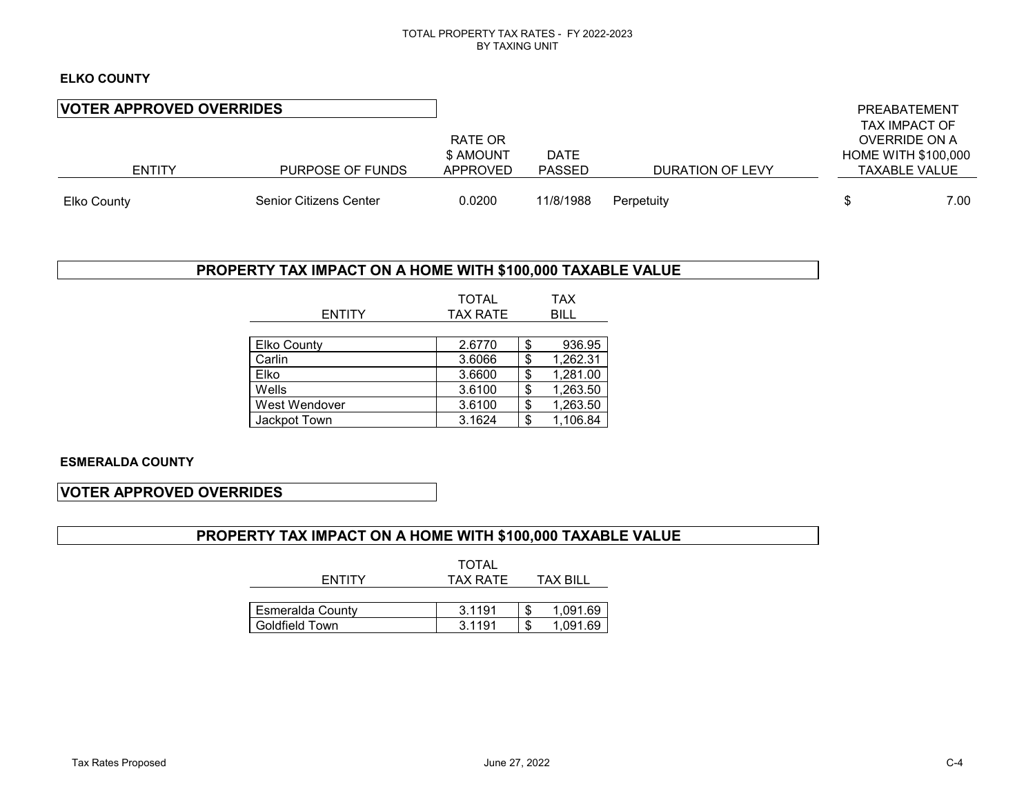TOTAL PROPERTY TAX RATES - FY 2022-2023
BY TAXING UNIT

## ELKO COUNTY

### VOTER APPROVED OVERRIDES

| ENTITY | PURPOSE OF FUNDS | RATE OR $ AMOUNT APPROVED | DATE PASSED | DURATION OF LEVY | PREABATEMENT TAX IMPACT OF OVERRIDE ON A HOME WITH $100,000 TAXABLE VALUE |
|---|---|---|---|---|---|
| Elko County | Senior Citizens Center | 0.0200 | 11/8/1988 | Perpetuity | $ 7.00 |

### PROPERTY TAX IMPACT ON A HOME WITH $100,000 TAXABLE VALUE

| ENTITY | TOTAL TAX RATE | TAX BILL |
|---|---|---|
| Elko County | 2.6770 | $ 936.95 |
| Carlin | 3.6066 | $ 1,262.31 |
| Elko | 3.6600 | $ 1,281.00 |
| Wells | 3.6100 | $ 1,263.50 |
| West Wendover | 3.6100 | $ 1,263.50 |
| Jackpot Town | 3.1624 | $ 1,106.84 |

## ESMERALDA COUNTY

### VOTER APPROVED OVERRIDES

### PROPERTY TAX IMPACT ON A HOME WITH $100,000 TAXABLE VALUE

| ENTITY | TOTAL TAX RATE | TAX BILL |
|---|---|---|
| Esmeralda County | 3.1191 | $ 1,091.69 |
| Goldfield Town | 3.1191 | $ 1,091.69 |

Tax Rates Proposed June 27, 2022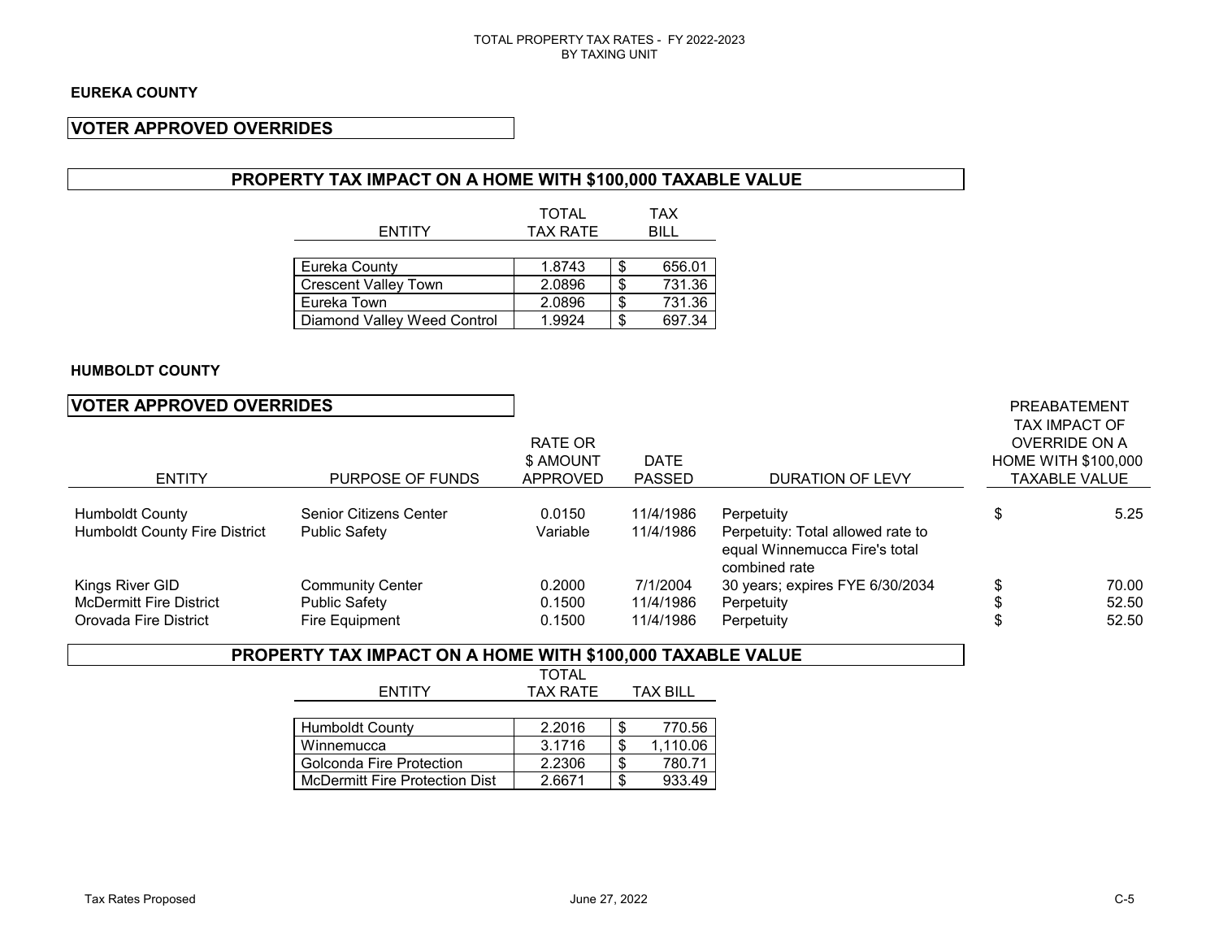TOTAL PROPERTY TAX RATES - FY 2022-2023
BY TAXING UNIT

## EUREKA COUNTY

### VOTER APPROVED OVERRIDES

### PROPERTY TAX IMPACT ON A HOME WITH $100,000 TAXABLE VALUE

| ENTITY | TOTAL TAX RATE | TAX BILL |
|---|---|---|
| Eureka County | 1.8743 | $ 656.01 |
| Crescent Valley Town | 2.0896 | $ 731.36 |
| Eureka Town | 2.0896 | $ 731.36 |
| Diamond Valley Weed Control | 1.9924 | $ 697.34 |

## HUMBOLDT COUNTY

### VOTER APPROVED OVERRIDES

| ENTITY | PURPOSE OF FUNDS | RATE OR $ AMOUNT APPROVED | DATE PASSED | DURATION OF LEVY | PREABATEMENT TAX IMPACT OF OVERRIDE ON A HOME WITH $100,000 TAXABLE VALUE |
|---|---|---|---|---|---|
| Humboldt County | Senior Citizens Center | 0.0150 | 11/4/1986 | Perpetuity | $ 5.25 |
| Humboldt County Fire District | Public Safety | Variable | 11/4/1986 | Perpetuity: Total allowed rate to equal Winnemucca Fire's total combined rate | |
| Kings River GID | Community Center | 0.2000 | 7/1/2004 | 30 years; expires FYE 6/30/2034 | $ 70.00 |
| McDermitt Fire District | Public Safety | 0.1500 | 11/4/1986 | Perpetuity | $ 52.50 |
| Orovada Fire District | Fire Equipment | 0.1500 | 11/4/1986 | Perpetuity | $ 52.50 |

### PROPERTY TAX IMPACT ON A HOME WITH $100,000 TAXABLE VALUE

| ENTITY | TOTAL TAX RATE | TAX BILL |
|---|---|---|
| Humboldt County | 2.2016 | $ 770.56 |
| Winnemucca | 3.1716 | $ 1,110.06 |
| Golconda Fire Protection | 2.2306 | $ 780.71 |
| McDermitt Fire Protection Dist | 2.6671 | $ 933.49 |

Tax Rates Proposed | June 27, 2022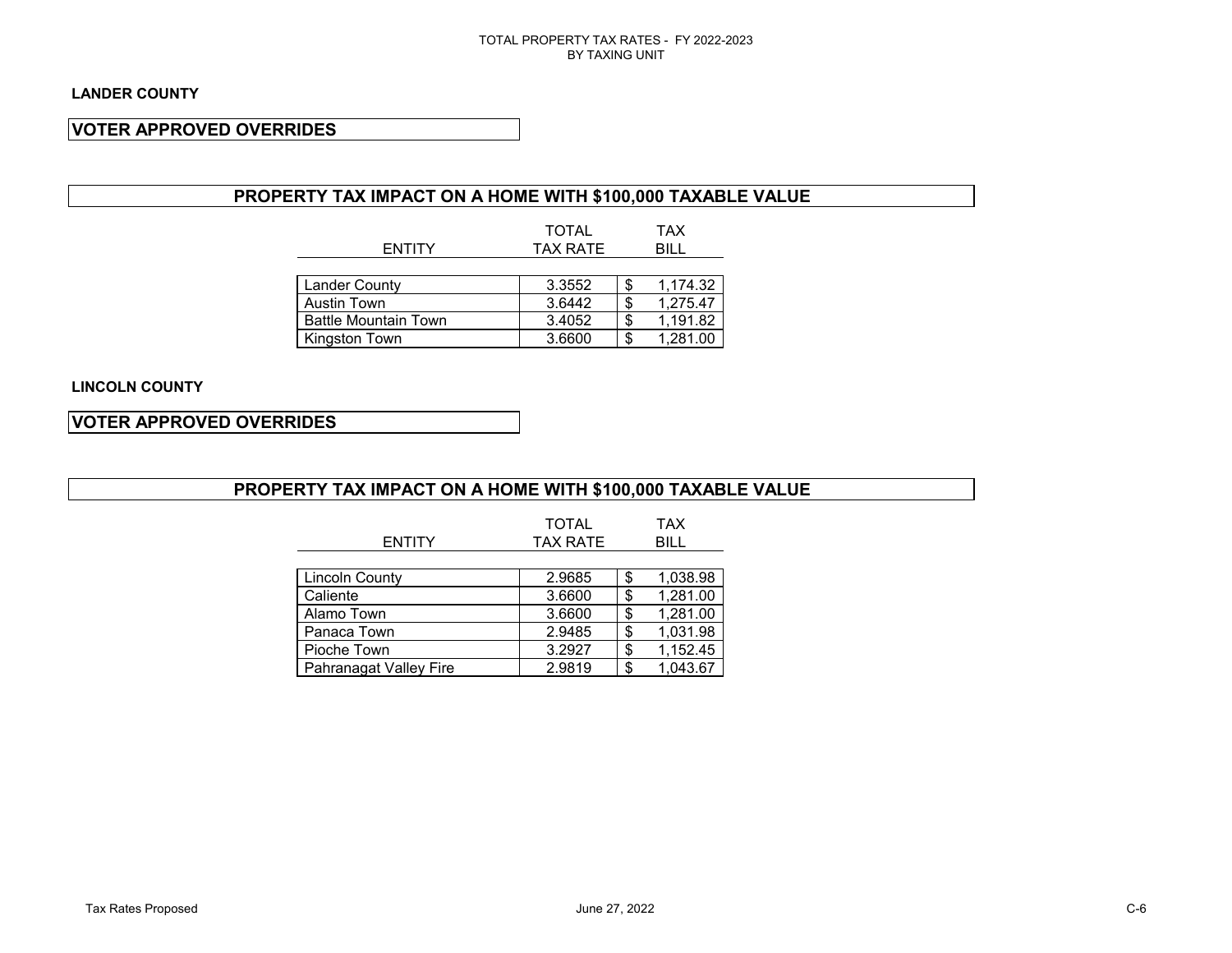TOTAL PROPERTY TAX RATES - FY 2022-2023
BY TAXING UNIT

## LANDER COUNTY

### VOTER APPROVED OVERRIDES

### PROPERTY TAX IMPACT ON A HOME WITH $100,000 TAXABLE VALUE

| ENTITY | TOTAL TAX RATE | TAX BILL |
|---|---|---|
| Lander County | 3.3552 | $ 1,174.32 |
| Austin Town | 3.6442 | $ 1,275.47 |
| Battle Mountain Town | 3.4052 | $ 1,191.82 |
| Kingston Town | 3.6600 | $ 1,281.00 |

## LINCOLN COUNTY

### VOTER APPROVED OVERRIDES

### PROPERTY TAX IMPACT ON A HOME WITH $100,000 TAXABLE VALUE

| ENTITY | TOTAL TAX RATE | TAX BILL |
|---|---|---|
| Lincoln County | 2.9685 | $ 1,038.98 |
| Caliente | 3.6600 | $ 1,281.00 |
| Alamo Town | 3.6600 | $ 1,281.00 |
| Panaca Town | 2.9485 | $ 1,031.98 |
| Pioche Town | 3.2927 | $ 1,152.45 |
| Pahranagat Valley Fire | 2.9819 | $ 1,043.67 |

Tax Rates Proposed June 27, 2022 C-6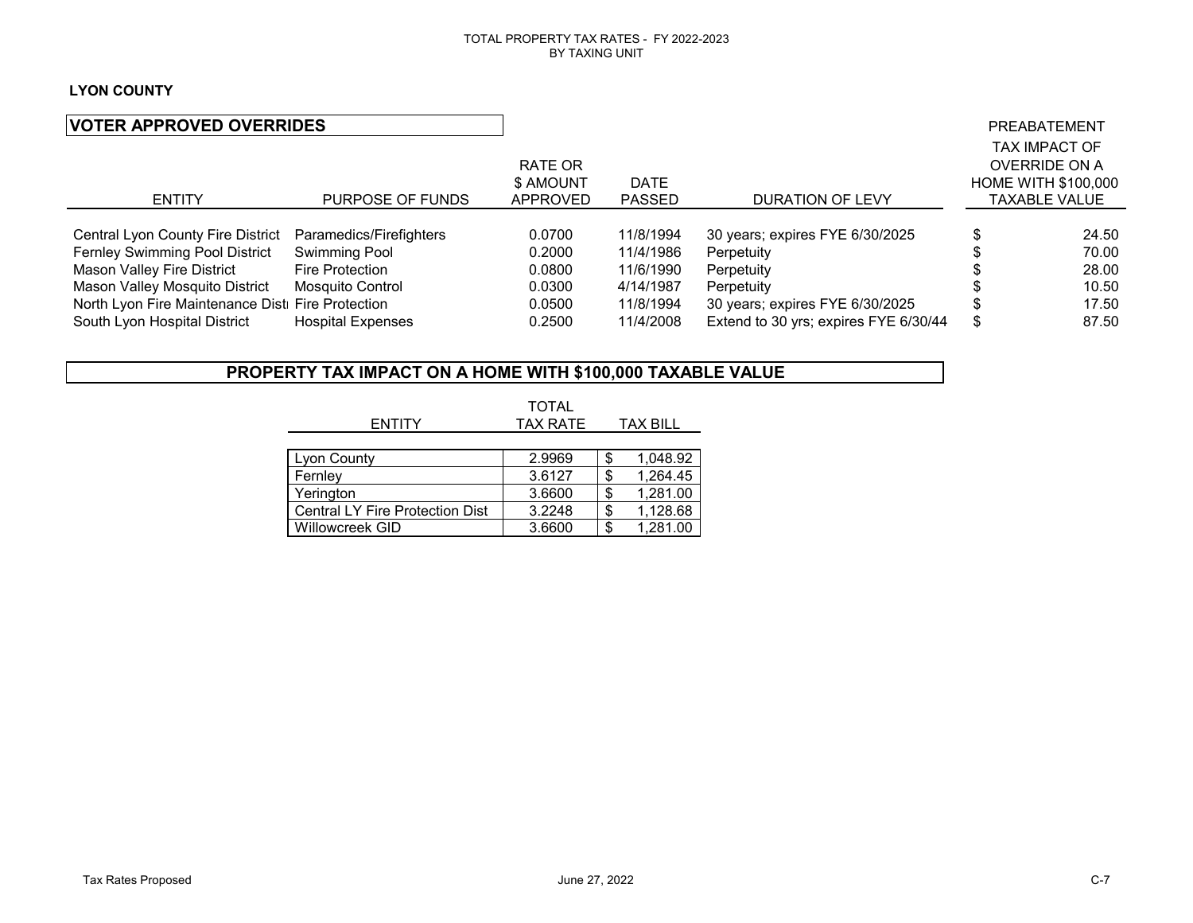TOTAL PROPERTY TAX RATES - FY 2022-2023
BY TAXING UNIT

**LYON COUNTY**

## VOTER APPROVED OVERRIDES

| ENTITY | PURPOSE OF FUNDS | RATE OR $ AMOUNT APPROVED | DATE PASSED | DURATION OF LEVY | PREABATEMENT TAX IMPACT OF OVERRIDE ON A HOME WITH $100,000 TAXABLE VALUE |
|---|---|---|---|---|---|
| Central Lyon County Fire District | Paramedics/Firefighters | 0.0700 | 11/8/1994 | 30 years; expires FYE 6/30/2025 | $ 24.50 |
| Fernley Swimming Pool District | Swimming Pool | 0.2000 | 11/4/1986 | Perpetuity | $ 70.00 |
| Mason Valley Fire District | Fire Protection | 0.0800 | 11/6/1990 | Perpetuity | $ 28.00 |
| Mason Valley Mosquito District | Mosquito Control | 0.0300 | 4/14/1987 | Perpetuity | $ 10.50 |
| North Lyon Fire Maintenance Disti | Fire Protection | 0.0500 | 11/8/1994 | 30 years; expires FYE 6/30/2025 | $ 17.50 |
| South Lyon Hospital District | Hospital Expenses | 0.2500 | 11/4/2008 | Extend to 30 yrs; expires FYE 6/30/44 | $ 87.50 |

## PROPERTY TAX IMPACT ON A HOME WITH $100,000 TAXABLE VALUE

| ENTITY | TOTAL TAX RATE | TAX BILL |
|---|---|---|
| Lyon County | 2.9969 | $ 1,048.92 |
| Fernley | 3.6127 | $ 1,264.45 |
| Yerington | 3.6600 | $ 1,281.00 |
| Central LY Fire Protection Dist | 3.2248 | $ 1,128.68 |
| Willowcreek GID | 3.6600 | $ 1,281.00 |

Tax Rates Proposed    June 27, 2022    C-7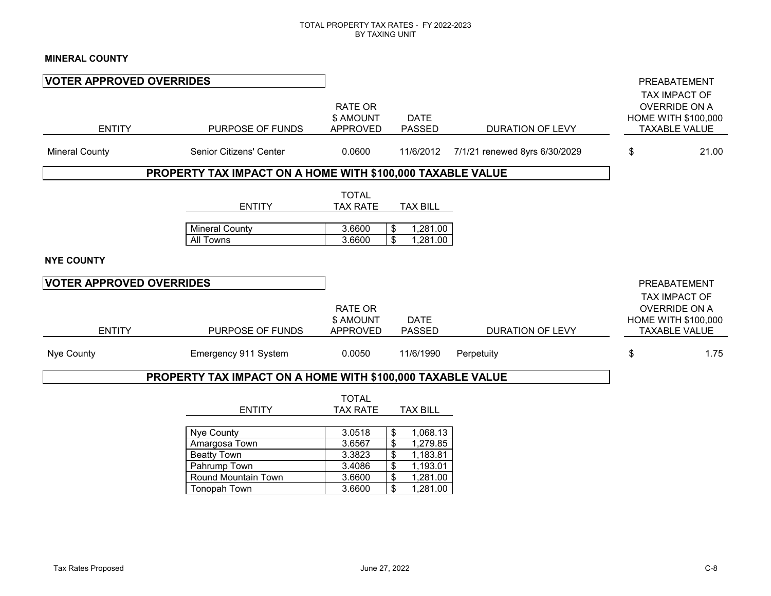TOTAL PROPERTY TAX RATES - FY 2022-2023
BY TAXING UNIT

**MINERAL COUNTY**

## VOTER APPROVED OVERRIDES

| ENTITY | PURPOSE OF FUNDS | RATE OR $ AMOUNT APPROVED | DATE PASSED | DURATION OF LEVY | PREABATEMENT TAX IMPACT OF OVERRIDE ON A HOME WITH $100,000 TAXABLE VALUE |
|---|---|---|---|---|---|
| Mineral County | Senior Citizens' Center | 0.0600 | 11/6/2012 | 7/1/21 renewed 8yrs 6/30/2029 | $ 21.00 |

## PROPERTY TAX IMPACT ON A HOME WITH $100,000 TAXABLE VALUE

| ENTITY | TOTAL TAX RATE | TAX BILL |
|---|---|---|
| Mineral County | 3.6600 | $ 1,281.00 |
| All Towns | 3.6600 | $ 1,281.00 |

**NYE COUNTY**

## VOTER APPROVED OVERRIDES

| ENTITY | PURPOSE OF FUNDS | RATE OR $ AMOUNT APPROVED | DATE PASSED | DURATION OF LEVY | PREABATEMENT TAX IMPACT OF OVERRIDE ON A HOME WITH $100,000 TAXABLE VALUE |
|---|---|---|---|---|---|
| Nye County | Emergency 911 System | 0.0050 | 11/6/1990 | Perpetuity | $ 1.75 |

## PROPERTY TAX IMPACT ON A HOME WITH $100,000 TAXABLE VALUE

| ENTITY | TOTAL TAX RATE | TAX BILL |
|---|---|---|
| Nye County | 3.0518 | $ 1,068.13 |
| Amargosa Town | 3.6567 | $ 1,279.85 |
| Beatty Town | 3.3823 | $ 1,183.81 |
| Pahrump Town | 3.4086 | $ 1,193.01 |
| Round Mountain Town | 3.6600 | $ 1,281.00 |
| Tonopah Town | 3.6600 | $ 1,281.00 |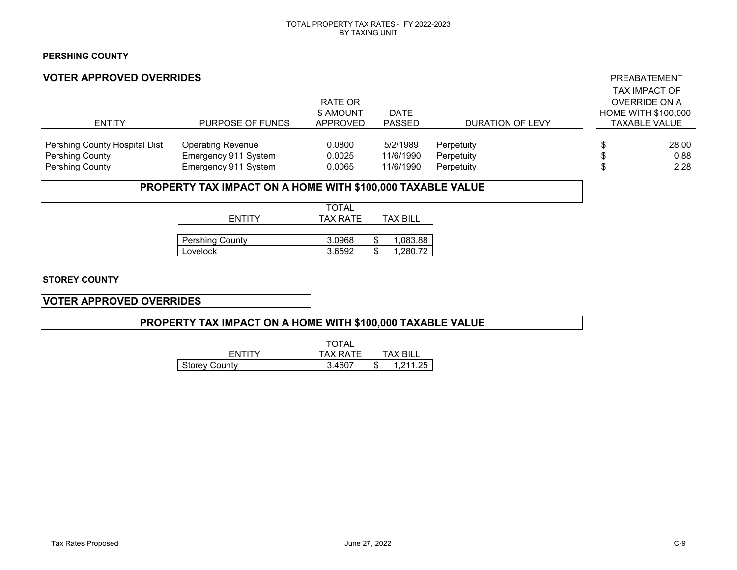TOTAL PROPERTY TAX RATES - FY 2022-2023
BY TAXING UNIT

**PERSHING COUNTY**

### VOTER APPROVED OVERRIDES

| ENTITY | PURPOSE OF FUNDS | RATE OR $ AMOUNT APPROVED | DATE PASSED | DURATION OF LEVY | PREABATEMENT TAX IMPACT OF OVERRIDE ON A HOME WITH $100,000 TAXABLE VALUE |
|---|---|---|---|---|---|
| Pershing County Hospital Dist | Operating Revenue | 0.0800 | 5/2/1989 | Perpetuity | $ 28.00 |
| Pershing County | Emergency 911 System | 0.0025 | 11/6/1990 | Perpetuity | $ 0.88 |
| Pershing County | Emergency 911 System | 0.0065 | 11/6/1990 | Perpetuity | $ 2.28 |

### PROPERTY TAX IMPACT ON A HOME WITH $100,000 TAXABLE VALUE

| ENTITY | TOTAL TAX RATE | TAX BILL |
|---|---|---|
| Pershing County | 3.0968 | $ 1,083.88 |
| Lovelock | 3.6592 | $ 1,280.72 |

**STOREY COUNTY**

### VOTER APPROVED OVERRIDES

### PROPERTY TAX IMPACT ON A HOME WITH $100,000 TAXABLE VALUE

| ENTITY | TOTAL TAX RATE | TAX BILL |
|---|---|---|
| Storey County | 3.4607 | $ 1,211.25 |

Tax Rates Proposed    June 27, 2022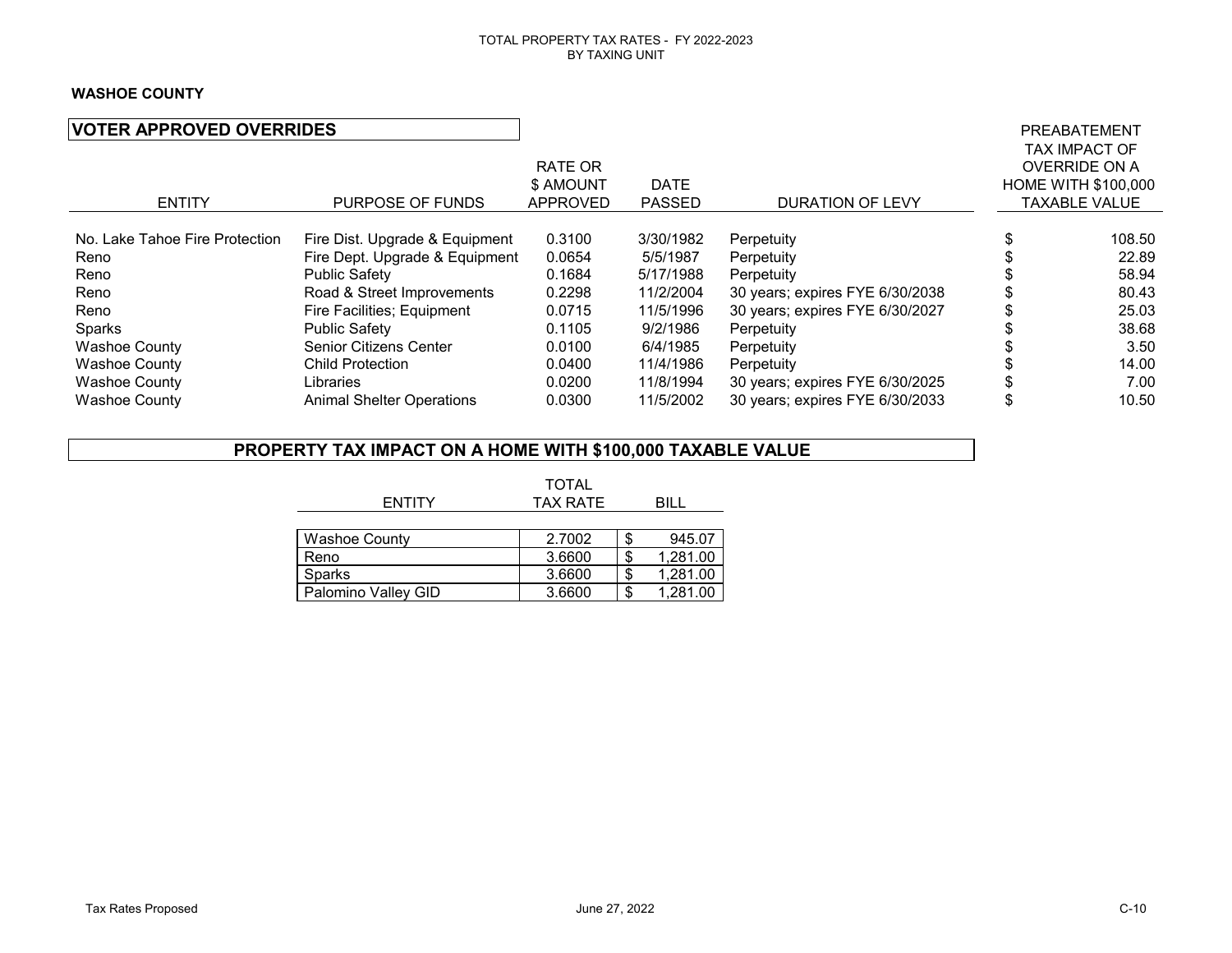TOTAL PROPERTY TAX RATES - FY 2022-2023
BY TAXING UNIT

**WASHOE COUNTY**

## VOTER APPROVED OVERRIDES

| ENTITY | PURPOSE OF FUNDS | RATE OR $ AMOUNT APPROVED | DATE PASSED | DURATION OF LEVY | PREABATEMENT TAX IMPACT OF OVERRIDE ON A HOME WITH $100,000 TAXABLE VALUE |
|---|---|---|---|---|---|
| No. Lake Tahoe Fire Protection | Fire Dist. Upgrade & Equipment | 0.3100 | 3/30/1982 | Perpetuity | $ 108.50 |
| Reno | Fire Dept. Upgrade & Equipment | 0.0654 | 5/5/1987 | Perpetuity | $ 22.89 |
| Reno | Public Safety | 0.1684 | 5/17/1988 | Perpetuity | $ 58.94 |
| Reno | Road & Street Improvements | 0.2298 | 11/2/2004 | 30 years; expires FYE 6/30/2038 | $ 80.43 |
| Reno | Fire Facilities; Equipment | 0.0715 | 11/5/1996 | 30 years; expires FYE 6/30/2027 | $ 25.03 |
| Sparks | Public Safety | 0.1105 | 9/2/1986 | Perpetuity | $ 38.68 |
| Washoe County | Senior Citizens Center | 0.0100 | 6/4/1985 | Perpetuity | $ 3.50 |
| Washoe County | Child Protection | 0.0400 | 11/4/1986 | Perpetuity | $ 14.00 |
| Washoe County | Libraries | 0.0200 | 11/8/1994 | 30 years; expires FYE 6/30/2025 | $ 7.00 |
| Washoe County | Animal Shelter Operations | 0.0300 | 11/5/2002 | 30 years; expires FYE 6/30/2033 | $ 10.50 |

## PROPERTY TAX IMPACT ON A HOME WITH $100,000 TAXABLE VALUE

| ENTITY | TOTAL TAX RATE | BILL |
|---|---|---|
| Washoe County | 2.7002 | $ 945.07 |
| Reno | 3.6600 | $ 1,281.00 |
| Sparks | 3.6600 | $ 1,281.00 |
| Palomino Valley GID | 3.6600 | $ 1,281.00 |

Tax Rates Proposed	June 27, 2022	C-10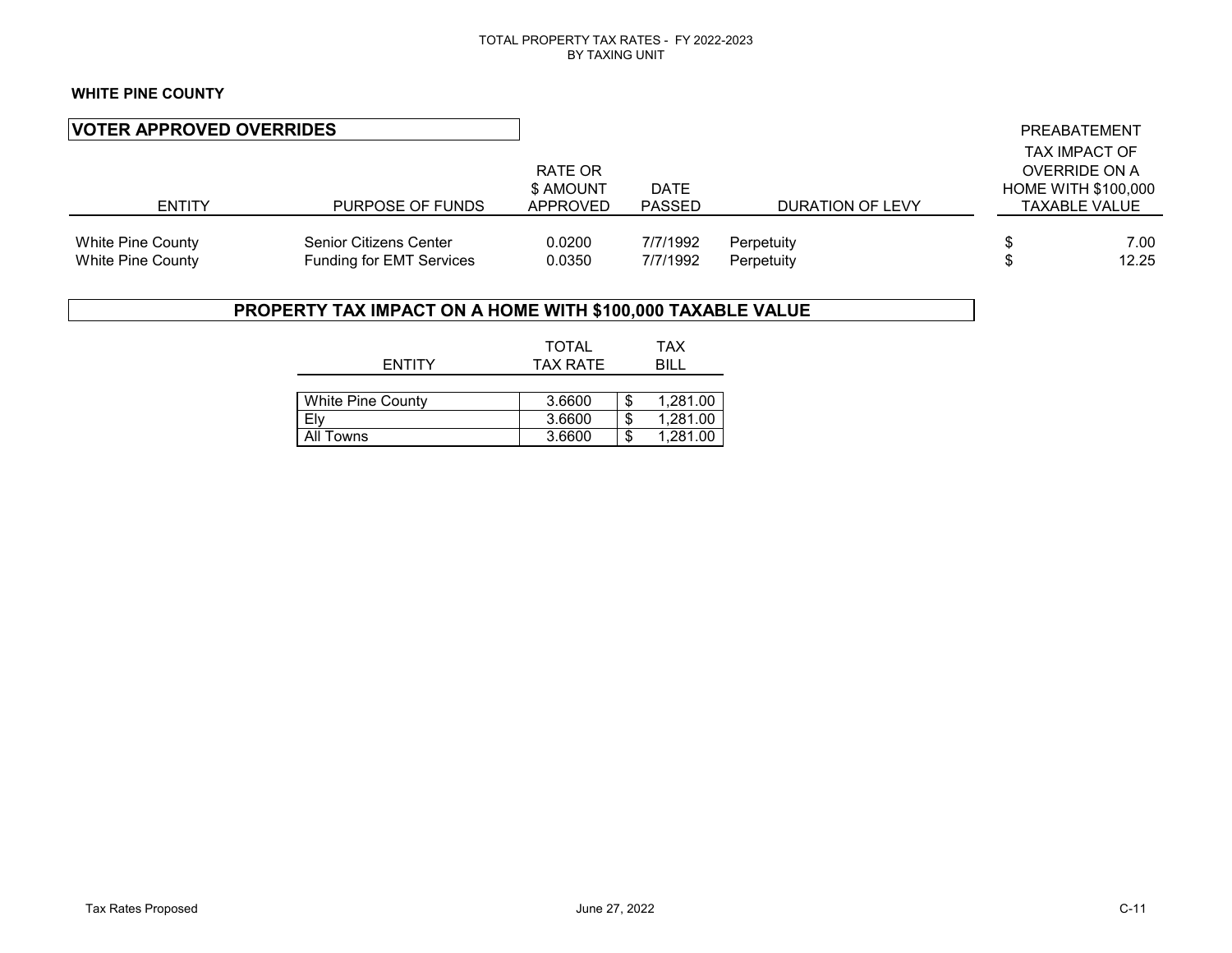TOTAL PROPERTY TAX RATES - FY 2022-2023
BY TAXING UNIT

**WHITE PINE COUNTY**

## VOTER APPROVED OVERRIDES

| ENTITY | PURPOSE OF FUNDS | RATE OR $ AMOUNT APPROVED | DATE PASSED | DURATION OF LEVY | PREABATEMENT TAX IMPACT OF OVERRIDE ON A HOME WITH $100,000 TAXABLE VALUE |
|---|---|---|---|---|---|
| White Pine County | Senior Citizens Center | 0.0200 | 7/7/1992 | Perpetuity | $ 7.00 |
| White Pine County | Funding for EMT Services | 0.0350 | 7/7/1992 | Perpetuity | $ 12.25 |

## PROPERTY TAX IMPACT ON A HOME WITH $100,000 TAXABLE VALUE

| ENTITY | TOTAL TAX RATE | TAX BILL |
|---|---|---|
| White Pine County | 3.6600 | $ 1,281.00 |
| Ely | 3.6600 | $ 1,281.00 |
| All Towns | 3.6600 | $ 1,281.00 |

Tax Rates Proposed June 27, 2022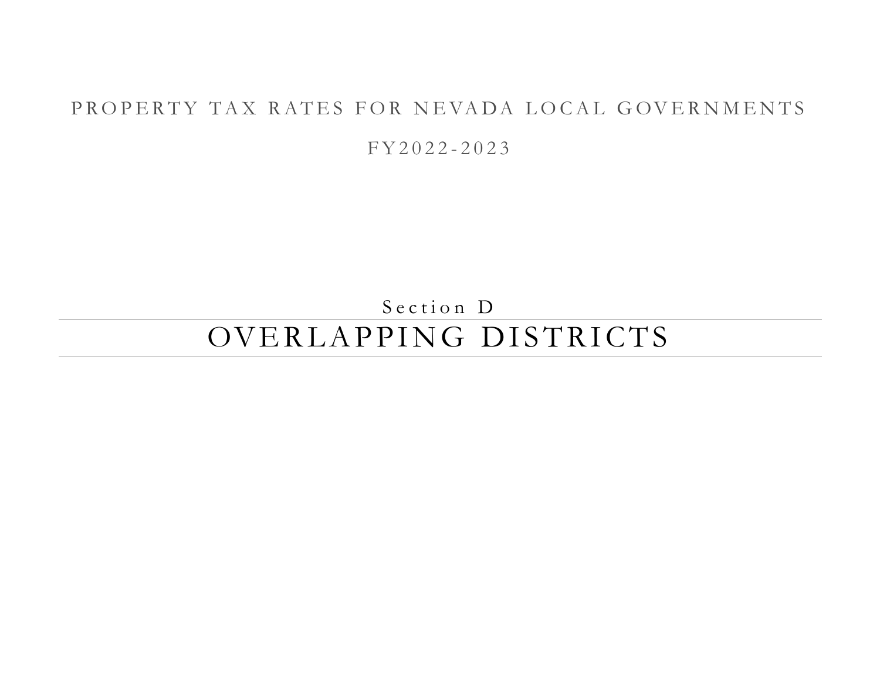PROPERTY TAX RATES FOR NEVADA LOCAL GOVERNMENTS

FY2022-2023

Section D

# OVERLAPPING DISTRICTS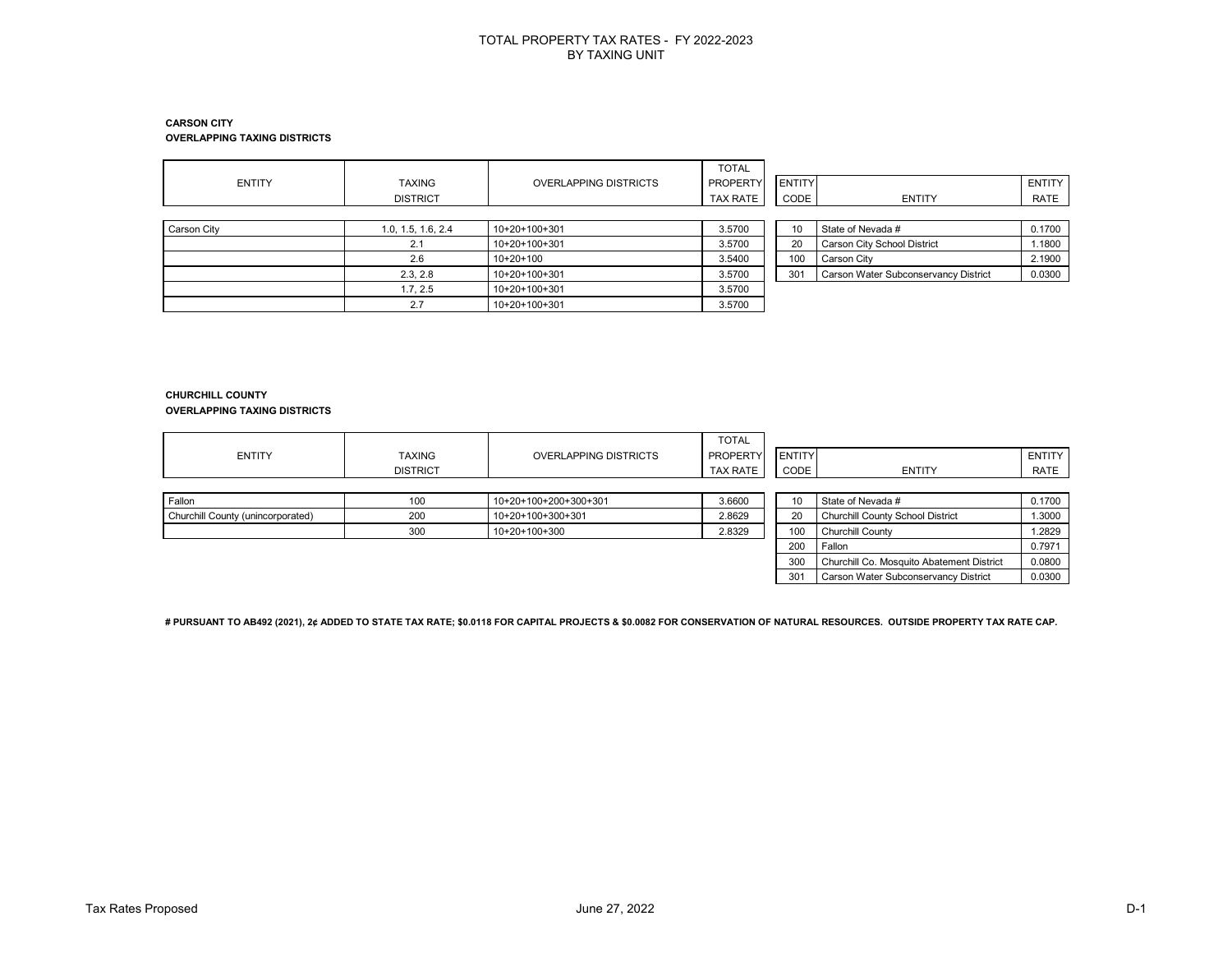# TOTAL PROPERTY TAX RATES - FY 2022-2023
## BY TAXING UNIT

**CARSON CITY**
**OVERLAPPING TAXING DISTRICTS**

| ENTITY | TAXING DISTRICT | OVERLAPPING DISTRICTS | TOTAL PROPERTY TAX RATE |
|---|---|---|---|
| Carson City | 1.0, 1.5, 1.6, 2.4 | 10+20+100+301 | 3.5700 |
| | 2.1 | 10+20+100+301 | 3.5700 |
| | 2.6 | 10+20+100 | 3.5400 |
| | 2.3, 2.8 | 10+20+100+301 | 3.5700 |
| | 1.7, 2.5 | 10+20+100+301 | 3.5700 |
| | 2.7 | 10+20+100+301 | 3.5700 |

| ENTITY CODE | ENTITY | ENTITY RATE |
|---|---|---|
| 10 | State of Nevada # | 0.1700 |
| 20 | Carson City School District | 1.1800 |
| 100 | Carson City | 2.1900 |
| 301 | Carson Water Subconservancy District | 0.0300 |

**CHURCHILL COUNTY**
**OVERLAPPING TAXING DISTRICTS**

| ENTITY | TAXING DISTRICT | OVERLAPPING DISTRICTS | TOTAL PROPERTY TAX RATE |
|---|---|---|---|
| Fallon | 100 | 10+20+100+200+300+301 | 3.6600 |
| Churchill County (unincorporated) | 200 | 10+20+100+300+301 | 2.8629 |
| | 300 | 10+20+100+300 | 2.8329 |

| ENTITY CODE | ENTITY | ENTITY RATE |
|---|---|---|
| 10 | State of Nevada # | 0.1700 |
| 20 | Churchill County School District | 1.3000 |
| 100 | Churchill County | 1.2829 |
| 200 | Fallon | 0.7971 |
| 300 | Churchill Co. Mosquito Abatement District | 0.0800 |
| 301 | Carson Water Subconservancy District | 0.0300 |

**# PURSUANT TO AB492 (2021), 2¢ ADDED TO STATE TAX RATE; $0.0118 FOR CAPITAL PROJECTS & $0.0082 FOR CONSERVATION OF NATURAL RESOURCES. OUTSIDE PROPERTY TAX RATE CAP.**

Tax Rates Proposed June 27, 2022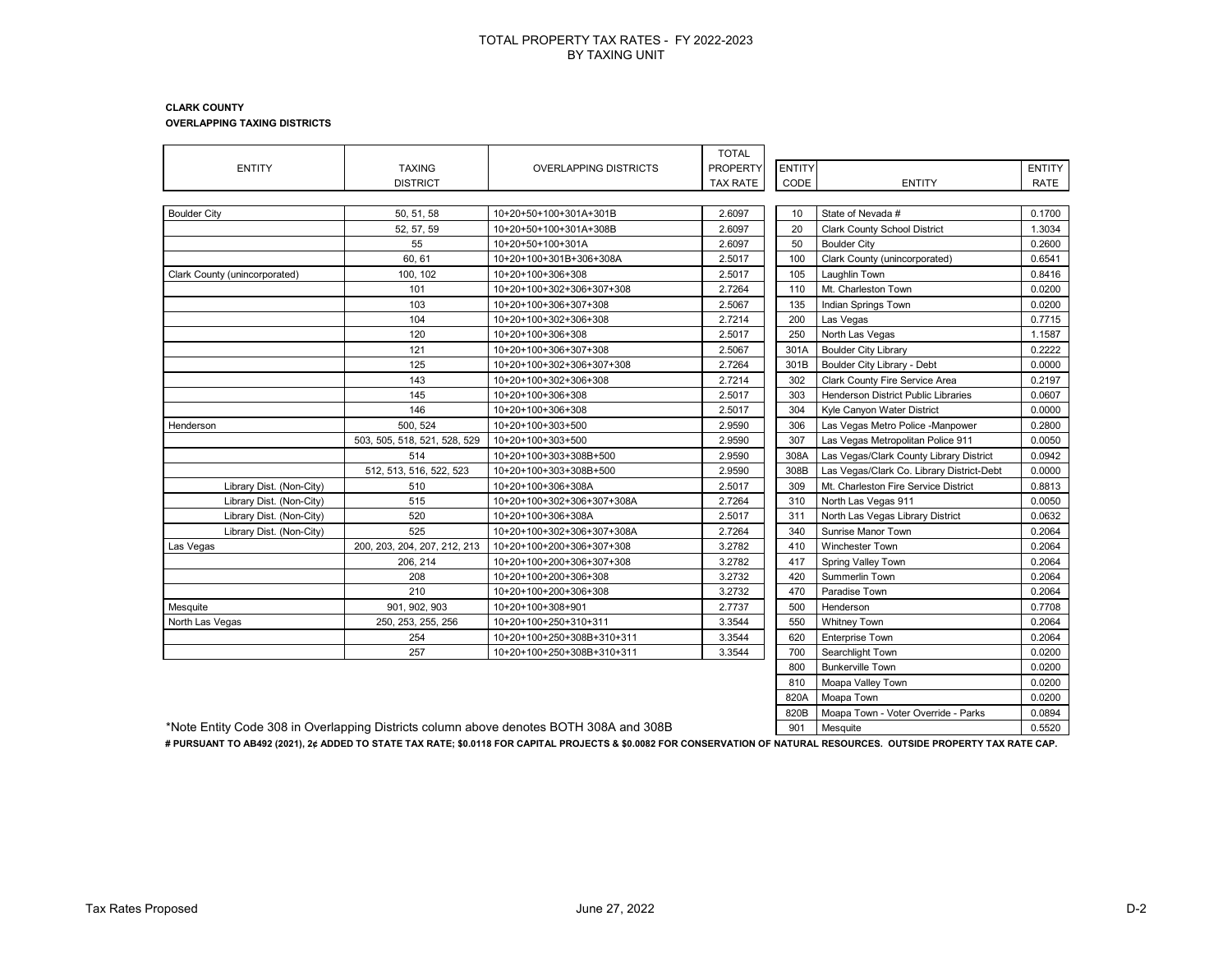# TOTAL PROPERTY TAX RATES - FY 2022-2023
## BY TAXING UNIT

**CLARK COUNTY**
**OVERLAPPING TAXING DISTRICTS**

| ENTITY | TAXING DISTRICT | OVERLAPPING DISTRICTS | TOTAL PROPERTY TAX RATE |
|---|---|---|---|
| Boulder City | 50, 51, 58 | 10+20+50+100+301A+301B | 2.6097 |
| | 52, 57, 59 | 10+20+50+100+301A+308B | 2.6097 |
| | 55 | 10+20+50+100+301A | 2.6097 |
| | 60, 61 | 10+20+100+301B+306+308A | 2.5017 |
| Clark County (unincorporated) | 100, 102 | 10+20+100+306+308 | 2.5017 |
| | 101 | 10+20+100+302+306+307+308 | 2.7264 |
| | 103 | 10+20+100+306+307+308 | 2.5067 |
| | 104 | 10+20+100+302+306+308 | 2.7214 |
| | 120 | 10+20+100+306+308 | 2.5017 |
| | 121 | 10+20+100+306+307+308 | 2.5067 |
| | 125 | 10+20+100+302+306+307+308 | 2.7264 |
| | 143 | 10+20+100+302+306+308 | 2.7214 |
| | 145 | 10+20+100+306+308 | 2.5017 |
| | 146 | 10+20+100+306+308 | 2.5017 |
| Henderson | 500, 524 | 10+20+100+303+500 | 2.9590 |
| | 503, 505, 518, 521, 528, 529 | 10+20+100+303+500 | 2.9590 |
| | 514 | 10+20+100+303+308B+500 | 2.9590 |
| | 512, 513, 516, 522, 523 | 10+20+100+303+308B+500 | 2.9590 |
| Library Dist. (Non-City) | 510 | 10+20+100+306+308A | 2.5017 |
| Library Dist. (Non-City) | 515 | 10+20+100+302+306+307+308A | 2.7264 |
| Library Dist. (Non-City) | 520 | 10+20+100+306+308A | 2.5017 |
| Library Dist. (Non-City) | 525 | 10+20+100+302+306+307+308A | 2.7264 |
| Las Vegas | 200, 203, 204, 207, 212, 213 | 10+20+100+200+306+307+308 | 3.2782 |
| | 206, 214 | 10+20+100+200+306+307+308 | 3.2782 |
| | 208 | 10+20+100+200+306+308 | 3.2732 |
| | 210 | 10+20+100+200+306+308 | 3.2732 |
| Mesquite | 901, 902, 903 | 10+20+100+308+901 | 2.7737 |
| North Las Vegas | 250, 253, 255, 256 | 10+20+100+250+310+311 | 3.3544 |
| | 254 | 10+20+100+250+308B+310+311 | 3.3544 |
| | 257 | 10+20+100+250+308B+310+311 | 3.3544 |

| ENTITY CODE | ENTITY | ENTITY RATE |
|---|---|---|
| 10 | State of Nevada # | 0.1700 |
| 20 | Clark County School District | 1.3034 |
| 50 | Boulder City | 0.2600 |
| 100 | Clark County (unincorporated) | 0.6541 |
| 105 | Laughlin Town | 0.8416 |
| 110 | Mt. Charleston Town | 0.0200 |
| 135 | Indian Springs Town | 0.0200 |
| 200 | Las Vegas | 0.7715 |
| 250 | North Las Vegas | 1.1587 |
| 301A | Boulder City Library | 0.2222 |
| 301B | Boulder City Library - Debt | 0.0000 |
| 302 | Clark County Fire Service Area | 0.2197 |
| 303 | Henderson District Public Libraries | 0.0607 |
| 304 | Kyle Canyon Water District | 0.0000 |
| 306 | Las Vegas Metro Police -Manpower | 0.2800 |
| 307 | Las Vegas Metropolitan Police 911 | 0.0050 |
| 308A | Las Vegas/Clark County Library District | 0.0942 |
| 308B | Las Vegas/Clark Co. Library District-Debt | 0.0000 |
| 309 | Mt. Charleston Fire Service District | 0.8813 |
| 310 | North Las Vegas 911 | 0.0050 |
| 311 | North Las Vegas Library District | 0.0632 |
| 340 | Sunrise Manor Town | 0.2064 |
| 410 | Winchester Town | 0.2064 |
| 417 | Spring Valley Town | 0.2064 |
| 420 | Summerlin Town | 0.2064 |
| 470 | Paradise Town | 0.2064 |
| 500 | Henderson | 0.7708 |
| 550 | Whitney Town | 0.2064 |
| 620 | Enterprise Town | 0.2064 |
| 700 | Searchlight Town | 0.0200 |
| 800 | Bunkerville Town | 0.0200 |
| 810 | Moapa Valley Town | 0.0200 |
| 820A | Moapa Town | 0.0200 |
| 820B | Moapa Town - Voter Override - Parks | 0.0894 |
| 901 | Mesquite | 0.5520 |

*Note Entity Code 308 in Overlapping Districts column above denotes BOTH 308A and 308B

**# PURSUANT TO AB492 (2021), 2¢ ADDED TO STATE TAX RATE; $0.0118 FOR CAPITAL PROJECTS & $0.0082 FOR CONSERVATION OF NATURAL RESOURCES. OUTSIDE PROPERTY TAX RATE CAP.**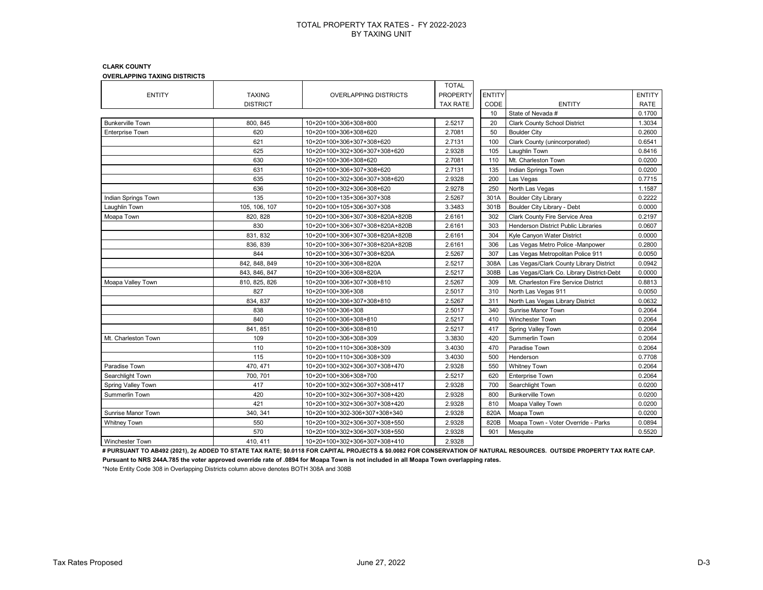# TOTAL PROPERTY TAX RATES - FY 2022-2023
## BY TAXING UNIT

**CLARK COUNTY**

**OVERLAPPING TAXING DISTRICTS**

| ENTITY | TAXING DISTRICT | OVERLAPPING DISTRICTS | TOTAL PROPERTY TAX RATE |
|---|---|---|---|
| Bunkerville Town | 800, 845 | 10+20+100+306+308+800 | 2.5217 |
| Enterprise Town | 620 | 10+20+100+306+308+620 | 2.7081 |
| | 621 | 10+20+100+306+307+308+620 | 2.7131 |
| | 625 | 10+20+100+302+306+307+308+620 | 2.9328 |
| | 630 | 10+20+100+306+308+620 | 2.7081 |
| | 631 | 10+20+100+306+307+308+620 | 2.7131 |
| | 635 | 10+20+100+302+306+307+308+620 | 2.9328 |
| | 636 | 10+20+100+302+306+308+620 | 2.9278 |
| Indian Springs Town | 135 | 10+20+100+135+306+307+308 | 2.5267 |
| Laughlin Town | 105, 106, 107 | 10+20+100+105+306+307+308 | 3.3483 |
| Moapa Town | 820, 828 | 10+20+100+306+307+308+820A+820B | 2.6161 |
| | 830 | 10+20+100+306+307+308+820A+820B | 2.6161 |
| | 831, 832 | 10+20+100+306+307+308+820A+820B | 2.6161 |
| | 836, 839 | 10+20+100+306+307+308+820A+820B | 2.6161 |
| | 844 | 10+20+100+306+307+308+820A | 2.5267 |
| | 842, 848, 849 | 10+20+100+306+308+820A | 2.5217 |
| | 843, 846, 847 | 10+20+100+306+308+820A | 2.5217 |
| Moapa Valley Town | 810, 825, 826 | 10+20+100+306+307+308+810 | 2.5267 |
| | 827 | 10+20+100+306+308 | 2.5017 |
| | 834, 837 | 10+20+100+306+307+308+810 | 2.5267 |
| | 838 | 10+20+100+306+308 | 2.5017 |
| | 840 | 10+20+100+306+308+810 | 2.5217 |
| | 841, 851 | 10+20+100+306+308+810 | 2.5217 |
| Mt. Charleston Town | 109 | 10+20+100+306+308+309 | 3.3830 |
| | 110 | 10+20+100+110+306+308+309 | 3.4030 |
| | 115 | 10+20+100+110+306+308+309 | 3.4030 |
| Paradise Town | 470, 471 | 10+20+100+302+306+307+308+470 | 2.9328 |
| Searchlight Town | 700, 701 | 10+20+100+306+308+700 | 2.5217 |
| Spring Valley Town | 417 | 10+20+100+302+306+307+308+417 | 2.9328 |
| Summerlin Town | 420 | 10+20+100+302+306+307+308+420 | 2.9328 |
| | 421 | 10+20+100+302+306+307+308+420 | 2.9328 |
| Sunrise Manor Town | 340, 341 | 10+20+100+302-306+307+308+340 | 2.9328 |
| Whitney Town | 550 | 10+20+100+302+306+307+308+550 | 2.9328 |
| | 570 | 10+20+100+302+306+307+308+550 | 2.9328 |
| Winchester Town | 410, 411 | 10+20+100+302+306+307+308+410 | 2.9328 |

| ENTITY CODE | ENTITY | ENTITY RATE |
|---|---|---|
| 10 | State of Nevada # | 0.1700 |
| 20 | Clark County School District | 1.3034 |
| 50 | Boulder City | 0.2600 |
| 100 | Clark County (unincorporated) | 0.6541 |
| 105 | Laughlin Town | 0.8416 |
| 110 | Mt. Charleston Town | 0.0200 |
| 135 | Indian Springs Town | 0.0200 |
| 200 | Las Vegas | 0.7715 |
| 250 | North Las Vegas | 1.1587 |
| 301A | Boulder City Library | 0.2222 |
| 301B | Boulder City Library - Debt | 0.0000 |
| 302 | Clark County Fire Service Area | 0.2197 |
| 303 | Henderson District Public Libraries | 0.0607 |
| 304 | Kyle Canyon Water District | 0.0000 |
| 306 | Las Vegas Metro Police -Manpower | 0.2800 |
| 307 | Las Vegas Metropolitan Police 911 | 0.0050 |
| 308A | Las Vegas/Clark County Library District | 0.0942 |
| 308B | Las Vegas/Clark Co. Library District-Debt | 0.0000 |
| 309 | Mt. Charleston Fire Service District | 0.8813 |
| 310 | North Las Vegas 911 | 0.0050 |
| 311 | North Las Vegas Library District | 0.0632 |
| 340 | Sunrise Manor Town | 0.2064 |
| 410 | Winchester Town | 0.2064 |
| 417 | Spring Valley Town | 0.2064 |
| 420 | Summerlin Town | 0.2064 |
| 470 | Paradise Town | 0.2064 |
| 500 | Henderson | 0.7708 |
| 550 | Whitney Town | 0.2064 |
| 620 | Enterprise Town | 0.2064 |
| 700 | Searchlight Town | 0.0200 |
| 800 | Bunkerville Town | 0.0200 |
| 810 | Moapa Valley Town | 0.0200 |
| 820A | Moapa Town | 0.0200 |
| 820B | Moapa Town - Voter Override - Parks | 0.0894 |
| 901 | Mesquite | 0.5520 |

**# PURSUANT TO AB492 (2021), 2¢ ADDED TO STATE TAX RATE; $0.0118 FOR CAPITAL PROJECTS & $0.0082 FOR CONSERVATION OF NATURAL RESOURCES. OUTSIDE PROPERTY TAX RATE CAP.**

**Pursuant to NRS 244A.785 the voter approved override rate of .0894 for Moapa Town is not included in all Moapa Town overlapping rates.**

*Note Entity Code 308 in Overlapping Districts column above denotes BOTH 308A and 308B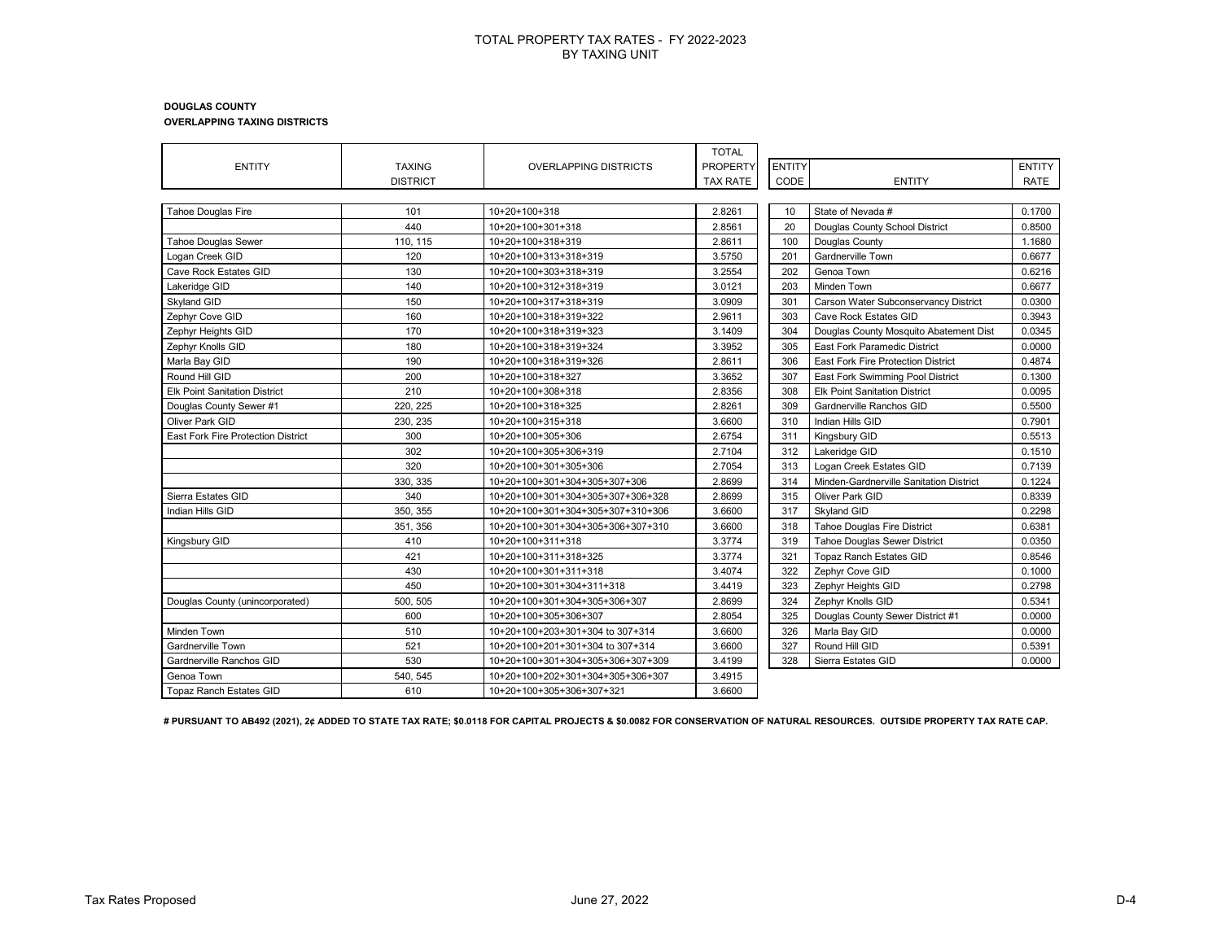# TOTAL PROPERTY TAX RATES - FY 2022-2023
## BY TAXING UNIT

**DOUGLAS COUNTY**
**OVERLAPPING TAXING DISTRICTS**

| ENTITY | TAXING DISTRICT | OVERLAPPING DISTRICTS | TOTAL PROPERTY TAX RATE |
|---|---|---|---|
| Tahoe Douglas Fire | 101 | 10+20+100+318 | 2.8261 |
| | 440 | 10+20+100+301+318 | 2.8561 |
| Tahoe Douglas Sewer | 110, 115 | 10+20+100+318+319 | 2.8611 |
| Logan Creek GID | 120 | 10+20+100+313+318+319 | 3.5750 |
| Cave Rock Estates GID | 130 | 10+20+100+303+318+319 | 3.2554 |
| Lakeridge GID | 140 | 10+20+100+312+318+319 | 3.0121 |
| Skyland GID | 150 | 10+20+100+317+318+319 | 3.0909 |
| Zephyr Cove GID | 160 | 10+20+100+318+319+322 | 2.9611 |
| Zephyr Heights GID | 170 | 10+20+100+318+319+323 | 3.1409 |
| Zephyr Knolls GID | 180 | 10+20+100+318+319+324 | 3.3952 |
| Marla Bay GID | 190 | 10+20+100+318+319+326 | 2.8611 |
| Round Hill GID | 200 | 10+20+100+318+327 | 3.3652 |
| Elk Point Sanitation District | 210 | 10+20+100+308+318 | 2.8356 |
| Douglas County Sewer #1 | 220, 225 | 10+20+100+318+325 | 2.8261 |
| Oliver Park GID | 230, 235 | 10+20+100+315+318 | 3.6600 |
| East Fork Fire Protection District | 300 | 10+20+100+305+306 | 2.6754 |
| | 302 | 10+20+100+305+306+319 | 2.7104 |
| | 320 | 10+20+100+301+305+306 | 2.7054 |
| | 330, 335 | 10+20+100+301+304+305+307+306 | 2.8699 |
| Sierra Estates GID | 340 | 10+20+100+301+304+305+307+306+328 | 2.8699 |
| Indian Hills GID | 350, 355 | 10+20+100+301+304+305+307+310+306 | 3.6600 |
| | 351, 356 | 10+20+100+301+304+305+306+307+310 | 3.6600 |
| Kingsbury GID | 410 | 10+20+100+311+318 | 3.3774 |
| | 421 | 10+20+100+311+318+325 | 3.3774 |
| | 430 | 10+20+100+301+311+318 | 3.4074 |
| | 450 | 10+20+100+301+304+311+318 | 3.4419 |
| Douglas County (unincorporated) | 500, 505 | 10+20+100+301+304+305+306+307 | 2.8699 |
| | 600 | 10+20+100+305+306+307 | 2.8054 |
| Minden Town | 510 | 10+20+100+203+301+304 to 307+314 | 3.6600 |
| Gardnerville Town | 521 | 10+20+100+201+301+304 to 307+314 | 3.6600 |
| Gardnerville Ranchos GID | 530 | 10+20+100+301+304+305+306+307+309 | 3.4199 |
| Genoa Town | 540, 545 | 10+20+100+202+301+304+305+306+307 | 3.4915 |
| Topaz Ranch Estates GID | 610 | 10+20+100+305+306+307+321 | 3.6600 |

| ENTITY CODE | ENTITY | ENTITY RATE |
|---|---|---|
| 10 | State of Nevada # | 0.1700 |
| 20 | Douglas County School District | 0.8500 |
| 100 | Douglas County | 1.1680 |
| 201 | Gardnerville Town | 0.6677 |
| 202 | Genoa Town | 0.6216 |
| 203 | Minden Town | 0.6677 |
| 301 | Carson Water Subconservancy District | 0.0300 |
| 303 | Cave Rock Estates GID | 0.3943 |
| 304 | Douglas County Mosquito Abatement Dist | 0.0345 |
| 305 | East Fork Paramedic District | 0.0000 |
| 306 | East Fork Fire Protection District | 0.4874 |
| 307 | East Fork Swimming Pool District | 0.1300 |
| 308 | Elk Point Sanitation District | 0.0095 |
| 309 | Gardnerville Ranchos GID | 0.5500 |
| 310 | Indian Hills GID | 0.7901 |
| 311 | Kingsbury GID | 0.5513 |
| 312 | Lakeridge GID | 0.1510 |
| 313 | Logan Creek Estates GID | 0.7139 |
| 314 | Minden-Gardnerville Sanitation District | 0.1224 |
| 315 | Oliver Park GID | 0.8339 |
| 317 | Skyland GID | 0.2298 |
| 318 | Tahoe Douglas Fire District | 0.6381 |
| 319 | Tahoe Douglas Sewer District | 0.0350 |
| 321 | Topaz Ranch Estates GID | 0.8546 |
| 322 | Zephyr Cove GID | 0.1000 |
| 323 | Zephyr Heights GID | 0.2798 |
| 324 | Zephyr Knolls GID | 0.5341 |
| 325 | Douglas County Sewer District #1 | 0.0000 |
| 326 | Marla Bay GID | 0.0000 |
| 327 | Round Hill GID | 0.5391 |
| 328 | Sierra Estates GID | 0.0000 |

**# PURSUANT TO AB492 (2021), 2¢ ADDED TO STATE TAX RATE; $0.0118 FOR CAPITAL PROJECTS & $0.0082 FOR CONSERVATION OF NATURAL RESOURCES. OUTSIDE PROPERTY TAX RATE CAP.**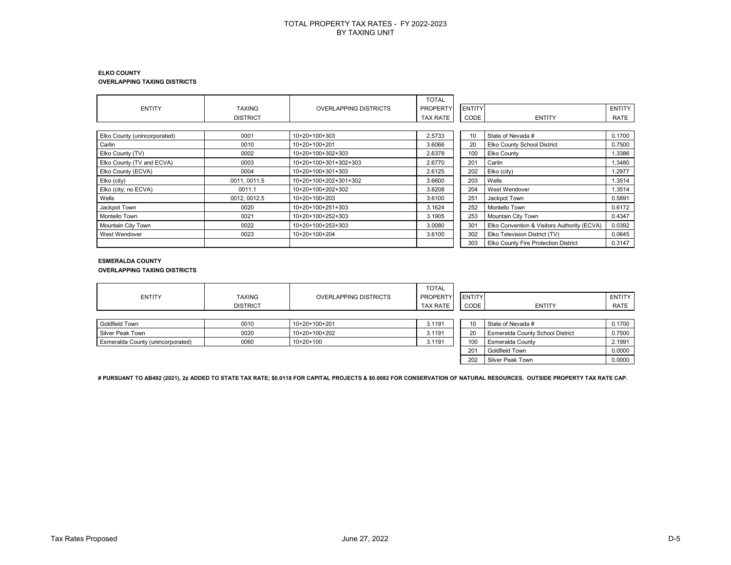# TOTAL PROPERTY TAX RATES - FY 2022-2023
## BY TAXING UNIT

### ELKO COUNTY
**OVERLAPPING TAXING DISTRICTS**

| ENTITY | TAXING DISTRICT | OVERLAPPING DISTRICTS | TOTAL PROPERTY TAX RATE |
|---|---|---|---|
| Elko County (unincorporated) | 0001 | 10+20+100+303 | 2.5733 |
| Carlin | 0010 | 10+20+100+201 | 3.6066 |
| Elko County (TV) | 0002 | 10+20+100+302+303 | 2.6378 |
| Elko County (TV and ECVA) | 0003 | 10+20+100+301+302+303 | 2.6770 |
| Elko County (ECVA) | 0004 | 10+20+100+301+303 | 2.6125 |
| Elko (city) | 0011, 0011.5 | 10+20+100+202+301+302 | 3.6600 |
| Elko (city; no ECVA) | 0011.1 | 10+20+100+202+302 | 3.6208 |
| Wells | 0012, 0012.5 | 10+20+100+203 | 3.6100 |
| Jackpot Town | 0020 | 10+20+100+251+303 | 3.1624 |
| Montello Town | 0021 | 10+20+100+252+303 | 3.1905 |
| Mountain City Town | 0022 | 10+20+100+253+303 | 3.0080 |
| West Wendover | 0023 | 10+20+100+204 | 3.6100 |

| ENTITY CODE | ENTITY | ENTITY RATE |
|---|---|---|
| 10 | State of Nevada # | 0.1700 |
| 20 | Elko County School District | 0.7500 |
| 100 | Elko County | 1.3386 |
| 201 | Carlin | 1.3480 |
| 202 | Elko (city) | 1.2977 |
| 203 | Wells | 1.3514 |
| 204 | West Wendover | 1.3514 |
| 251 | Jackpot Town | 0.5891 |
| 252 | Montello Town | 0.6172 |
| 253 | Mountain City Town | 0.4347 |
| 301 | Elko Convention & Visitors Authority (ECVA) | 0.0392 |
| 302 | Elko Television District (TV) | 0.0645 |
| 303 | Elko County Fire Protection District | 0.3147 |

### ESMERALDA COUNTY
**OVERLAPPING TAXING DISTRICTS**

| ENTITY | TAXING DISTRICT | OVERLAPPING DISTRICTS | TOTAL PROPERTY TAX RATE |
|---|---|---|---|
| Goldfield Town | 0010 | 10+20+100+201 | 3.1191 |
| Silver Peak Town | 0020 | 10+20+100+202 | 3.1191 |
| Esmeralda County (unincorporated) | 0060 | 10+20+100 | 3.1191 |

| ENTITY CODE | ENTITY | ENTITY RATE |
|---|---|---|
| 10 | State of Nevada # | 0.1700 |
| 20 | Esmeralda County School District | 0.7500 |
| 100 | Esmeralda County | 2.1991 |
| 201 | Goldfield Town | 0.0000 |
| 202 | Silver Peak Town | 0.0000 |

**# PURSUANT TO AB492 (2021), 2¢ ADDED TO STATE TAX RATE; $0.0118 FOR CAPITAL PROJECTS & $0.0082 FOR CONSERVATION OF NATURAL RESOURCES. OUTSIDE PROPERTY TAX RATE CAP.**

Tax Rates Proposed June 27, 2022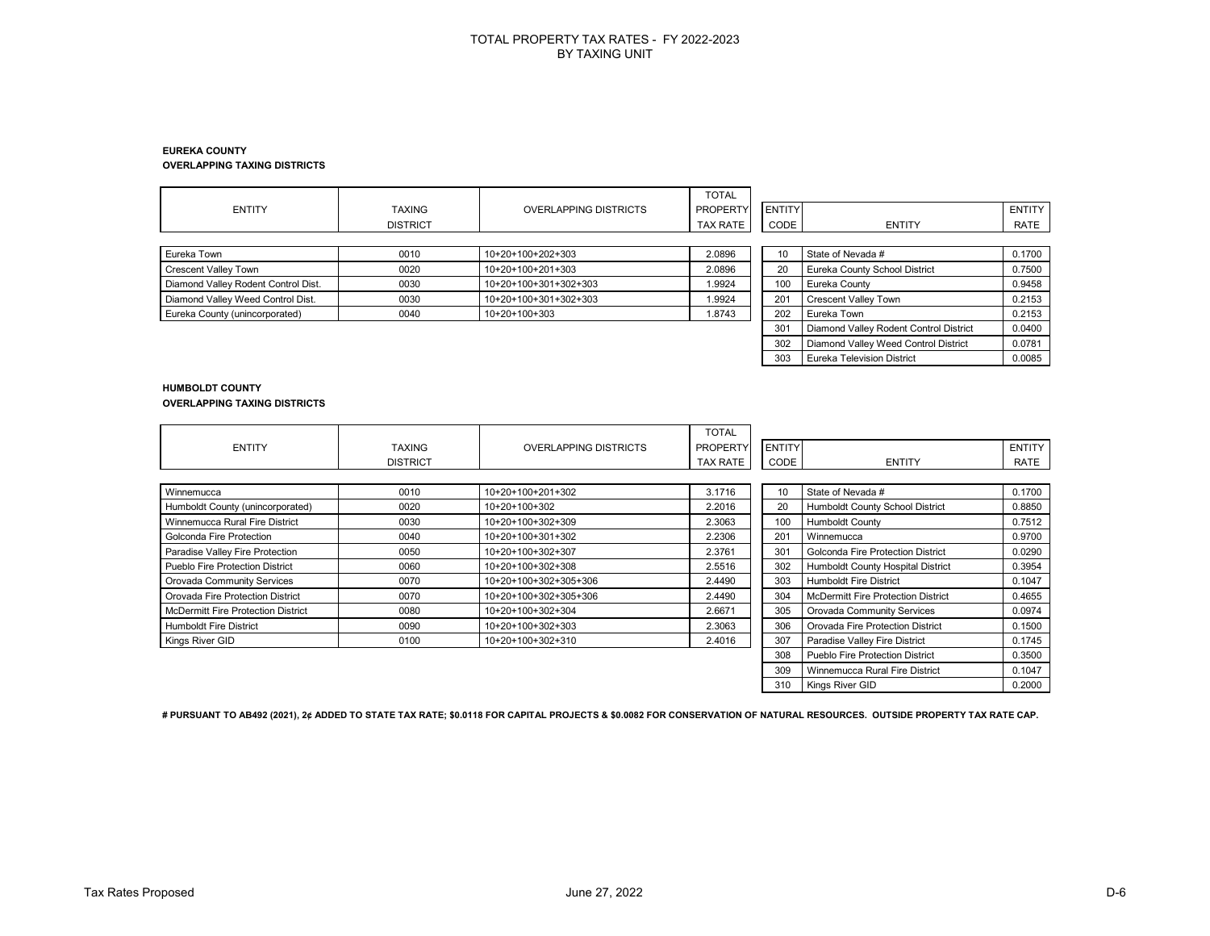# TOTAL PROPERTY TAX RATES - FY 2022-2023
## BY TAXING UNIT

**EUREKA COUNTY**
**OVERLAPPING TAXING DISTRICTS**

| ENTITY | TAXING DISTRICT | OVERLAPPING DISTRICTS | TOTAL PROPERTY TAX RATE |
|---|---|---|---|
| Eureka Town | 0010 | 10+20+100+202+303 | 2.0896 |
| Crescent Valley Town | 0020 | 10+20+100+201+303 | 2.0896 |
| Diamond Valley Rodent Control Dist. | 0030 | 10+20+100+301+302+303 | 1.9924 |
| Diamond Valley Weed Control Dist. | 0030 | 10+20+100+301+302+303 | 1.9924 |
| Eureka County (unincorporated) | 0040 | 10+20+100+303 | 1.8743 |

| ENTITY CODE | ENTITY | ENTITY RATE |
|---|---|---|
| 10 | State of Nevada # | 0.1700 |
| 20 | Eureka County School District | 0.7500 |
| 100 | Eureka County | 0.9458 |
| 201 | Crescent Valley Town | 0.2153 |
| 202 | Eureka Town | 0.2153 |
| 301 | Diamond Valley Rodent Control District | 0.0400 |
| 302 | Diamond Valley Weed Control District | 0.0781 |
| 303 | Eureka Television District | 0.0085 |

**HUMBOLDT COUNTY**
**OVERLAPPING TAXING DISTRICTS**

| ENTITY | TAXING DISTRICT | OVERLAPPING DISTRICTS | TOTAL PROPERTY TAX RATE |
|---|---|---|---|
| Winnemucca | 0010 | 10+20+100+201+302 | 3.1716 |
| Humboldt County (unincorporated) | 0020 | 10+20+100+302 | 2.2016 |
| Winnemucca Rural Fire District | 0030 | 10+20+100+302+309 | 2.3063 |
| Golconda Fire Protection | 0040 | 10+20+100+301+302 | 2.2306 |
| Paradise Valley Fire Protection | 0050 | 10+20+100+302+307 | 2.3761 |
| Pueblo Fire Protection District | 0060 | 10+20+100+302+308 | 2.5516 |
| Orovada Community Services | 0070 | 10+20+100+302+305+306 | 2.4490 |
| Orovada Fire Protection District | 0070 | 10+20+100+302+305+306 | 2.4490 |
| McDermitt Fire Protection District | 0080 | 10+20+100+302+304 | 2.6671 |
| Humboldt Fire District | 0090 | 10+20+100+302+303 | 2.3063 |
| Kings River GID | 0100 | 10+20+100+302+310 | 2.4016 |

| ENTITY CODE | ENTITY | ENTITY RATE |
|---|---|---|
| 10 | State of Nevada # | 0.1700 |
| 20 | Humboldt County School District | 0.8850 |
| 100 | Humboldt County | 0.7512 |
| 201 | Winnemucca | 0.9700 |
| 301 | Golconda Fire Protection District | 0.0290 |
| 302 | Humboldt County Hospital District | 0.3954 |
| 303 | Humboldt Fire District | 0.1047 |
| 304 | McDermitt Fire Protection District | 0.4655 |
| 305 | Orovada Community Services | 0.0974 |
| 306 | Orovada Fire Protection District | 0.1500 |
| 307 | Paradise Valley Fire District | 0.1745 |
| 308 | Pueblo Fire Protection District | 0.3500 |
| 309 | Winnemucca Rural Fire District | 0.1047 |
| 310 | Kings River GID | 0.2000 |

**# PURSUANT TO AB492 (2021), 2¢ ADDED TO STATE TAX RATE; $0.0118 FOR CAPITAL PROJECTS & $0.0082 FOR CONSERVATION OF NATURAL RESOURCES. OUTSIDE PROPERTY TAX RATE CAP.**

Tax Rates Proposed — June 27, 2022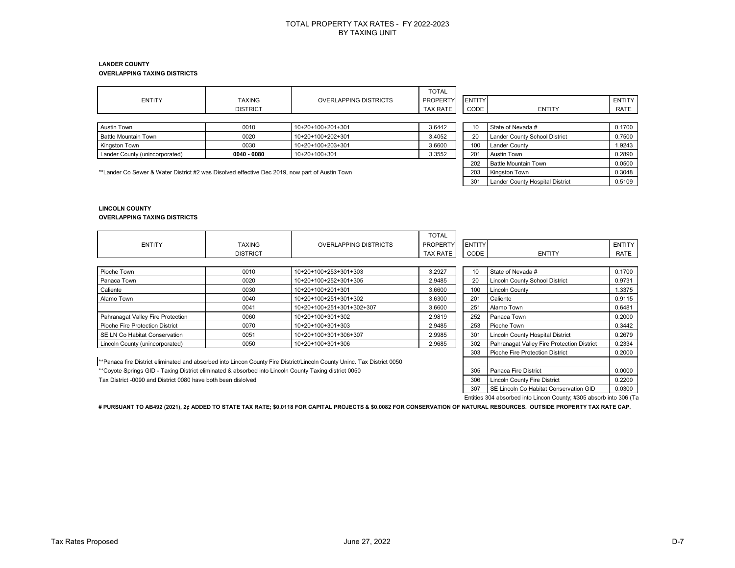# TOTAL PROPERTY TAX RATES - FY 2022-2023
## BY TAXING UNIT

### LANDER COUNTY
**OVERLAPPING TAXING DISTRICTS**

| ENTITY | TAXING DISTRICT | OVERLAPPING DISTRICTS | TOTAL PROPERTY TAX RATE |
|---|---|---|---|
| Austin Town | 0010 | 10+20+100+201+301 | 3.6442 |
| Battle Mountain Town | 0020 | 10+20+100+202+301 | 3.4052 |
| Kingston Town | 0030 | 10+20+100+203+301 | 3.6600 |
| Lander County (unincorporated) | **0040 - 0080** | 10+20+100+301 | 3.3552 |

**Lander Co Sewer & Water District #2 was Disolved effective Dec 2019, now part of Austin Town

| ENTITY CODE | ENTITY | ENTITY RATE |
|---|---|---|
| 10 | State of Nevada # | 0.1700 |
| 20 | Lander County School District | 0.7500 |
| 100 | Lander County | 1.9243 |
| 201 | Austin Town | 0.2890 |
| 202 | Battle Mountain Town | 0.0500 |
| 203 | Kingston Town | 0.3048 |
| 301 | Lander County Hospital District | 0.5109 |

### LINCOLN COUNTY
**OVERLAPPING TAXING DISTRICTS**

| ENTITY | TAXING DISTRICT | OVERLAPPING DISTRICTS | TOTAL PROPERTY TAX RATE |
|---|---|---|---|
| Pioche Town | 0010 | 10+20+100+253+301+303 | 3.2927 |
| Panaca Town | 0020 | 10+20+100+252+301+305 | 2.9485 |
| Caliente | 0030 | 10+20+100+201+301 | 3.6600 |
| Alamo Town | 0040 | 10+20+100+251+301+302 | 3.6300 |
| | 0041 | 10+20+100+251+301+302+307 | 3.6600 |
| Pahranagat Valley Fire Protection | 0060 | 10+20+100+301+302 | 2.9819 |
| Pioche Fire Protection District | 0070 | 10+20+100+301+303 | 2.9485 |
| SE LN Co Habitat Conservation | 0051 | 10+20+100+301+306+307 | 2.9985 |
| Lincoln County (unincorporated) | 0050 | 10+20+100+301+306 | 2.9685 |

**Panaca fire District eliminated and absorbed into Lincon County Fire District/Lincoln County Uninc. Tax District 0050

**Coyote Springs GID - Taxing District eliminated & absorbed into Lincoln County Taxing district 0050

Tax District -0090 and District 0080 have both been dislolved

| ENTITY CODE | ENTITY | ENTITY RATE |
|---|---|---|
| 10 | State of Nevada # | 0.1700 |
| 20 | Lincoln County School District | 0.9731 |
| 100 | Lincoln County | 1.3375 |
| 201 | Caliente | 0.9115 |
| 251 | Alamo Town | 0.6481 |
| 252 | Panaca Town | 0.2000 |
| 253 | Pioche Town | 0.3442 |
| 301 | Lincoln County Hospital District | 0.2679 |
| 302 | Pahranagat Valley Fire Protection District | 0.2334 |
| 303 | Pioche Fire Protection District | 0.2000 |
| | | |
| 305 | Panaca Fire District | 0.0000 |
| 306 | Lincoln County Fire District | 0.2200 |
| 307 | SE Lincoln Co Habitat Conservation GID | 0.0300 |

Entities 304 absorbed into Lincon County; #305 absorb into 306 (Ta

**# PURSUANT TO AB492 (2021), 2¢ ADDED TO STATE TAX RATE; $0.0118 FOR CAPITAL PROJECTS & $0.0082 FOR CONSERVATION OF NATURAL RESOURCES. OUTSIDE PROPERTY TAX RATE CAP.**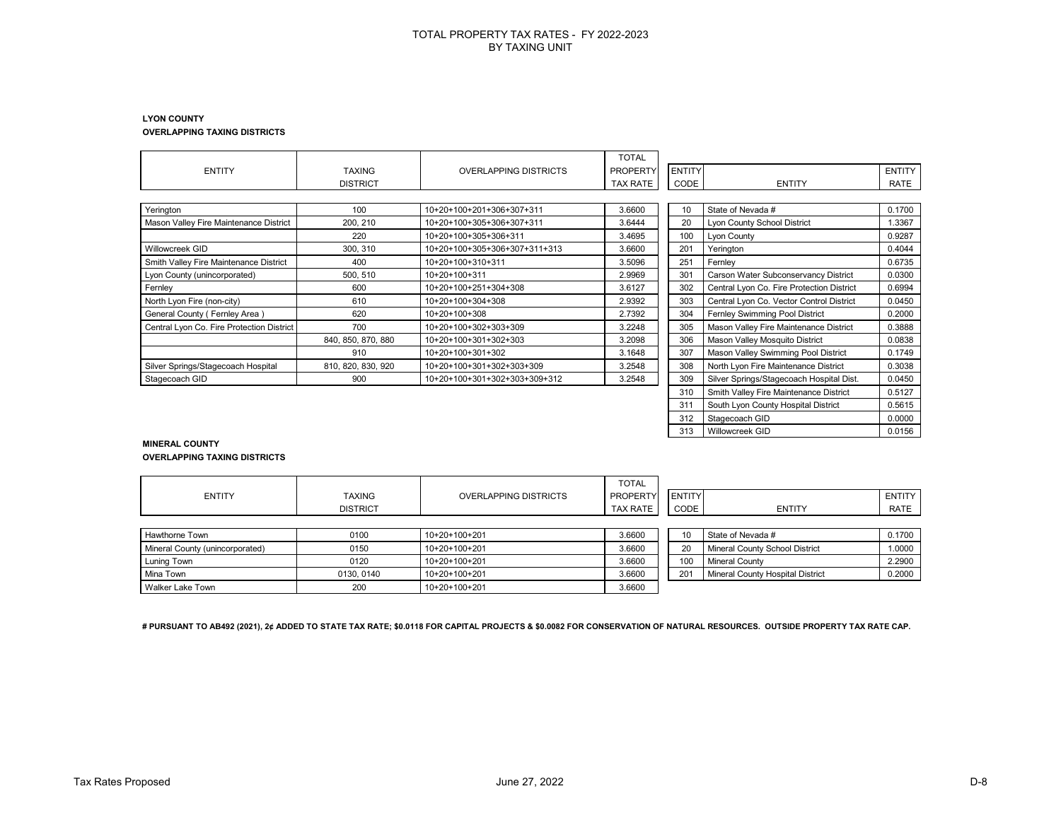# TOTAL PROPERTY TAX RATES - FY 2022-2023
## BY TAXING UNIT

### LYON COUNTY
**OVERLAPPING TAXING DISTRICTS**

| ENTITY | TAXING DISTRICT | OVERLAPPING DISTRICTS | TOTAL PROPERTY TAX RATE |
|---|---|---|---|
| Yerington | 100 | 10+20+100+201+306+307+311 | 3.6600 |
| Mason Valley Fire Maintenance District | 200, 210 | 10+20+100+305+306+307+311 | 3.6444 |
| | 220 | 10+20+100+305+306+311 | 3.4695 |
| Willowcreek GID | 300, 310 | 10+20+100+305+306+307+311+313 | 3.6600 |
| Smith Valley Fire Maintenance District | 400 | 10+20+100+310+311 | 3.5096 |
| Lyon County (unincorporated) | 500, 510 | 10+20+100+311 | 2.9969 |
| Fernley | 600 | 10+20+100+251+304+308 | 3.6127 |
| North Lyon Fire (non-city) | 610 | 10+20+100+304+308 | 2.9392 |
| General County ( Fernley Area ) | 620 | 10+20+100+308 | 2.7392 |
| Central Lyon Co. Fire Protection District | 700 | 10+20+100+302+303+309 | 3.2248 |
| | 840, 850, 870, 880 | 10+20+100+301+302+303 | 3.2098 |
| | 910 | 10+20+100+301+302 | 3.1648 |
| Silver Springs/Stagecoach Hospital | 810, 820, 830, 920 | 10+20+100+301+302+303+309 | 3.2548 |
| Stagecoach GID | 900 | 10+20+100+301+302+303+309+312 | 3.2548 |

| ENTITY CODE | ENTITY | ENTITY RATE |
|---|---|---|
| 10 | State of Nevada # | 0.1700 |
| 20 | Lyon County School District | 1.3367 |
| 100 | Lyon County | 0.9287 |
| 201 | Yerington | 0.4044 |
| 251 | Fernley | 0.6735 |
| 301 | Carson Water Subconservancy District | 0.0300 |
| 302 | Central Lyon Co. Fire Protection District | 0.6994 |
| 303 | Central Lyon Co. Vector Control District | 0.0450 |
| 304 | Fernley Swimming Pool District | 0.2000 |
| 305 | Mason Valley Fire Maintenance District | 0.3888 |
| 306 | Mason Valley Mosquito District | 0.0838 |
| 307 | Mason Valley Swimming Pool District | 0.1749 |
| 308 | North Lyon Fire Maintenance District | 0.3038 |
| 309 | Silver Springs/Stagecoach Hospital Dist. | 0.0450 |
| 310 | Smith Valley Fire Maintenance District | 0.5127 |
| 311 | South Lyon County Hospital District | 0.5615 |
| 312 | Stagecoach GID | 0.0000 |
| 313 | Willowcreek GID | 0.0156 |

### MINERAL COUNTY
**OVERLAPPING TAXING DISTRICTS**

| ENTITY | TAXING DISTRICT | OVERLAPPING DISTRICTS | TOTAL PROPERTY TAX RATE |
|---|---|---|---|
| Hawthorne Town | 0100 | 10+20+100+201 | 3.6600 |
| Mineral County (unincorporated) | 0150 | 10+20+100+201 | 3.6600 |
| Luning Town | 0120 | 10+20+100+201 | 3.6600 |
| Mina Town | 0130, 0140 | 10+20+100+201 | 3.6600 |
| Walker Lake Town | 200 | 10+20+100+201 | 3.6600 |

| ENTITY CODE | ENTITY | ENTITY RATE |
|---|---|---|
| 10 | State of Nevada # | 0.1700 |
| 20 | Mineral County School District | 1.0000 |
| 100 | Mineral County | 2.2900 |
| 201 | Mineral County Hospital District | 0.2000 |

**# PURSUANT TO AB492 (2021), 2¢ ADDED TO STATE TAX RATE; $0.0118 FOR CAPITAL PROJECTS & $0.0082 FOR CONSERVATION OF NATURAL RESOURCES. OUTSIDE PROPERTY TAX RATE CAP.**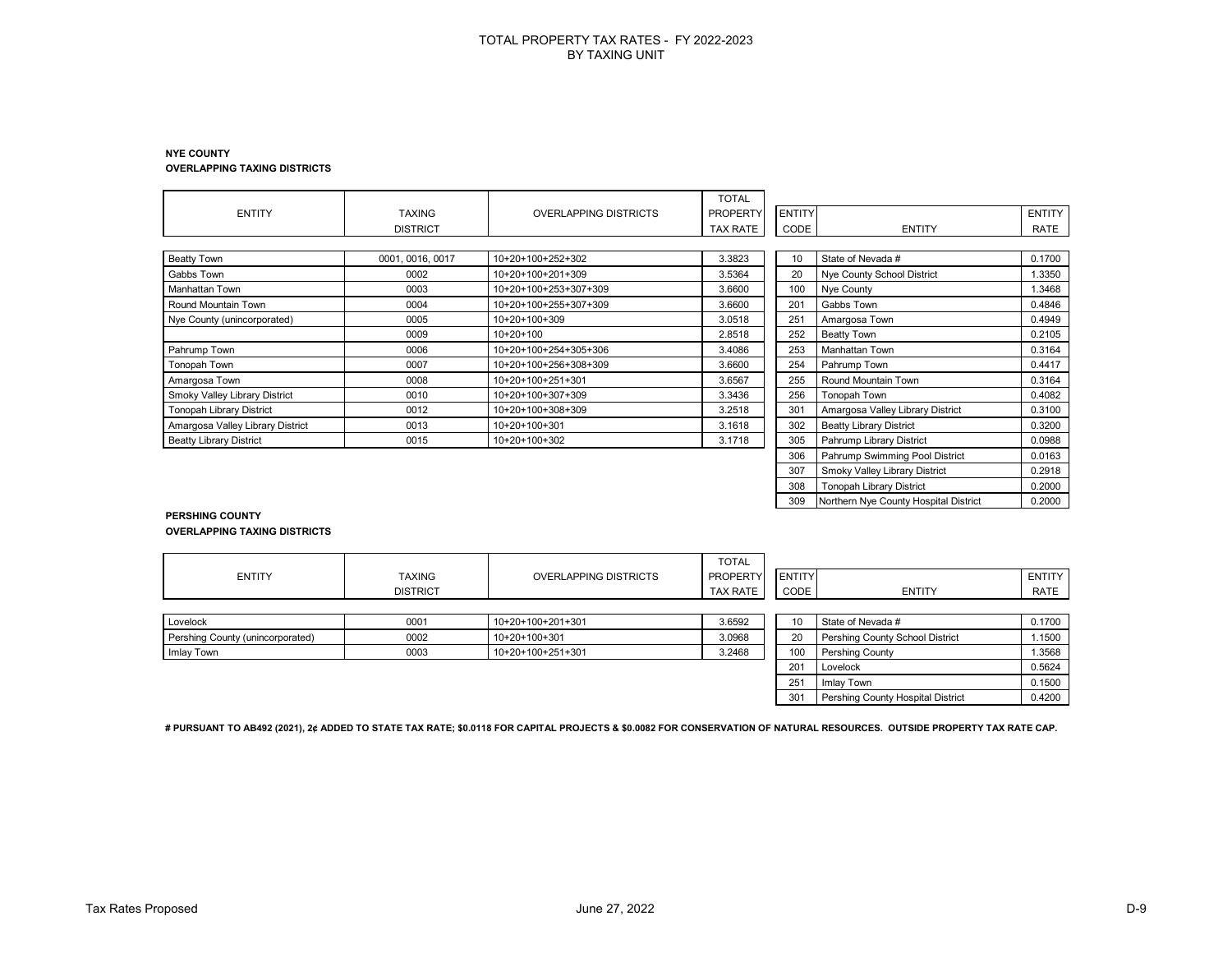# TOTAL PROPERTY TAX RATES - FY 2022-2023
## BY TAXING UNIT

**NYE COUNTY**
**OVERLAPPING TAXING DISTRICTS**

| ENTITY | TAXING DISTRICT | OVERLAPPING DISTRICTS | TOTAL PROPERTY TAX RATE |
|---|---|---|---|
| Beatty Town | 0001, 0016, 0017 | 10+20+100+252+302 | 3.3823 |
| Gabbs Town | 0002 | 10+20+100+201+309 | 3.5364 |
| Manhattan Town | 0003 | 10+20+100+253+307+309 | 3.6600 |
| Round Mountain Town | 0004 | 10+20+100+255+307+309 | 3.6600 |
| Nye County (unincorporated) | 0005 | 10+20+100+309 | 3.0518 |
| | 0009 | 10+20+100 | 2.8518 |
| Pahrump Town | 0006 | 10+20+100+254+305+306 | 3.4086 |
| Tonopah Town | 0007 | 10+20+100+256+308+309 | 3.6600 |
| Amargosa Town | 0008 | 10+20+100+251+301 | 3.6567 |
| Smoky Valley Library District | 0010 | 10+20+100+307+309 | 3.3436 |
| Tonopah Library District | 0012 | 10+20+100+308+309 | 3.2518 |
| Amargosa Valley Library District | 0013 | 10+20+100+301 | 3.1618 |
| Beatty Library District | 0015 | 10+20+100+302 | 3.1718 |

| ENTITY CODE | ENTITY | ENTITY RATE |
|---|---|---|
| 10 | State of Nevada # | 0.1700 |
| 20 | Nye County School District | 1.3350 |
| 100 | Nye County | 1.3468 |
| 201 | Gabbs Town | 0.4846 |
| 251 | Amargosa Town | 0.4949 |
| 252 | Beatty Town | 0.2105 |
| 253 | Manhattan Town | 0.3164 |
| 254 | Pahrump Town | 0.4417 |
| 255 | Round Mountain Town | 0.3164 |
| 256 | Tonopah Town | 0.4082 |
| 301 | Amargosa Valley Library District | 0.3100 |
| 302 | Beatty Library District | 0.3200 |
| 305 | Pahrump Library District | 0.0988 |
| 306 | Pahrump Swimming Pool District | 0.0163 |
| 307 | Smoky Valley Library District | 0.2918 |
| 308 | Tonopah Library District | 0.2000 |
| 309 | Northern Nye County Hospital District | 0.2000 |

**PERSHING COUNTY**
**OVERLAPPING TAXING DISTRICTS**

| ENTITY | TAXING DISTRICT | OVERLAPPING DISTRICTS | TOTAL PROPERTY TAX RATE |
|---|---|---|---|
| Lovelock | 0001 | 10+20+100+201+301 | 3.6592 |
| Pershing County (unincorporated) | 0002 | 10+20+100+301 | 3.0968 |
| Imlay Town | 0003 | 10+20+100+251+301 | 3.2468 |

| ENTITY CODE | ENTITY | ENTITY RATE |
|---|---|---|
| 10 | State of Nevada # | 0.1700 |
| 20 | Pershing County School District | 1.1500 |
| 100 | Pershing County | 1.3568 |
| 201 | Lovelock | 0.5624 |
| 251 | Imlay Town | 0.1500 |
| 301 | Pershing County Hospital District | 0.4200 |

**# PURSUANT TO AB492 (2021), 2¢ ADDED TO STATE TAX RATE; $0.0118 FOR CAPITAL PROJECTS & $0.0082 FOR CONSERVATION OF NATURAL RESOURCES. OUTSIDE PROPERTY TAX RATE CAP.**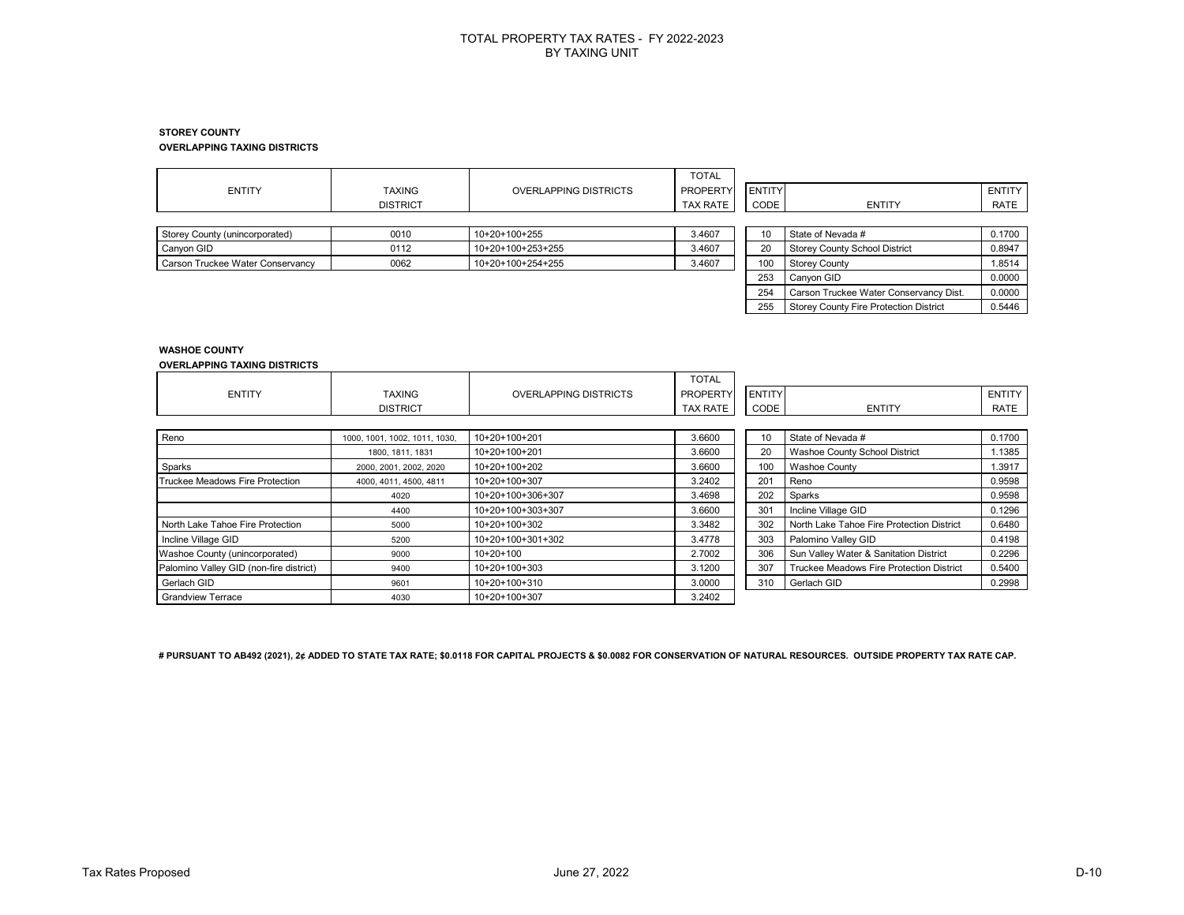# TOTAL PROPERTY TAX RATES - FY 2022-2023
## BY TAXING UNIT

**STOREY COUNTY**
**OVERLAPPING TAXING DISTRICTS**

| ENTITY | TAXING DISTRICT | OVERLAPPING DISTRICTS | TOTAL PROPERTY TAX RATE |
|---|---|---|---|
| Storey County (unincorporated) | 0010 | 10+20+100+255 | 3.4607 |
| Canyon GID | 0112 | 10+20+100+253+255 | 3.4607 |
| Carson Truckee Water Conservancy | 0062 | 10+20+100+254+255 | 3.4607 |

| ENTITY CODE | ENTITY | ENTITY RATE |
|---|---|---|
| 10 | State of Nevada # | 0.1700 |
| 20 | Storey County School District | 0.8947 |
| 100 | Storey County | 1.8514 |
| 253 | Canyon GID | 0.0000 |
| 254 | Carson Truckee Water Conservancy Dist. | 0.0000 |
| 255 | Storey County Fire Protection District | 0.5446 |

**WASHOE COUNTY**
**OVERLAPPING TAXING DISTRICTS**

| ENTITY | TAXING DISTRICT | OVERLAPPING DISTRICTS | TOTAL PROPERTY TAX RATE |
|---|---|---|---|
| Reno | 1000, 1001, 1002, 1011, 1030, | 10+20+100+201 | 3.6600 |
| | 1800, 1811, 1831 | 10+20+100+201 | 3.6600 |
| Sparks | 2000, 2001, 2002, 2020 | 10+20+100+202 | 3.6600 |
| Truckee Meadows Fire Protection | 4000, 4011, 4500, 4811 | 10+20+100+307 | 3.2402 |
| | 4020 | 10+20+100+306+307 | 3.4698 |
| | 4400 | 10+20+100+303+307 | 3.6600 |
| North Lake Tahoe Fire Protection | 5000 | 10+20+100+302 | 3.3482 |
| Incline Village GID | 5200 | 10+20+100+301+302 | 3.4778 |
| Washoe County (unincorporated) | 9000 | 10+20+100 | 2.7002 |
| Palomino Valley GID (non-fire district) | 9400 | 10+20+100+303 | 3.1200 |
| Gerlach GID | 9601 | 10+20+100+310 | 3.0000 |
| Grandview Terrace | 4030 | 10+20+100+307 | 3.2402 |

| ENTITY CODE | ENTITY | ENTITY RATE |
|---|---|---|
| 10 | State of Nevada # | 0.1700 |
| 20 | Washoe County School District | 1.1385 |
| 100 | Washoe County | 1.3917 |
| 201 | Reno | 0.9598 |
| 202 | Sparks | 0.9598 |
| 301 | Incline Village GID | 0.1296 |
| 302 | North Lake Tahoe Fire Protection District | 0.6480 |
| 303 | Palomino Valley GID | 0.4198 |
| 306 | Sun Valley Water & Sanitation District | 0.2296 |
| 307 | Truckee Meadows Fire Protection District | 0.5400 |
| 310 | Gerlach GID | 0.2998 |

**# PURSUANT TO AB492 (2021), 2¢ ADDED TO STATE TAX RATE; $0.0118 FOR CAPITAL PROJECTS & $0.0082 FOR CONSERVATION OF NATURAL RESOURCES. OUTSIDE PROPERTY TAX RATE CAP.**

Tax Rates Proposed June 27, 2022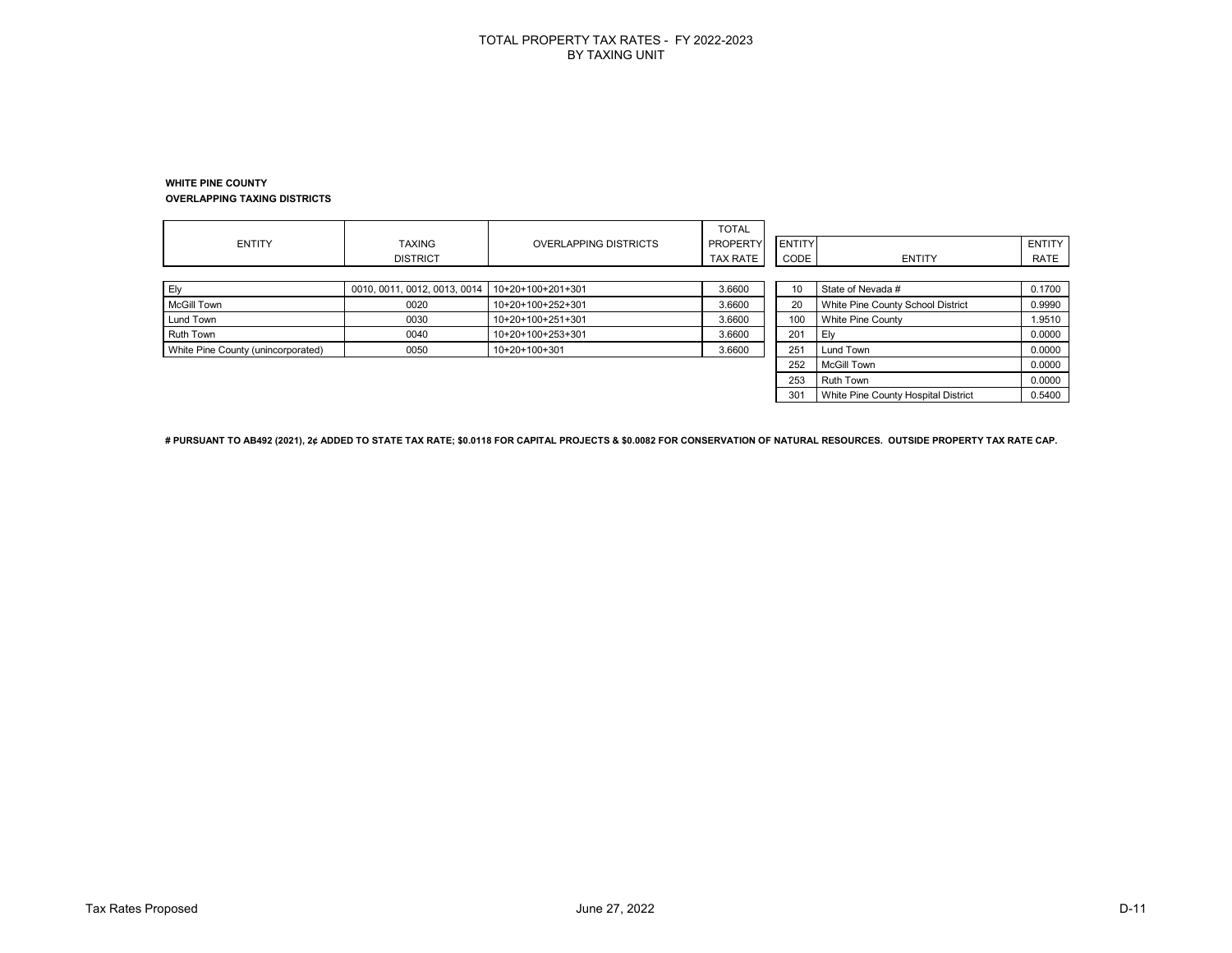# TOTAL PROPERTY TAX RATES - FY 2022-2023
## BY TAXING UNIT

**WHITE PINE COUNTY**
**OVERLAPPING TAXING DISTRICTS**

| ENTITY | TAXING DISTRICT | OVERLAPPING DISTRICTS | TOTAL PROPERTY TAX RATE |
|---|---|---|---|
| Ely | 0010, 0011, 0012, 0013, 0014 | 10+20+100+201+301 | 3.6600 |
| McGill Town | 0020 | 10+20+100+252+301 | 3.6600 |
| Lund Town | 0030 | 10+20+100+251+301 | 3.6600 |
| Ruth Town | 0040 | 10+20+100+253+301 | 3.6600 |
| White Pine County (unincorporated) | 0050 | 10+20+100+301 | 3.6600 |

| ENTITY CODE | ENTITY | ENTITY RATE |
|---|---|---|
| 10 | State of Nevada # | 0.1700 |
| 20 | White Pine County School District | 0.9990 |
| 100 | White Pine County | 1.9510 |
| 201 | Ely | 0.0000 |
| 251 | Lund Town | 0.0000 |
| 252 | McGill Town | 0.0000 |
| 253 | Ruth Town | 0.0000 |
| 301 | White Pine County Hospital District | 0.5400 |

**# PURSUANT TO AB492 (2021), 2¢ ADDED TO STATE TAX RATE; $0.0118 FOR CAPITAL PROJECTS & $0.0082 FOR CONSERVATION OF NATURAL RESOURCES. OUTSIDE PROPERTY TAX RATE CAP.**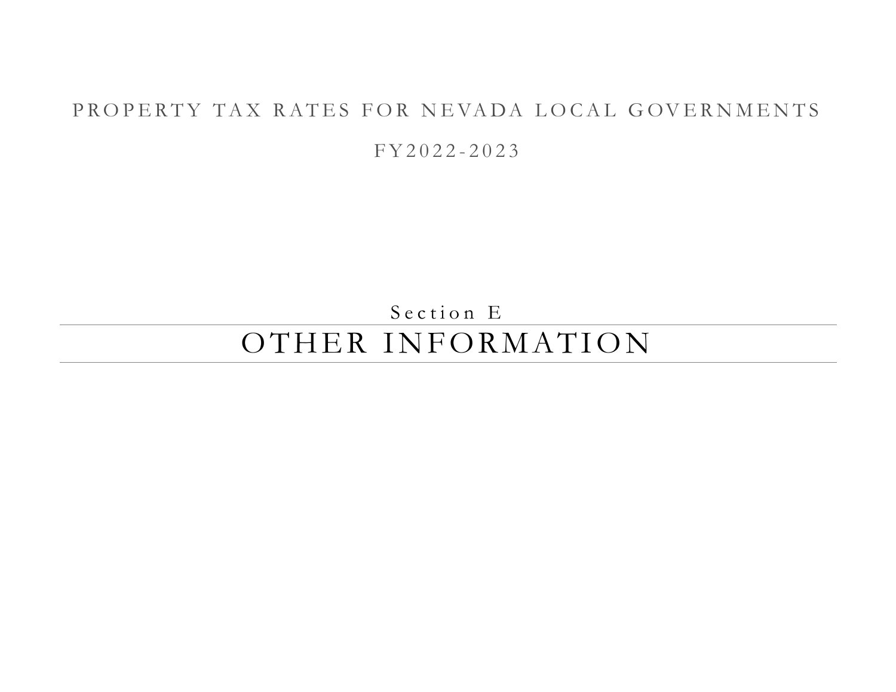PROPERTY TAX RATES FOR NEVADA LOCAL GOVERNMENTS

FY2022-2023

Section E

# OTHER INFORMATION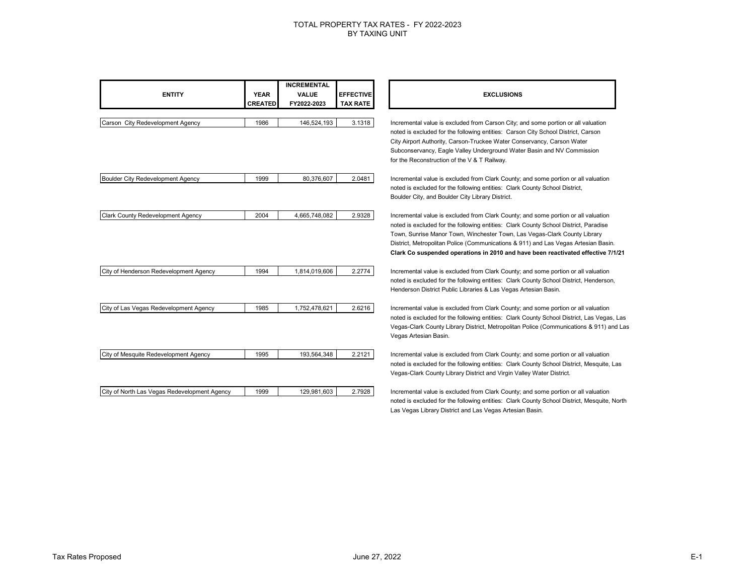# TOTAL PROPERTY TAX RATES - FY 2022-2023
## BY TAXING UNIT

| ENTITY | YEAR CREATED | INCREMENTAL VALUE FY2022-2023 | EFFECTIVE TAX RATE | EXCLUSIONS |
|---|---|---|---|---|
| Carson City Redevelopment Agency | 1986 | 146,524,193 | 3.1318 | Incremental value is excluded from Carson City; and some portion or all valuation noted is excluded for the following entities: Carson City School District, Carson City Airport Authority, Carson-Truckee Water Conservancy, Carson Water Subconservancy, Eagle Valley Underground Water Basin and NV Commission for the Reconstruction of the V & T Railway. |
| Boulder City Redevelopment Agency | 1999 | 80,376,607 | 2.0481 | Incremental value is excluded from Clark County; and some portion or all valuation noted is excluded for the following entities: Clark County School District, Boulder City, and Boulder City Library District. |
| Clark County Redevelopment Agency | 2004 | 4,665,748,082 | 2.9328 | Incremental value is excluded from Clark County; and some portion or all valuation noted is excluded for the following entities: Clark County School District, Paradise Town, Sunrise Manor Town, Winchester Town, Las Vegas-Clark County Library District, Metropolitan Police (Communications & 911) and Las Vegas Artesian Basin. **Clark Co suspended operations in 2010 and have been reactivated effective 7/1/21** |
| City of Henderson Redevelopment Agency | 1994 | 1,814,019,606 | 2.2774 | Incremental value is excluded from Clark County; and some portion or all valuation noted is excluded for the following entities: Clark County School District, Henderson, Henderson District Public Libraries & Las Vegas Artesian Basin. |
| City of Las Vegas Redevelopment Agency | 1985 | 1,752,478,621 | 2.6216 | Incremental value is excluded from Clark County; and some portion or all valuation noted is excluded for the following entities: Clark County School District, Las Vegas, Las Vegas-Clark County Library District, Metropolitan Police (Communications & 911) and Las Vegas Artesian Basin. |
| City of Mesquite Redevelopment Agency | 1995 | 193,564,348 | 2.2121 | Incremental value is excluded from Clark County; and some portion or all valuation noted is excluded for the following entities: Clark County School District, Mesquite, Las Vegas-Clark County Library District and Virgin Valley Water District. |
| City of North Las Vegas Redevelopment Agency | 1999 | 129,981,603 | 2.7928 | Incremental value is excluded from Clark County; and some portion or all valuation noted is excluded for the following entities: Clark County School District, Mesquite, North Las Vegas Library District and Las Vegas Artesian Basin. |

Tax Rates Proposed

June 27, 2022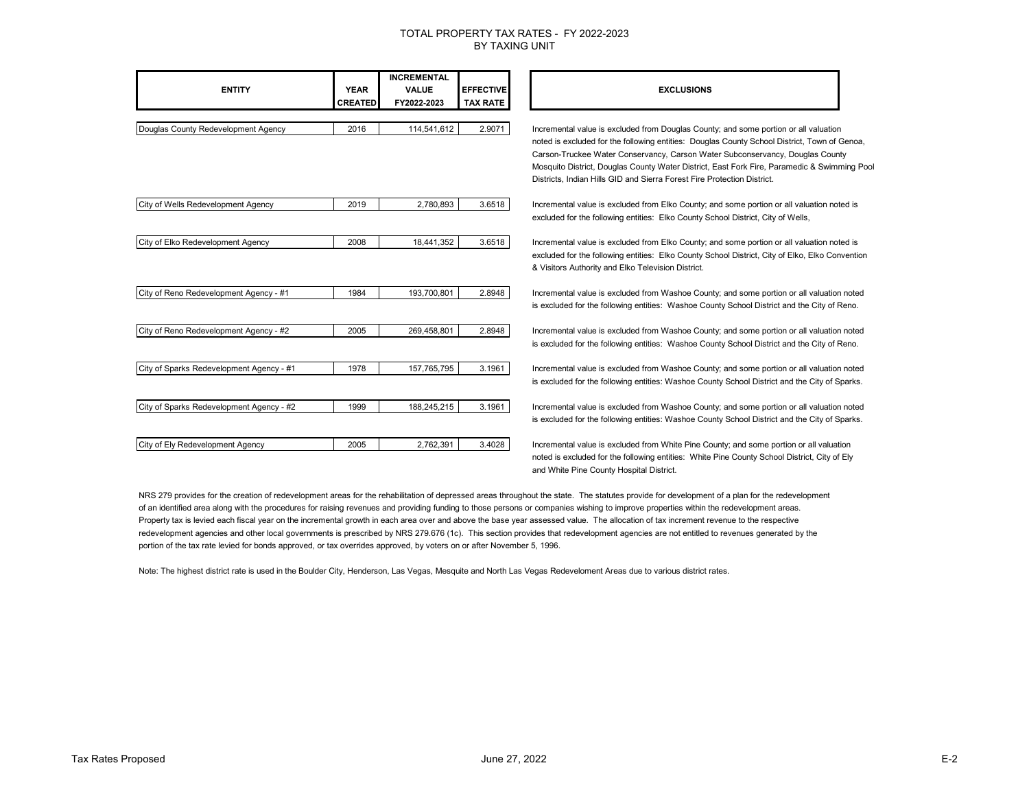# TOTAL PROPERTY TAX RATES - FY 2022-2023
## BY TAXING UNIT

| ENTITY | YEAR CREATED | INCREMENTAL VALUE FY2022-2023 | EFFECTIVE TAX RATE | EXCLUSIONS |
|---|---|---|---|---|
| Douglas County Redevelopment Agency | 2016 | 114,541,612 | 2.9071 | Incremental value is excluded from Douglas County; and some portion or all valuation noted is excluded for the following entities: Douglas County School District, Town of Genoa, Carson-Truckee Water Conservancy, Carson Water Subconservancy, Douglas County Mosquito District, Douglas County Water District, East Fork Fire, Paramedic & Swimming Pool Districts, Indian Hills GID and Sierra Forest Fire Protection District. |
| City of Wells Redevelopment Agency | 2019 | 2,780,893 | 3.6518 | Incremental value is excluded from Elko County; and some portion or all valuation noted is excluded for the following entities: Elko County School District, City of Wells, |
| City of Elko Redevelopment Agency | 2008 | 18,441,352 | 3.6518 | Incremental value is excluded from Elko County; and some portion or all valuation noted is excluded for the following entities: Elko County School District, City of Elko, Elko Convention & Visitors Authority and Elko Television District. |
| City of Reno Redevelopment Agency - #1 | 1984 | 193,700,801 | 2.8948 | Incremental value is excluded from Washoe County; and some portion or all valuation noted is excluded for the following entities: Washoe County School District and the City of Reno. |
| City of Reno Redevelopment Agency - #2 | 2005 | 269,458,801 | 2.8948 | Incremental value is excluded from Washoe County; and some portion or all valuation noted is excluded for the following entities: Washoe County School District and the City of Reno. |
| City of Sparks Redevelopment Agency - #1 | 1978 | 157,765,795 | 3.1961 | Incremental value is excluded from Washoe County; and some portion or all valuation noted is excluded for the following entities: Washoe County School District and the City of Sparks. |
| City of Sparks Redevelopment Agency - #2 | 1999 | 188,245,215 | 3.1961 | Incremental value is excluded from Washoe County; and some portion or all valuation noted is excluded for the following entities: Washoe County School District and the City of Sparks. |
| City of Ely Redevelopment Agency | 2005 | 2,762,391 | 3.4028 | Incremental value is excluded from White Pine County; and some portion or all valuation noted is excluded for the following entities: White Pine County School District, City of Ely and White Pine County Hospital District. |

NRS 279 provides for the creation of redevelopment areas for the rehabilitation of depressed areas throughout the state. The statutes provide for development of a plan for the redevelopment of an identified area along with the procedures for raising revenues and providing funding to those persons or companies wishing to improve properties within the redevelopment areas. Property tax is levied each fiscal year on the incremental growth in each area over and above the base year assessed value. The allocation of tax increment revenue to the respective redevelopment agencies and other local governments is prescribed by NRS 279.676 (1c). This section provides that redevelopment agencies are not entitled to revenues generated by the portion of the tax rate levied for bonds approved, or tax overrides approved, by voters on or after November 5, 1996.

Note: The highest district rate is used in the Boulder City, Henderson, Las Vegas, Mesquite and North Las Vegas Redevelopment Areas due to various district rates.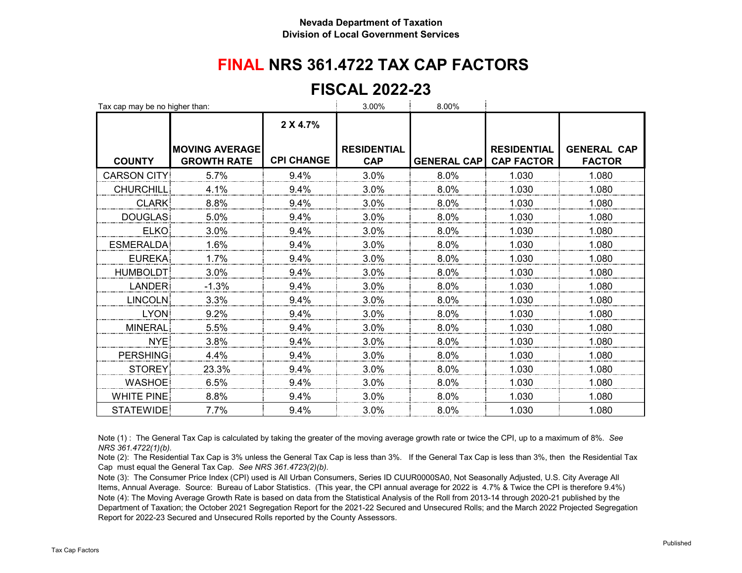**Nevada Department of Taxation**
**Division of Local Government Services**

# FINAL NRS 361.4722 TAX CAP FACTORS

## FISCAL 2022-23

| Tax cap may be no higher than: | | | 3.00% | 8.00% | | |
|---|---|---|---|---|---|---|
| **COUNTY** | **MOVING AVERAGE GROWTH RATE** | **2 X 4.7% CPI CHANGE** | **RESIDENTIAL CAP** | **GENERAL CAP** | **RESIDENTIAL CAP FACTOR** | **GENERAL CAP FACTOR** |
| CARSON CITY | 5.7% | 9.4% | 3.0% | 8.0% | 1.030 | 1.080 |
| CHURCHILL | 4.1% | 9.4% | 3.0% | 8.0% | 1.030 | 1.080 |
| CLARK | 8.8% | 9.4% | 3.0% | 8.0% | 1.030 | 1.080 |
| DOUGLAS | 5.0% | 9.4% | 3.0% | 8.0% | 1.030 | 1.080 |
| ELKO | 3.0% | 9.4% | 3.0% | 8.0% | 1.030 | 1.080 |
| ESMERALDA | 1.6% | 9.4% | 3.0% | 8.0% | 1.030 | 1.080 |
| EUREKA | 1.7% | 9.4% | 3.0% | 8.0% | 1.030 | 1.080 |
| HUMBOLDT | 3.0% | 9.4% | 3.0% | 8.0% | 1.030 | 1.080 |
| LANDER | -1.3% | 9.4% | 3.0% | 8.0% | 1.030 | 1.080 |
| LINCOLN | 3.3% | 9.4% | 3.0% | 8.0% | 1.030 | 1.080 |
| LYON | 9.2% | 9.4% | 3.0% | 8.0% | 1.030 | 1.080 |
| MINERAL | 5.5% | 9.4% | 3.0% | 8.0% | 1.030 | 1.080 |
| NYE | 3.8% | 9.4% | 3.0% | 8.0% | 1.030 | 1.080 |
| PERSHING | 4.4% | 9.4% | 3.0% | 8.0% | 1.030 | 1.080 |
| STOREY | 23.3% | 9.4% | 3.0% | 8.0% | 1.030 | 1.080 |
| WASHOE | 6.5% | 9.4% | 3.0% | 8.0% | 1.030 | 1.080 |
| WHITE PINE | 8.8% | 9.4% | 3.0% | 8.0% | 1.030 | 1.080 |
| STATEWIDE | 7.7% | 9.4% | 3.0% | 8.0% | 1.030 | 1.080 |

Note (1) : The General Tax Cap is calculated by taking the greater of the moving average growth rate or twice the CPI, up to a maximum of 8%. *See NRS 361.4722(1)(b).*

Note (2): The Residential Tax Cap is 3% unless the General Tax Cap is less than 3%. If the General Tax Cap is less than 3%, then the Residential Tax Cap must equal the General Tax Cap. *See NRS 361.4723(2)(b).*

Note (3): The Consumer Price Index (CPI) used is All Urban Consumers, Series ID CUUR0000SA0, Not Seasonally Adjusted, U.S. City Average All Items, Annual Average. Source: Bureau of Labor Statistics. (This year, the CPI annual average for 2022 is 4.7% & Twice the CPI is therefore 9.4%)

Note (4): The Moving Average Growth Rate is based on data from the Statistical Analysis of the Roll from 2013-14 through 2020-21 published by the Department of Taxation; the October 2021 Segregation Report for the 2021-22 Secured and Unsecured Rolls; and the March 2022 Projected Segregation Report for 2022-23 Secured and Unsecured Rolls reported by the County Assessors.

Tax Cap Factors

Published